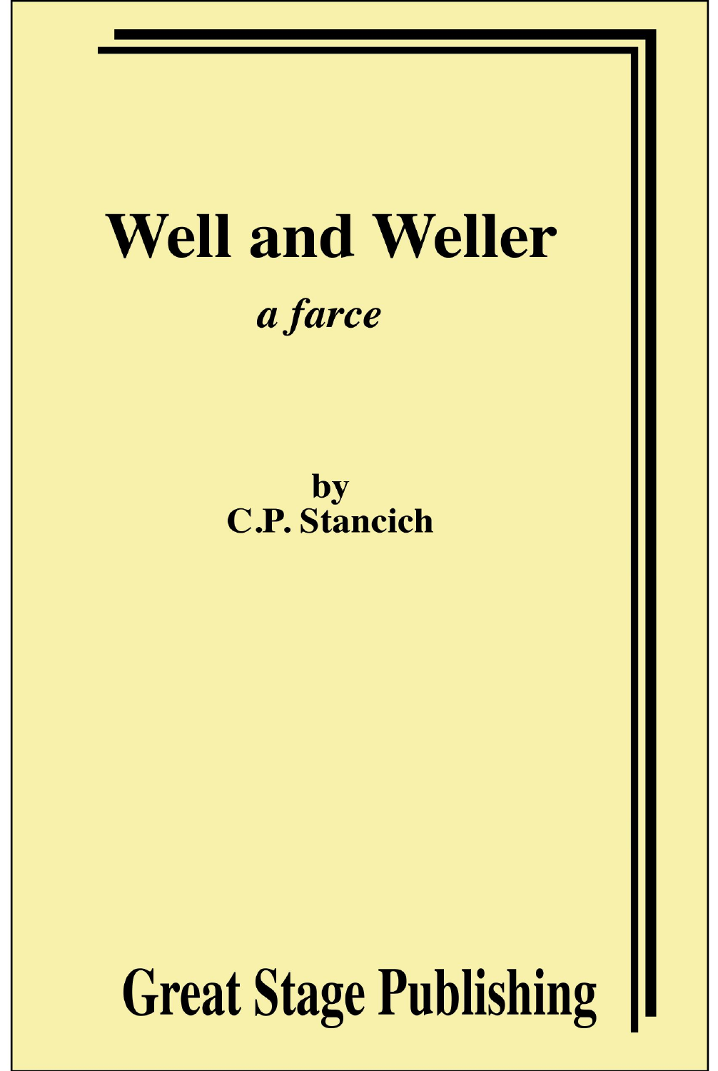# Well and Weller

*a farce*

**by**
**C.P. Stancich**

**Great Stage Publishing**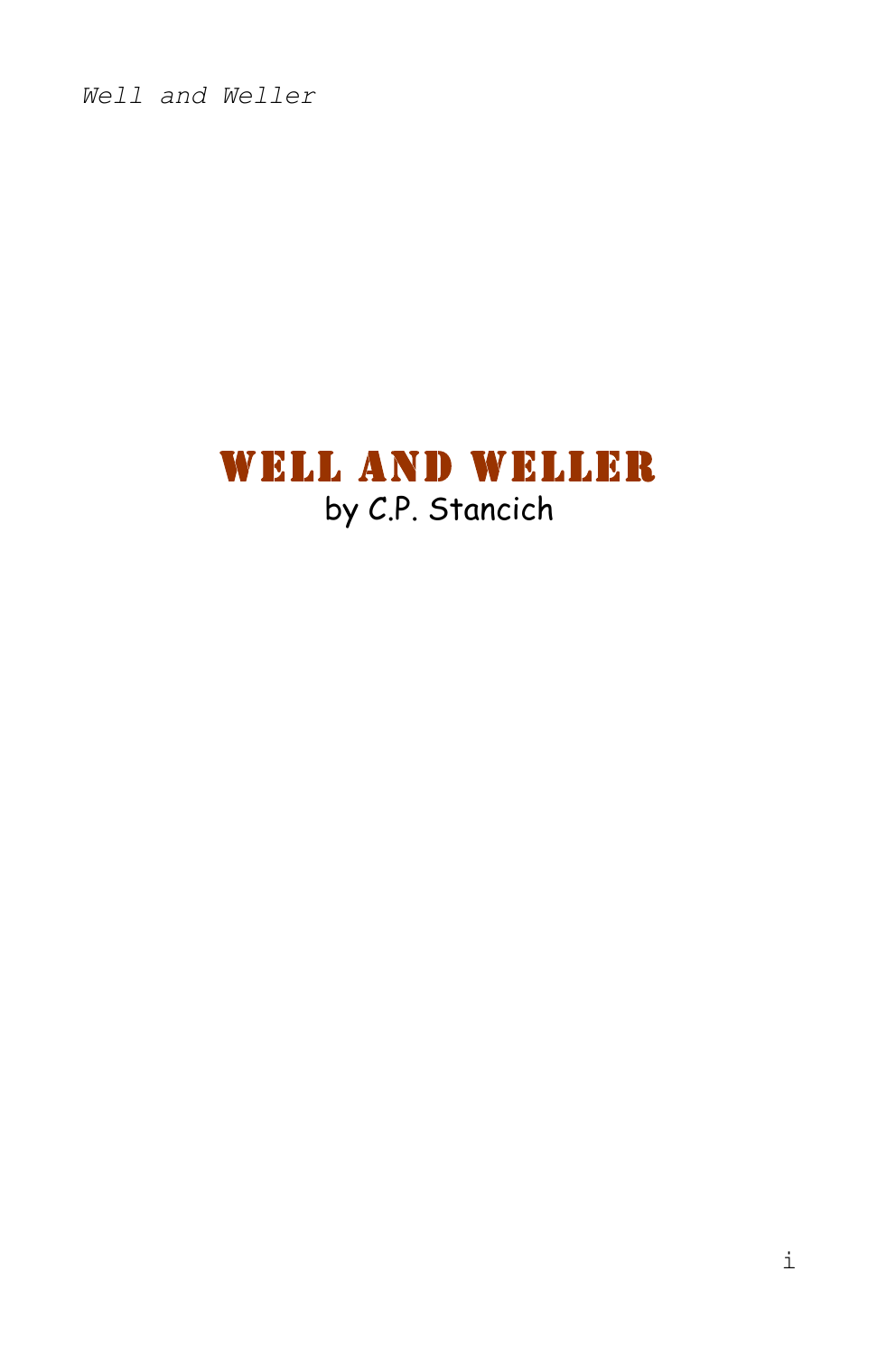# WELL AND WELLER

by C.P. Stancich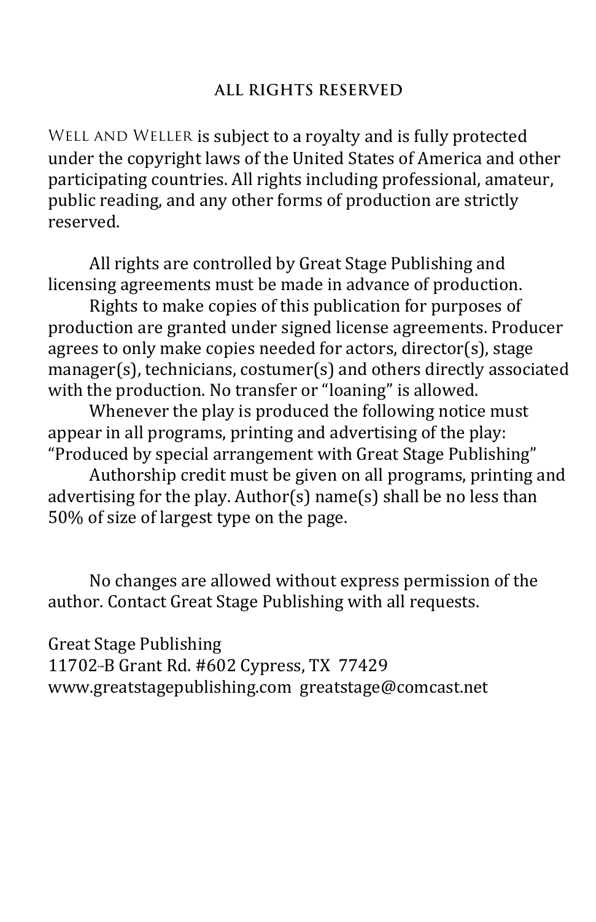## ALL RIGHTS RESERVED

Well and Weller is subject to a royalty and is fully protected under the copyright laws of the United States of America and other participating countries. All rights including professional, amateur, public reading, and any other forms of production are strictly reserved.

All rights are controlled by Great Stage Publishing and licensing agreements must be made in advance of production.

Rights to make copies of this publication for purposes of production are granted under signed license agreements. Producer agrees to only make copies needed for actors, director(s), stage manager(s), technicians, costumer(s) and others directly associated with the production. No transfer or "loaning" is allowed.

Whenever the play is produced the following notice must appear in all programs, printing and advertising of the play: "Produced by special arrangement with Great Stage Publishing"

Authorship credit must be given on all programs, printing and advertising for the play. Author(s) name(s) shall be no less than 50% of size of largest type on the page.

No changes are allowed without express permission of the author. Contact Great Stage Publishing with all requests.

Great Stage Publishing
11702-B Grant Rd. #602 Cypress, TX 77429
www.greatstagepublishing.com greatstage@comcast.net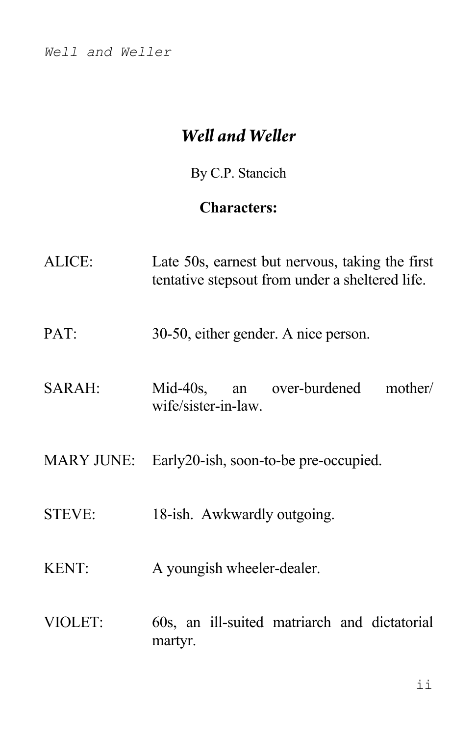# *Well and Weller*

By C.P. Stancich

**Characters:**

ALICE: Late 50s, earnest but nervous, taking the first tentative stepsout from under a sheltered life.

PAT: 30-50, either gender. A nice person.

SARAH: Mid-40s, an over-burdened mother/ wife/sister-in-law.

MARY JUNE: Early20-ish, soon-to-be pre-occupied.

STEVE: 18-ish. Awkwardly outgoing.

KENT: A youngish wheeler-dealer.

VIOLET: 60s, an ill-suited matriarch and dictatorial martyr.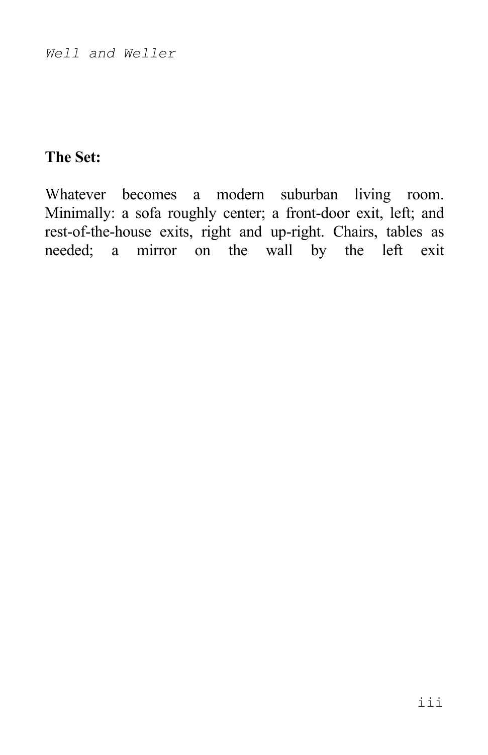**The Set:**

Whatever becomes a modern suburban living room. Minimally: a sofa roughly center; a front-door exit, left; and rest-of-the-house exits, right and up-right. Chairs, tables as needed; a mirror on the wall by the left exit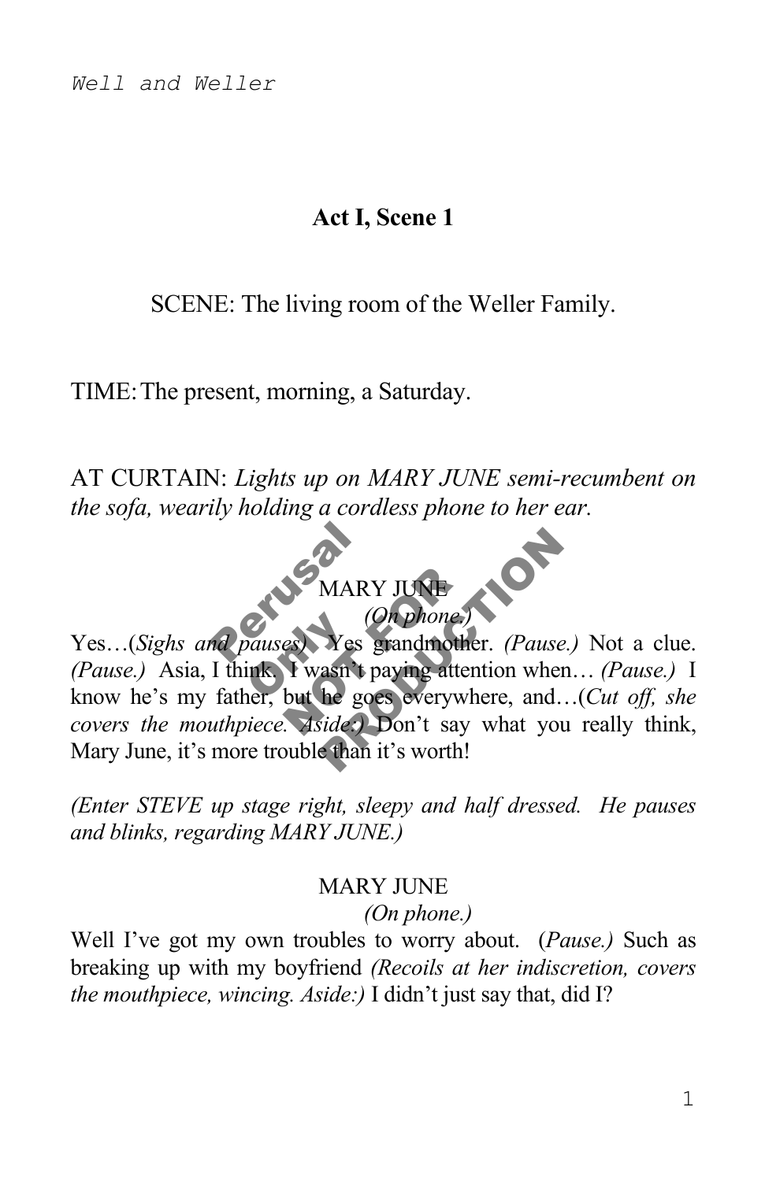## Act I, Scene 1

SCENE: The living room of the Weller Family.

TIME: The present, morning, a Saturday.

AT CURTAIN: *Lights up on MARY JUNE semi-recumbent on the sofa, wearily holding a cordless phone to her ear.*

MARY JUNE
*(On phone.)*
Yes…(*Sighs and pauses*) Yes grandmother. *(Pause.)* Not a clue. *(Pause.)* Asia, I think. I wasn't paying attention when… *(Pause.)* I know he's my father, but he goes everywhere, and…(*Cut off, she covers the mouthpiece. Aside:)* Don't say what you really think, Mary June, it's more trouble than it's worth!

*(Enter STEVE up stage right, sleepy and half dressed. He pauses and blinks, regarding MARY JUNE.)*

MARY JUNE
*(On phone.)*
Well I've got my own troubles to worry about. (*Pause.)* Such as breaking up with my boyfriend *(Recoils at her indiscretion, covers the mouthpiece, wincing. Aside:)* I didn't just say that, did I?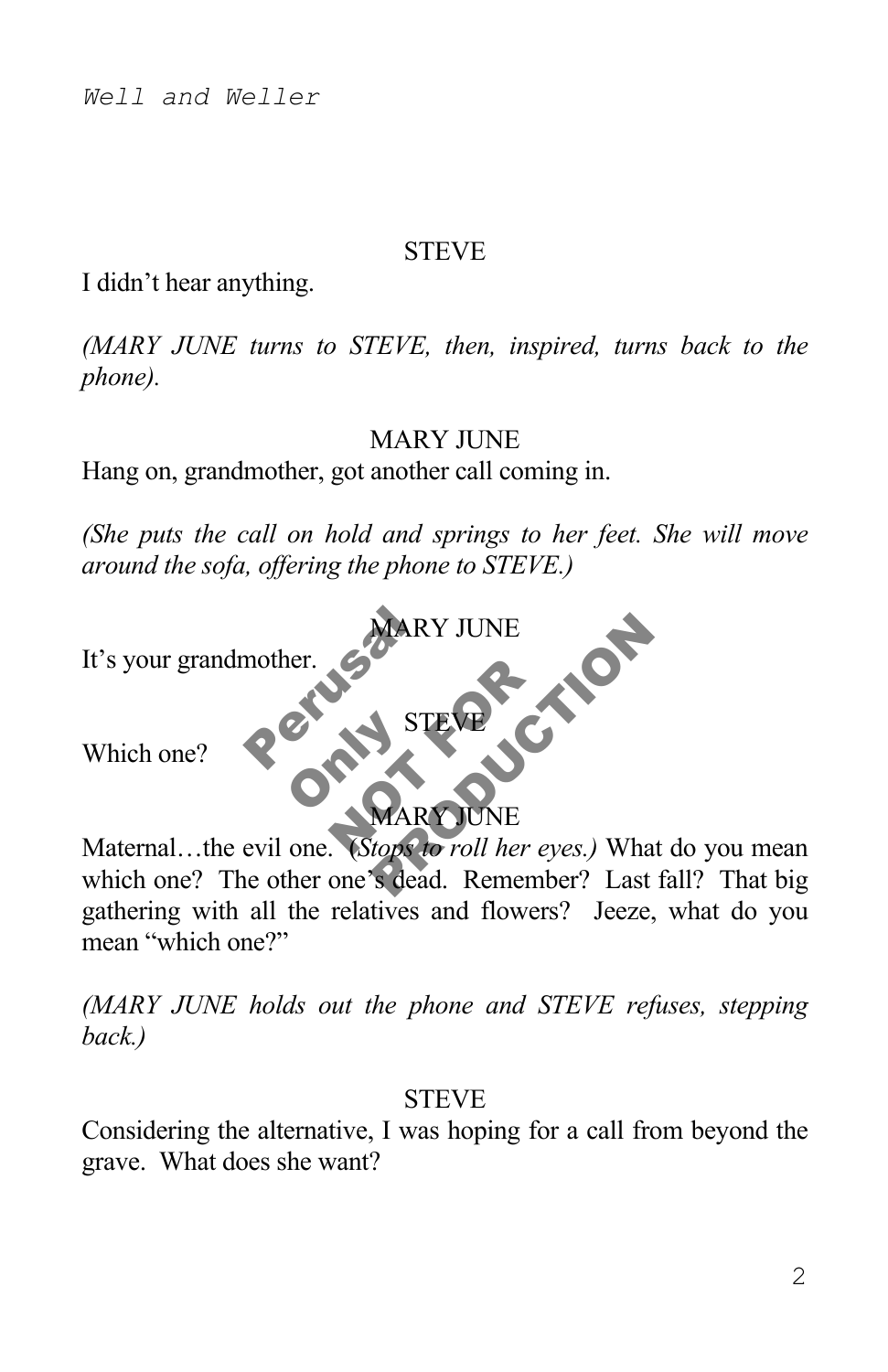STEVE

I didn't hear anything.

*(MARY JUNE turns to STEVE, then, inspired, turns back to the phone).*

MARY JUNE

Hang on, grandmother, got another call coming in.

*(She puts the call on hold and springs to her feet. She will move around the sofa, offering the phone to STEVE.)*

MARY JUNE

It's your grandmother.

STEVE

Which one?

MARY JUNE

Maternal…the evil one. *(Stops to roll her eyes.)* What do you mean which one? The other one's dead. Remember? Last fall? That big gathering with all the relatives and flowers? Jeeze, what do you mean "which one?"

*(MARY JUNE holds out the phone and STEVE refuses, stepping back.)*

STEVE

Considering the alternative, I was hoping for a call from beyond the grave. What does she want?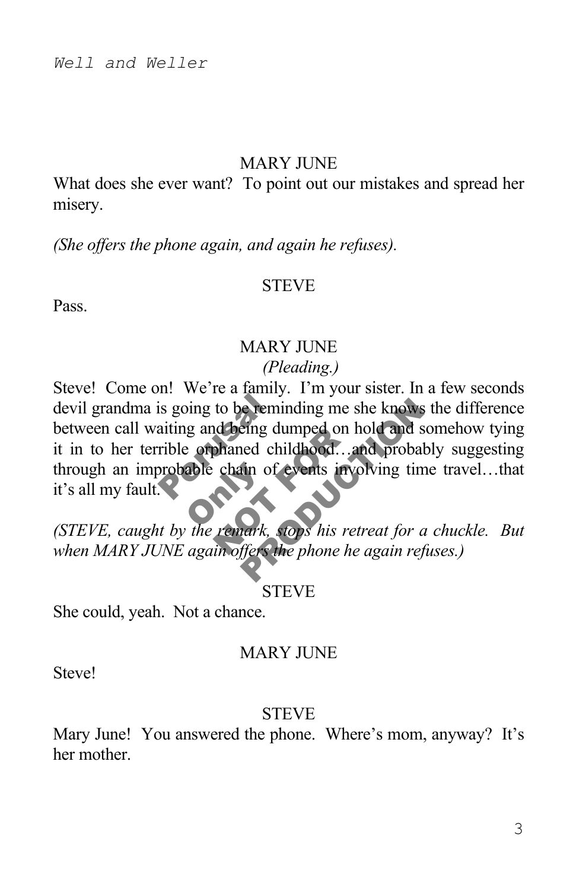MARY JUNE

What does she ever want? To point out our mistakes and spread her misery.

*(She offers the phone again, and again he refuses).*

STEVE

Pass.

MARY JUNE

*(Pleading.)*

Steve! Come on! We're a family. I'm your sister. In a few seconds devil grandma is going to be reminding me she knows the difference between call waiting and being dumped on hold and somehow tying it in to her terrible orphaned childhood…and probably suggesting through an improbable chain of events involving time travel…that it's all my fault.

*(STEVE, caught by the remark, stops his retreat for a chuckle. But when MARY JUNE again offers the phone he again refuses.)*

STEVE

She could, yeah. Not a chance.

MARY JUNE

Steve!

STEVE

Mary June! You answered the phone. Where's mom, anyway? It's her mother.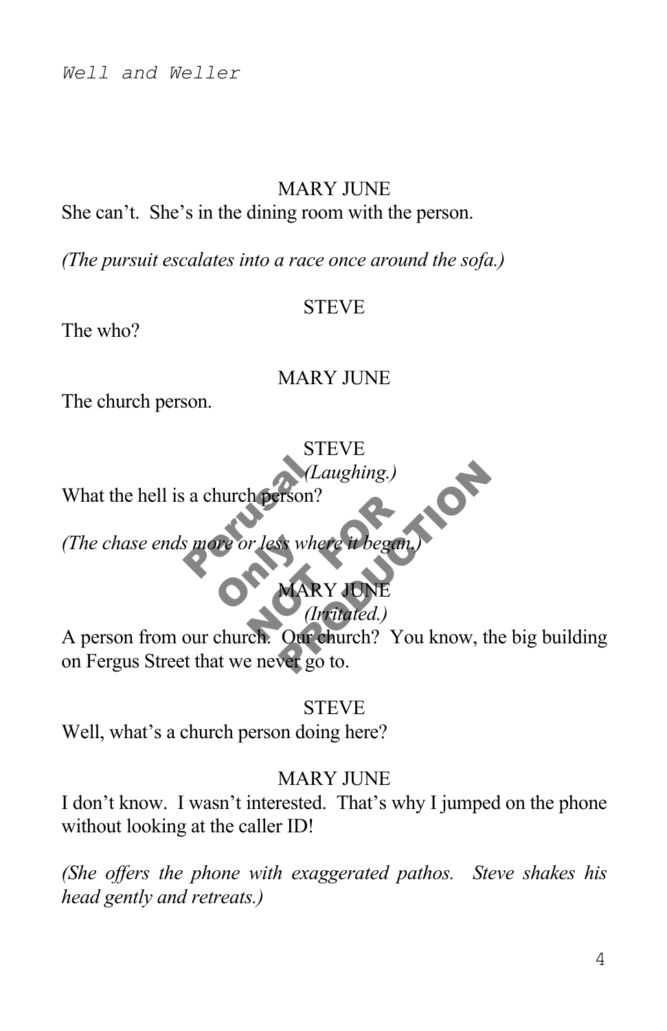MARY JUNE

She can't. She's in the dining room with the person.

*(The pursuit escalates into a race once around the sofa.)*

STEVE

The who?

MARY JUNE

The church person.

STEVE

*(Laughing.)*

What the hell is a church person?

*(The chase ends more or less where it began.)*

MARY JUNE

*(Irritated.)*

A person from our church. Our church? You know, the big building on Fergus Street that we never go to.

STEVE

Well, what's a church person doing here?

MARY JUNE

I don't know. I wasn't interested. That's why I jumped on the phone without looking at the caller ID!

*(She offers the phone with exaggerated pathos. Steve shakes his head gently and retreats.)*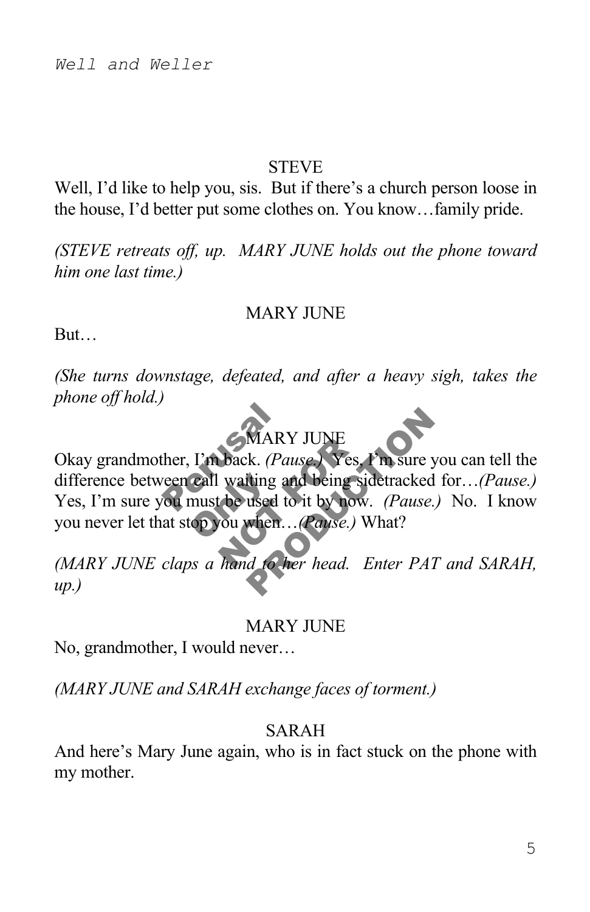STEVE

Well, I'd like to help you, sis. But if there's a church person loose in the house, I'd better put some clothes on. You know…family pride.

*(STEVE retreats off, up. MARY JUNE holds out the phone toward him one last time.)*

MARY JUNE

But…

*(She turns downstage, defeated, and after a heavy sigh, takes the phone off hold.)*

MARY JUNE

Okay grandmother, I'm back. *(Pause.)* Yes, I'm sure you can tell the difference between call waiting and being sidetracked for…*(Pause.)* Yes, I'm sure you must be used to it by now. *(Pause.)* No. I know you never let that stop you when…*(Pause.)* What?

*(MARY JUNE claps a hand to her head. Enter PAT and SARAH, up.)*

MARY JUNE

No, grandmother, I would never…

*(MARY JUNE and SARAH exchange faces of torment.)*

SARAH

And here's Mary June again, who is in fact stuck on the phone with my mother.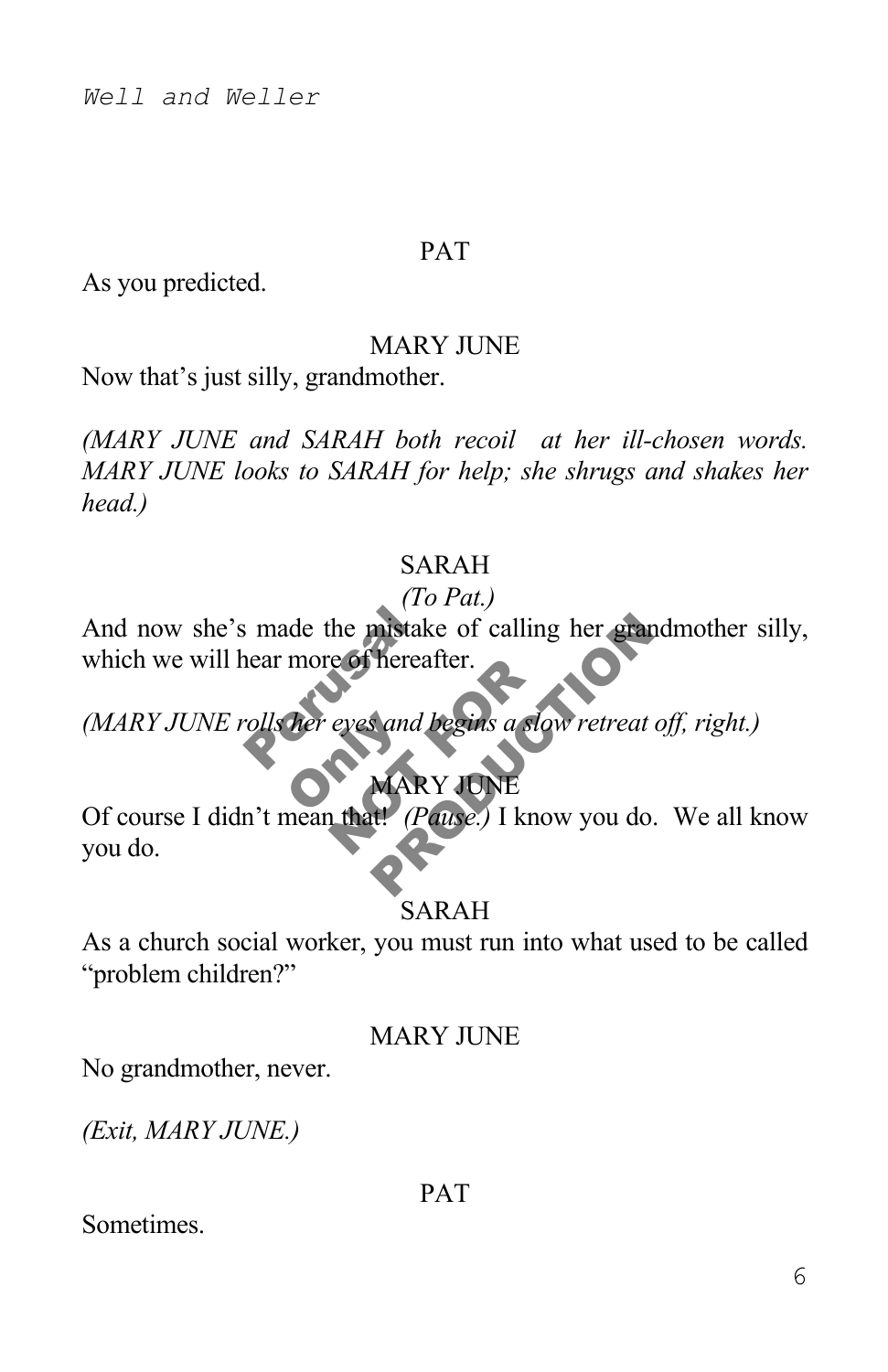PAT

As you predicted.

MARY JUNE

Now that's just silly, grandmother.

*(MARY JUNE and SARAH both recoil at her ill-chosen words. MARY JUNE looks to SARAH for help; she shrugs and shakes her head.)*

SARAH

*(To Pat.)*

And now she's made the mistake of calling her grandmother silly, which we will hear more of hereafter.

*(MARY JUNE rolls her eyes and begins a slow retreat off, right.)*

MARY JUNE

Of course I didn't mean that! *(Pause.)* I know you do. We all know you do.

SARAH

As a church social worker, you must run into what used to be called "problem children?"

MARY JUNE

No grandmother, never.

*(Exit, MARY JUNE.)*

PAT

Sometimes.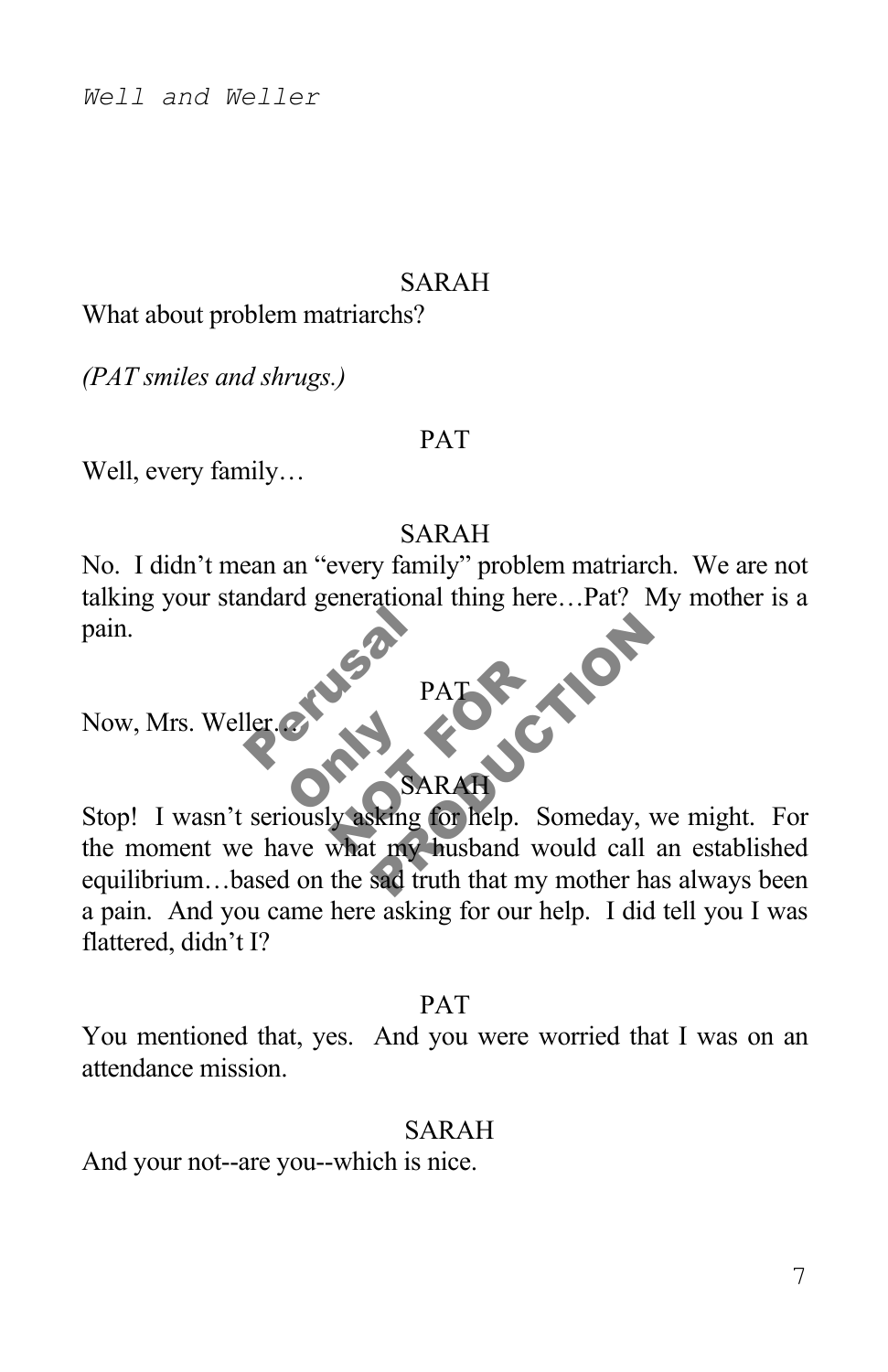SARAH

What about problem matriarchs?

*(PAT smiles and shrugs.)*

PAT

Well, every family…

SARAH

No. I didn't mean an "every family" problem matriarch. We are not talking your standard generational thing here…Pat? My mother is a pain.

PAT

Now, Mrs. Weller…

SARAH

Stop! I wasn't seriously asking for help. Someday, we might. For the moment we have what my husband would call an established equilibrium…based on the sad truth that my mother has always been a pain. And you came here asking for our help. I did tell you I was flattered, didn't I?

PAT

You mentioned that, yes. And you were worried that I was on an attendance mission.

SARAH

And your not--are you--which is nice.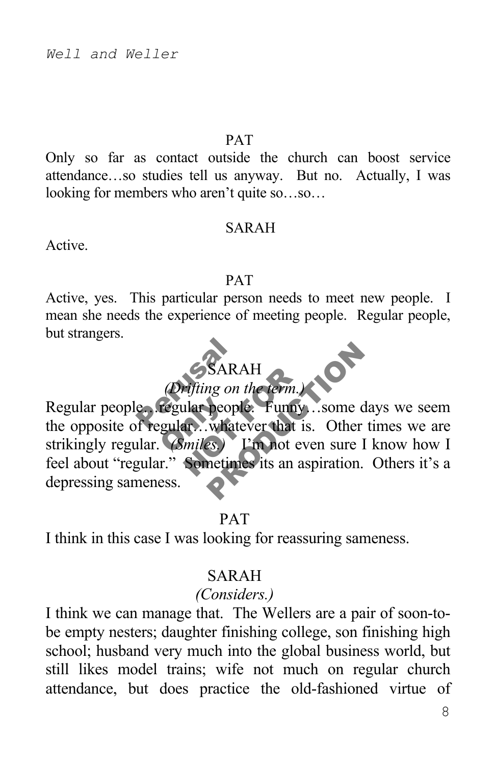PAT

Only so far as contact outside the church can boost service attendance…so studies tell us anyway. But no. Actually, I was looking for members who aren't quite so…so…

SARAH

Active.

PAT

Active, yes. This particular person needs to meet new people. I mean she needs the experience of meeting people. Regular people, but strangers.

SARAH

*(Drifting on the term.)*

Regular people…regular people. Funny…some days we seem the opposite of regular…whatever that is. Other times we are strikingly regular. *(Smiles.)* I'm not even sure I know how I feel about "regular." Sometimes its an aspiration. Others it's a depressing sameness.

PAT

I think in this case I was looking for reassuring sameness.

SARAH

*(Considers.)*

I think we can manage that. The Wellers are a pair of soon-to-be empty nesters; daughter finishing college, son finishing high school; husband very much into the global business world, but still likes model trains; wife not much on regular church attendance, but does practice the old-fashioned virtue of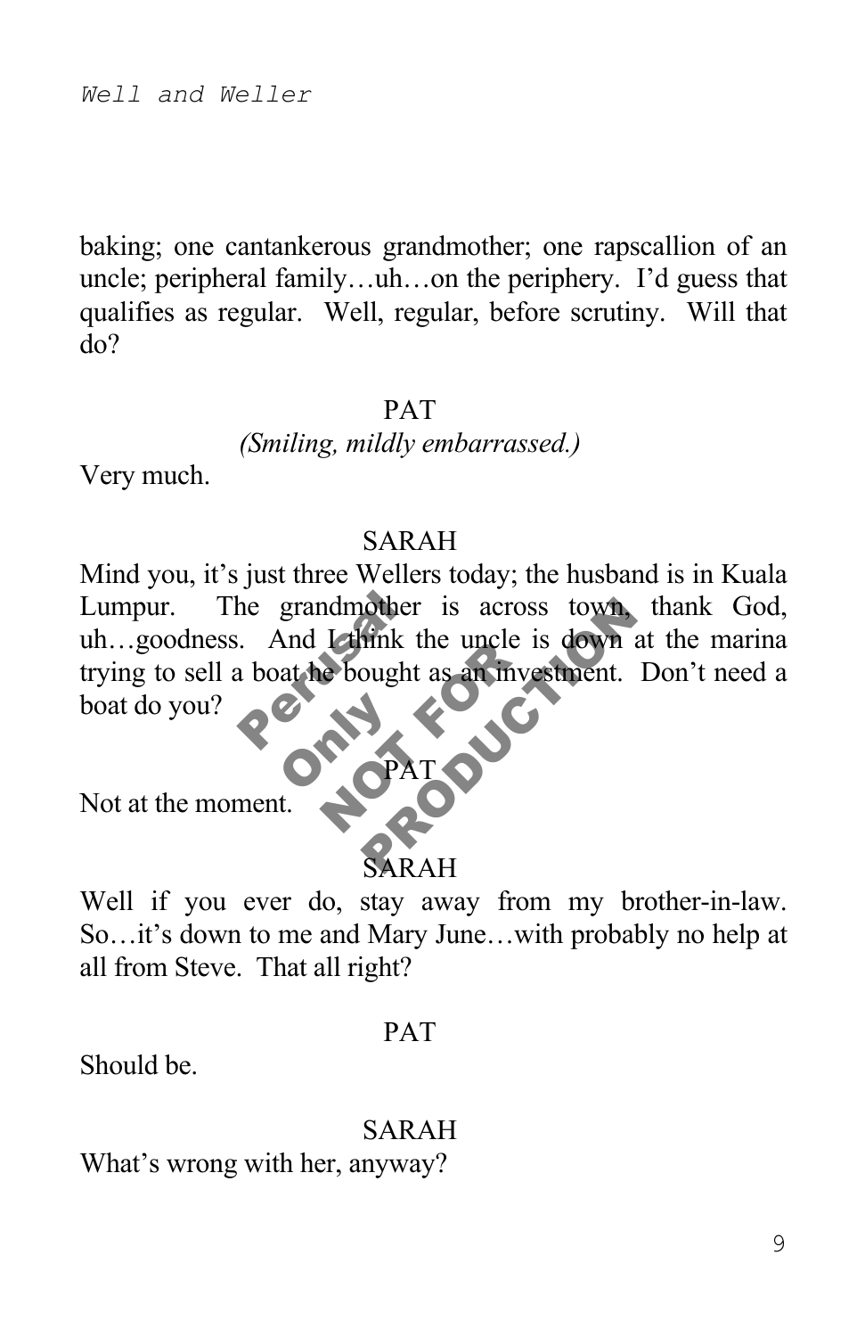baking; one cantankerous grandmother; one rapscallion of an uncle; peripheral family…uh…on the periphery. I'd guess that qualifies as regular. Well, regular, before scrutiny. Will that do?

PAT

*(Smiling, mildly embarrassed.)*

Very much.

SARAH

Mind you, it's just three Wellers today; the husband is in Kuala Lumpur. The grandmother is across town, thank God, uh…goodness. And I think the uncle is down at the marina trying to sell a boat he bought as an investment. Don't need a boat do you?

PAT

Not at the moment.

SARAH

Well if you ever do, stay away from my brother-in-law. So…it's down to me and Mary June…with probably no help at all from Steve. That all right?

PAT

Should be.

SARAH

What's wrong with her, anyway?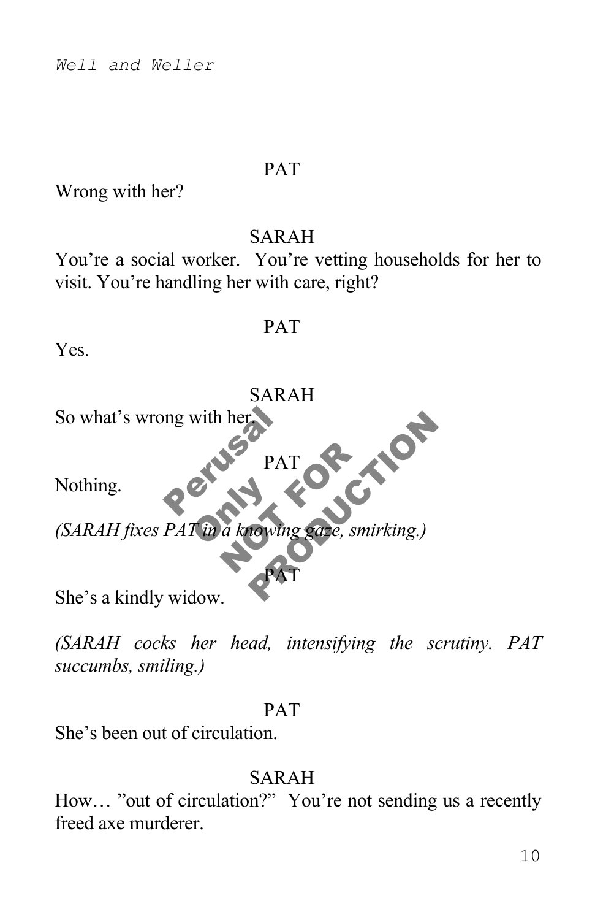PAT

Wrong with her?

SARAH

You're a social worker. You're vetting households for her to visit. You're handling her with care, right?

PAT

Yes.

SARAH

So what's wrong with her.

PAT

Nothing.

*(SARAH fixes PAT in a knowing gaze, smirking.)*

PAT

She's a kindly widow.

*(SARAH cocks her head, intensifying the scrutiny. PAT succumbs, smiling.)*

PAT

She's been out of circulation.

SARAH

How… "out of circulation?" You're not sending us a recently freed axe murderer.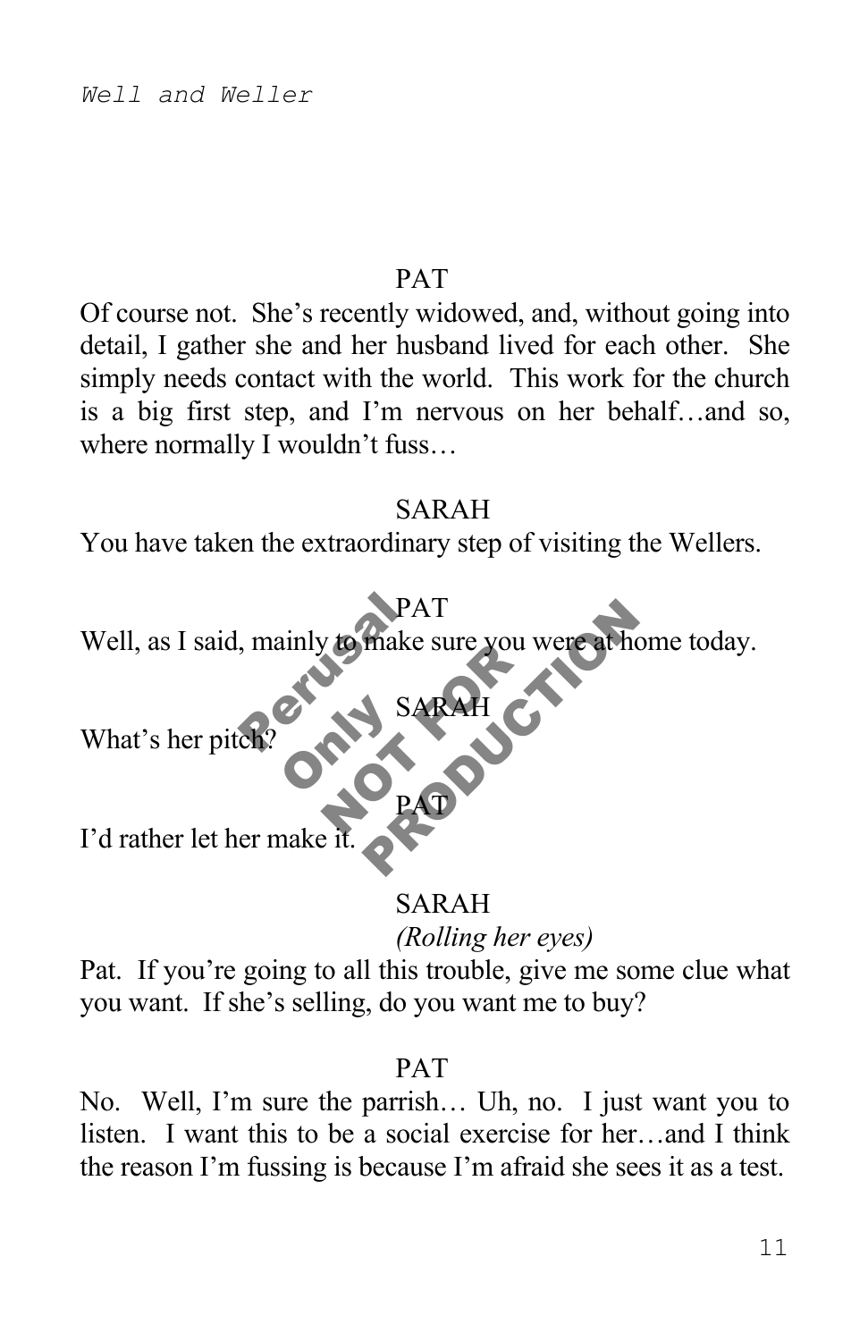PAT

Of course not. She's recently widowed, and, without going into detail, I gather she and her husband lived for each other. She simply needs contact with the world. This work for the church is a big first step, and I'm nervous on her behalf…and so, where normally I wouldn't fuss…

SARAH

You have taken the extraordinary step of visiting the Wellers.

PAT

Well, as I said, mainly to make sure you were at home today.

SARAH

What's her pitch?

PAT

I'd rather let her make it.

SARAH

*(Rolling her eyes)*

Pat. If you're going to all this trouble, give me some clue what you want. If she's selling, do you want me to buy?

PAT

No. Well, I'm sure the parrish… Uh, no. I just want you to listen. I want this to be a social exercise for her…and I think the reason I'm fussing is because I'm afraid she sees it as a test.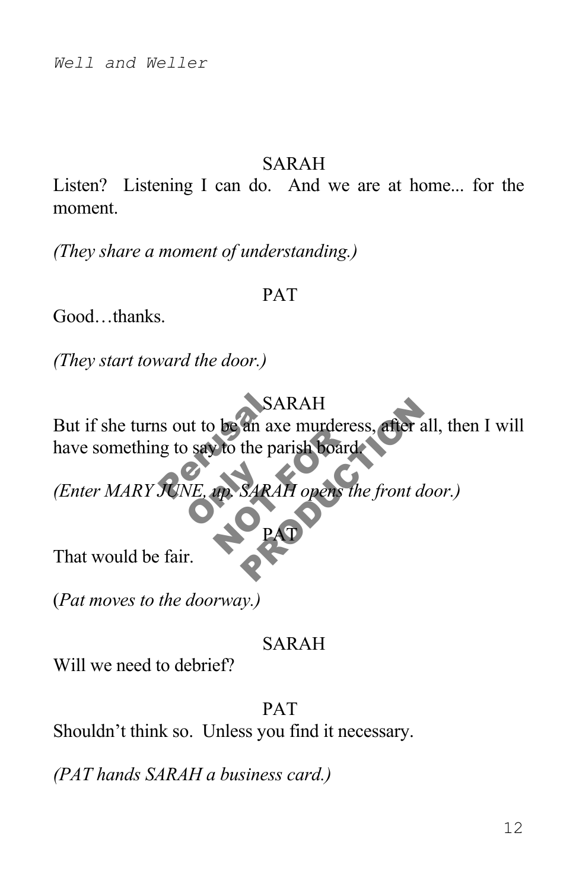SARAH

Listen? Listening I can do. And we are at home... for the moment.

*(They share a moment of understanding.)*

PAT

Good…thanks.

*(They start toward the door.)*

SARAH

But if she turns out to be an axe murderess, after all, then I will have something to say to the parish board.

*(Enter MARY JUNE, up. SARAH opens the front door.)*

PAT

That would be fair.

(*Pat moves to the doorway.)*

SARAH

Will we need to debrief?

PAT

Shouldn't think so. Unless you find it necessary.

*(PAT hands SARAH a business card.)*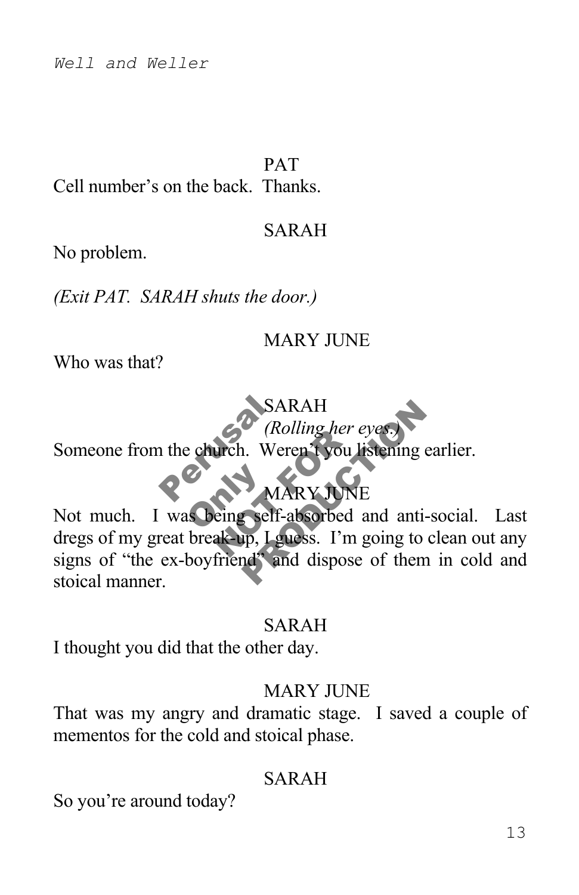PAT

Cell number's on the back. Thanks.

SARAH

No problem.

*(Exit PAT. SARAH shuts the door.)*

MARY JUNE

Who was that?

SARAH

*(Rolling her eyes.)*

Someone from the church. Weren't you listening earlier.

MARY JUNE

Not much. I was being self-absorbed and anti-social. Last dregs of my great break-up, I guess. I'm going to clean out any signs of "the ex-boyfriend" and dispose of them in cold and stoical manner.

SARAH

I thought you did that the other day.

MARY JUNE

That was my angry and dramatic stage. I saved a couple of mementos for the cold and stoical phase.

SARAH

So you're around today?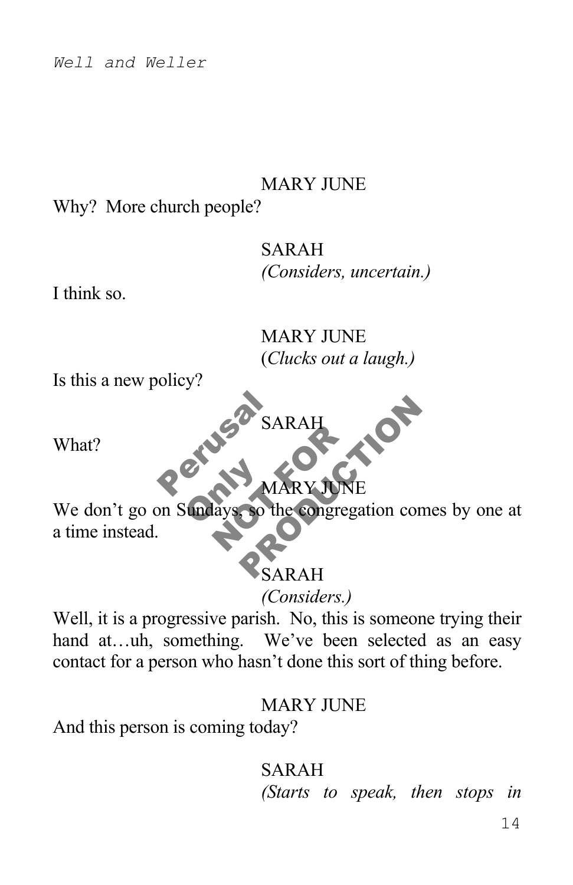MARY JUNE

Why? More church people?

SARAH

*(Considers, uncertain.)*

I think so.

MARY JUNE

(*Clucks out a laugh.)*

Is this a new policy?

SARAH

What?

MARY JUNE

We don't go on Sundays, so the congregation comes by one at a time instead.

SARAH

*(Considers.)*

Well, it is a progressive parish. No, this is someone trying their hand at…uh, something. We've been selected as an easy contact for a person who hasn't done this sort of thing before.

MARY JUNE

And this person is coming today?

SARAH

*(Starts to speak, then stops in*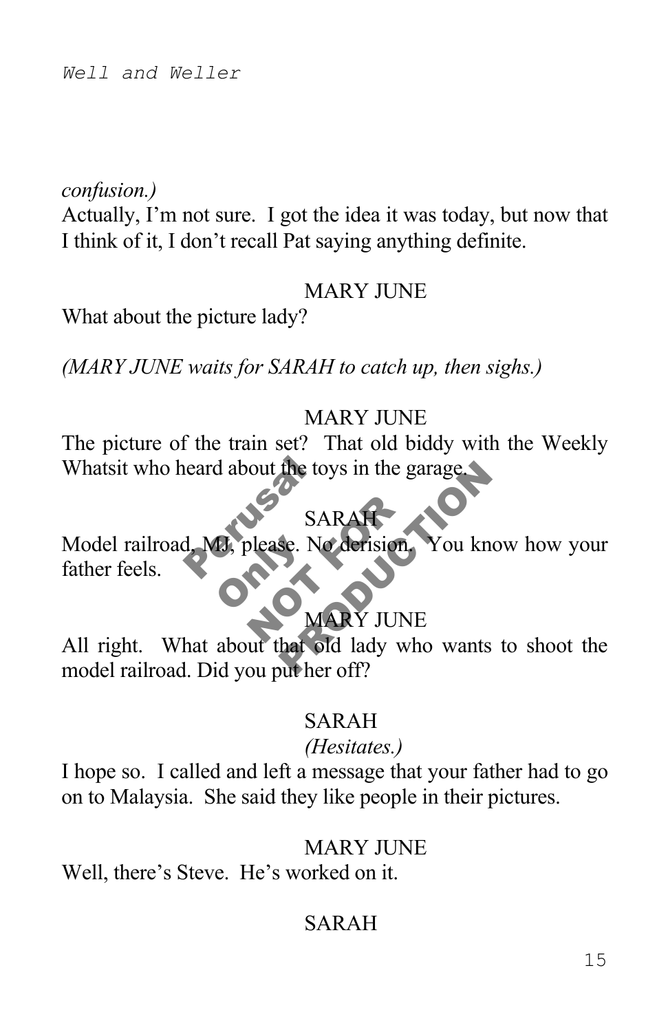*confusion.)*

Actually, I'm not sure. I got the idea it was today, but now that I think of it, I don't recall Pat saying anything definite.

MARY JUNE

What about the picture lady?

*(MARY JUNE waits for SARAH to catch up, then sighs.)*

MARY JUNE

The picture of the train set? That old biddy with the Weekly Whatsit who heard about the toys in the garage.

SARAH

Model railroad, MJ, please. No derision. You know how your father feels.

MARY JUNE

All right. What about that old lady who wants to shoot the model railroad. Did you put her off?

SARAH

*(Hesitates.)*

I hope so. I called and left a message that your father had to go on to Malaysia. She said they like people in their pictures.

MARY JUNE

Well, there's Steve. He's worked on it.

SARAH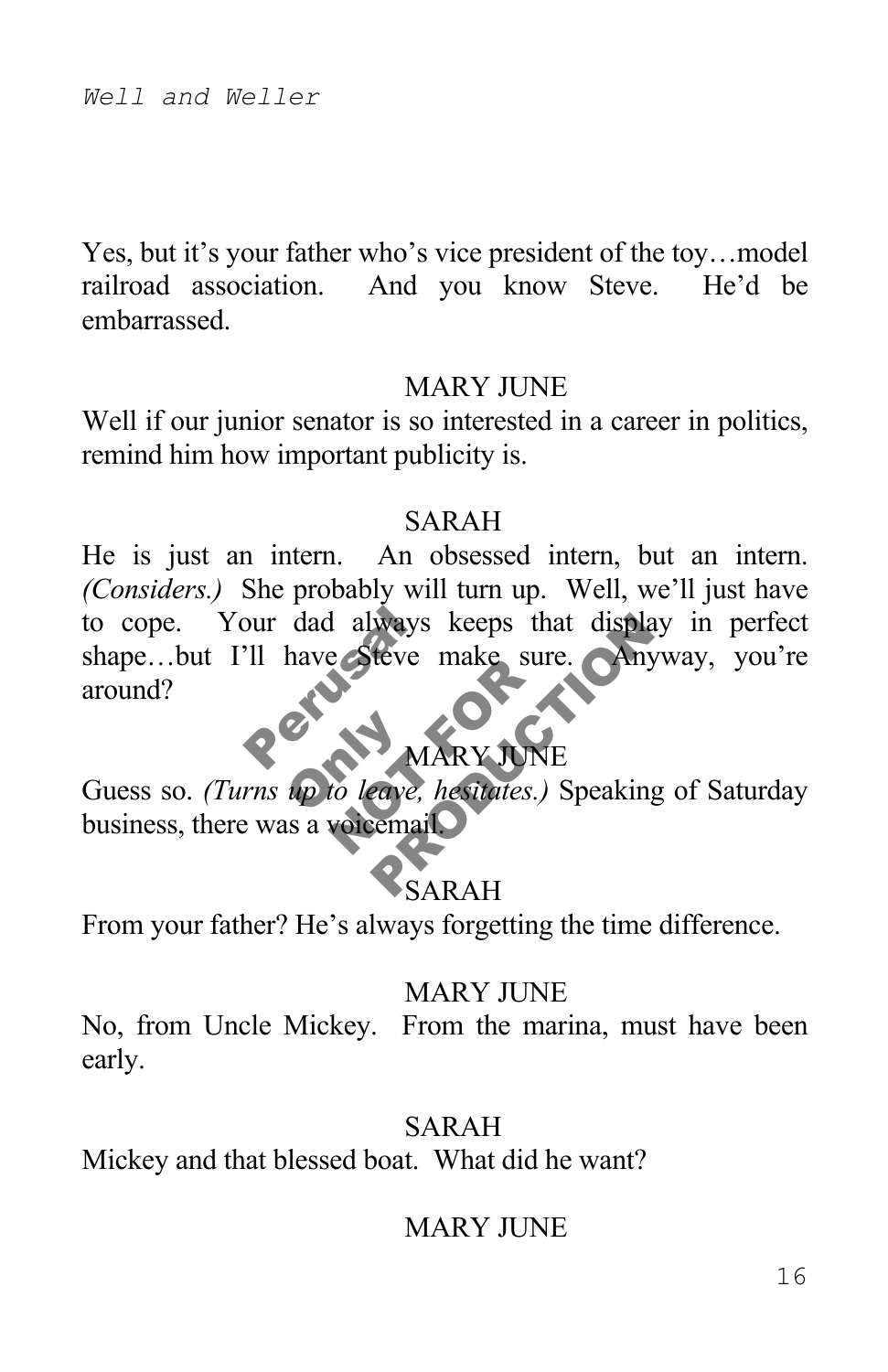Yes, but it's your father who's vice president of the toy…model railroad association. And you know Steve. He'd be embarrassed.

MARY JUNE

Well if our junior senator is so interested in a career in politics, remind him how important publicity is.

SARAH

He is just an intern. An obsessed intern, but an intern. *(Considers.)* She probably will turn up. Well, we'll just have to cope. Your dad always keeps that display in perfect shape…but I'll have Steve make sure. Anyway, you're around?

MARY JUNE

Guess so. *(Turns up to leave, hesitates.)* Speaking of Saturday business, there was a voicemail.

SARAH

From your father? He's always forgetting the time difference.

MARY JUNE

No, from Uncle Mickey. From the marina, must have been early.

SARAH

Mickey and that blessed boat. What did he want?

MARY JUNE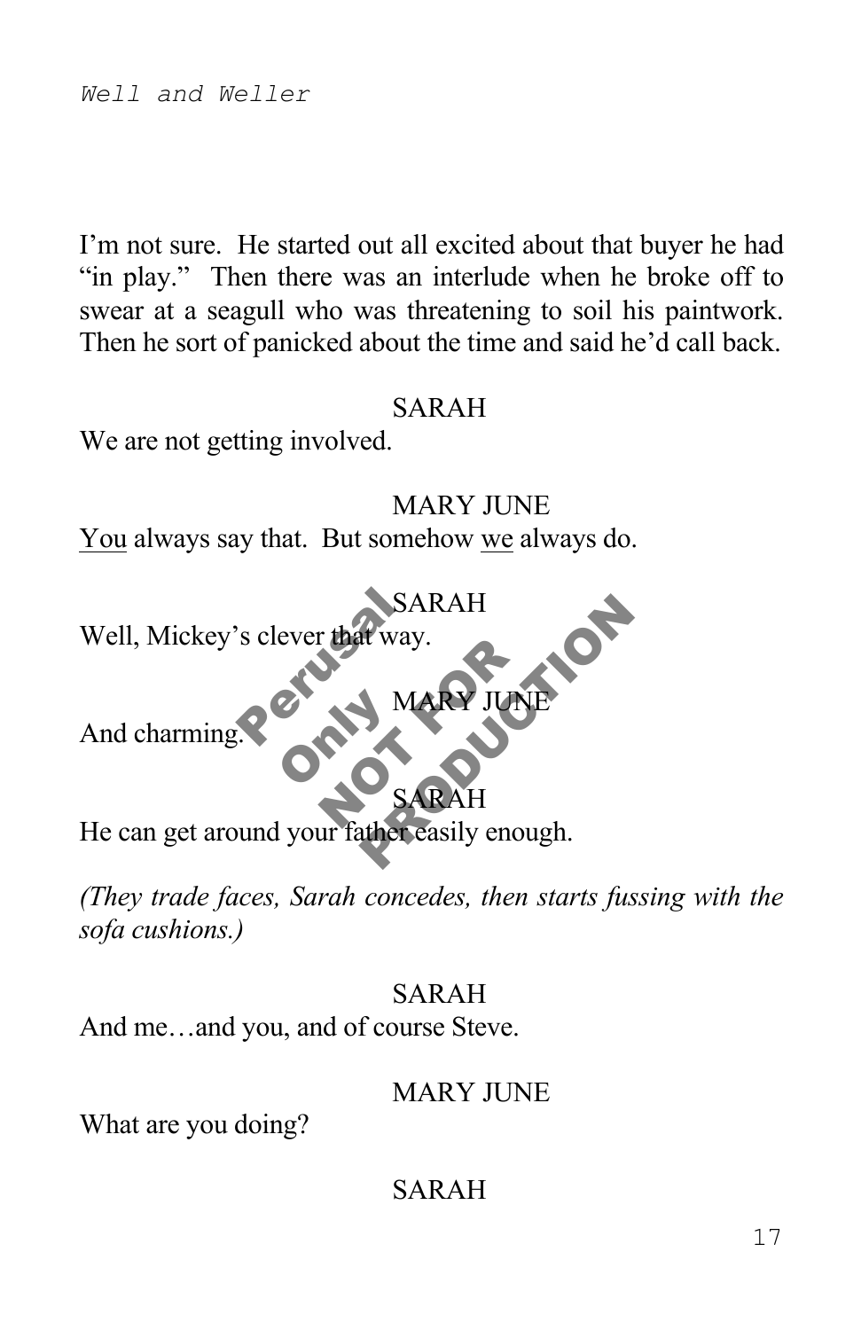I'm not sure. He started out all excited about that buyer he had "in play." Then there was an interlude when he broke off to swear at a seagull who was threatening to soil his paintwork. Then he sort of panicked about the time and said he'd call back.

SARAH

We are not getting involved.

MARY JUNE

<u>You</u> always say that. But somehow <u>we</u> always do.

SARAH

Well, Mickey's clever that way.

MARY JUNE

And charming.

SARAH

He can get around your father easily enough.

*(They trade faces, Sarah concedes, then starts fussing with the sofa cushions.)*

SARAH

And me…and you, and of course Steve.

MARY JUNE

What are you doing?

SARAH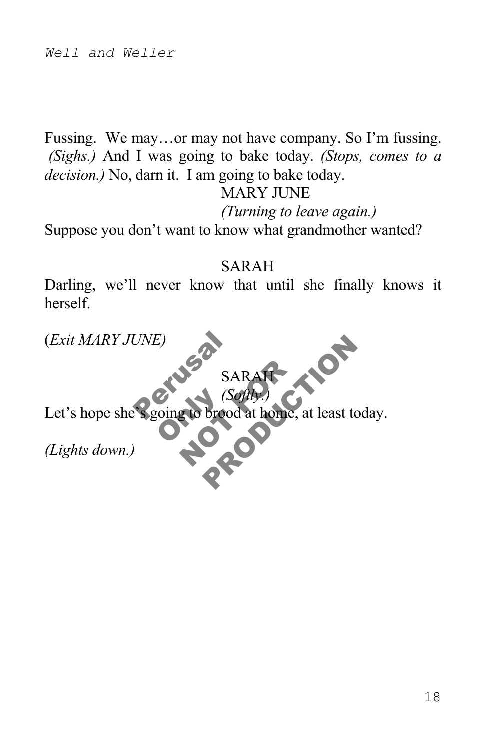Fussing. We may…or may not have company. So I'm fussing. *(Sighs.)* And I was going to bake today. *(Stops, comes to a decision.)* No, darn it. I am going to bake today.

MARY JUNE

*(Turning to leave again.)*

Suppose you don't want to know what grandmother wanted?

SARAH

Darling, we'll never know that until she finally knows it herself.

(*Exit MARY JUNE)*

SARAH

*(Softly.)*

Let's hope she's going to brood at home, at least today.

*(Lights down.)*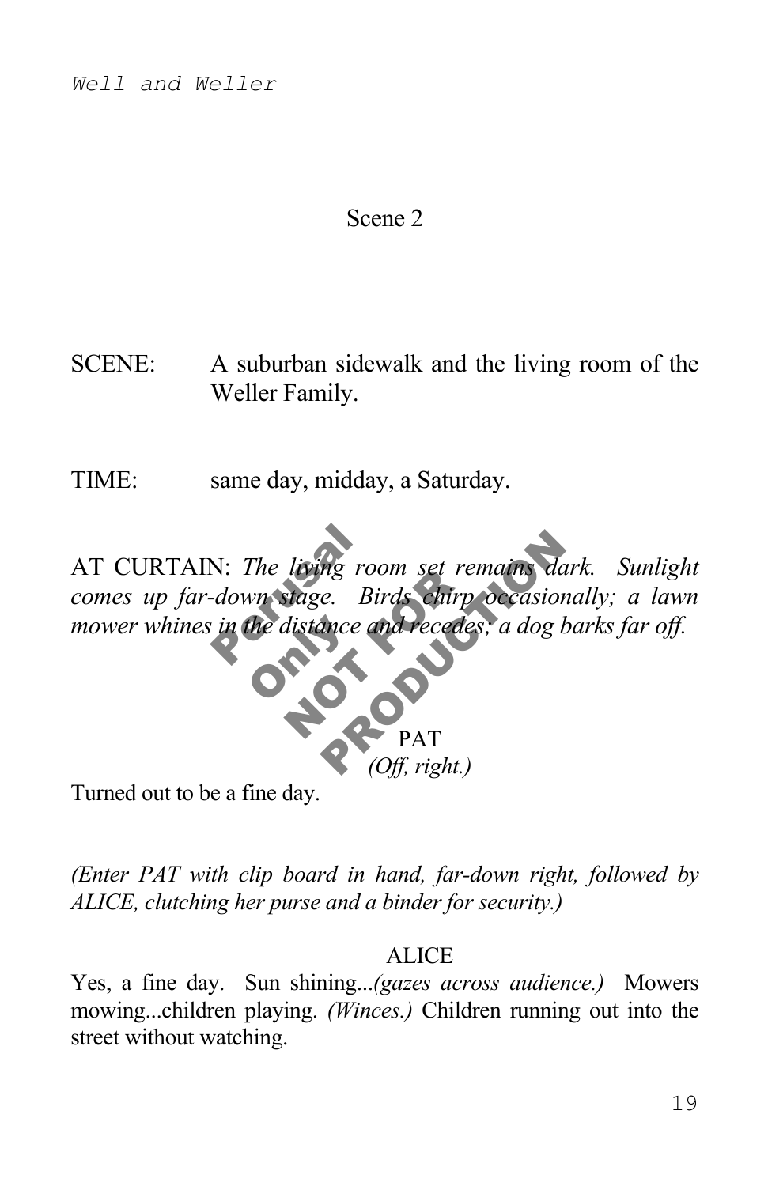## Scene 2

SCENE: A suburban sidewalk and the living room of the Weller Family.

TIME: same day, midday, a Saturday.

AT CURTAIN: *The living room set remains dark. Sunlight comes up far-down stage. Birds chirp occasionally; a lawn mower whines in the distance and recedes; a dog barks far off.*

PAT
*(Off, right.)*

Turned out to be a fine day.

*(Enter PAT with clip board in hand, far-down right, followed by ALICE, clutching her purse and a binder for security.)*

ALICE

Yes, a fine day. Sun shining...*(gazes across audience.)* Mowers mowing...children playing. *(Winces.)* Children running out into the street without watching.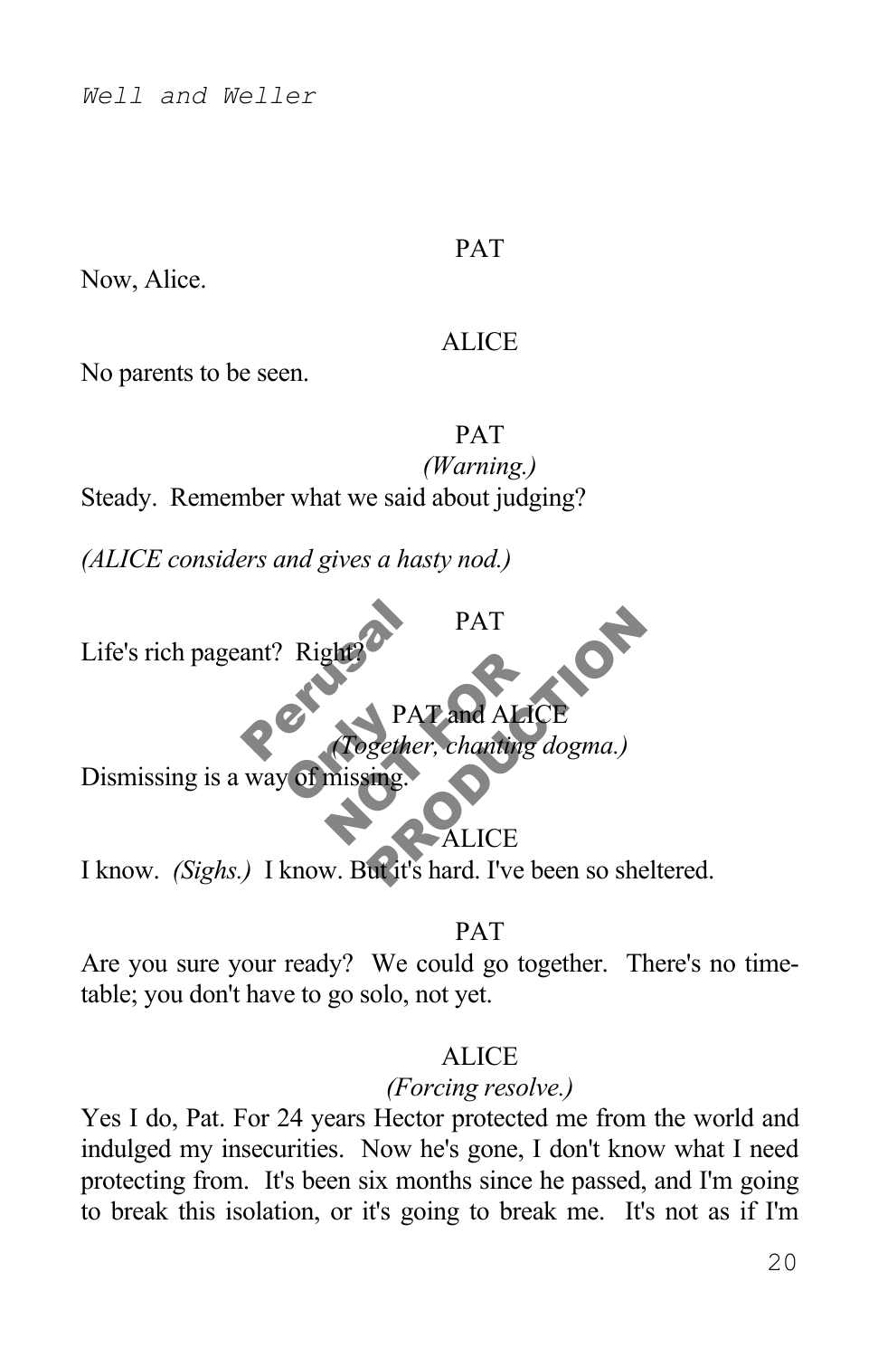PAT

Now, Alice.

ALICE

No parents to be seen.

PAT

*(Warning.)*

Steady. Remember what we said about judging?

*(ALICE considers and gives a hasty nod.)*

PAT

Life's rich pageant? Right?

PAT and ALICE

*(Together, chanting dogma.)*

Dismissing is a way of missing.

ALICE

I know. *(Sighs.)* I know. But it's hard. I've been so sheltered.

PAT

Are you sure your ready? We could go together. There's no time-table; you don't have to go solo, not yet.

ALICE

*(Forcing resolve.)*

Yes I do, Pat. For 24 years Hector protected me from the world and indulged my insecurities. Now he's gone, I don't know what I need protecting from. It's been six months since he passed, and I'm going to break this isolation, or it's going to break me. It's not as if I'm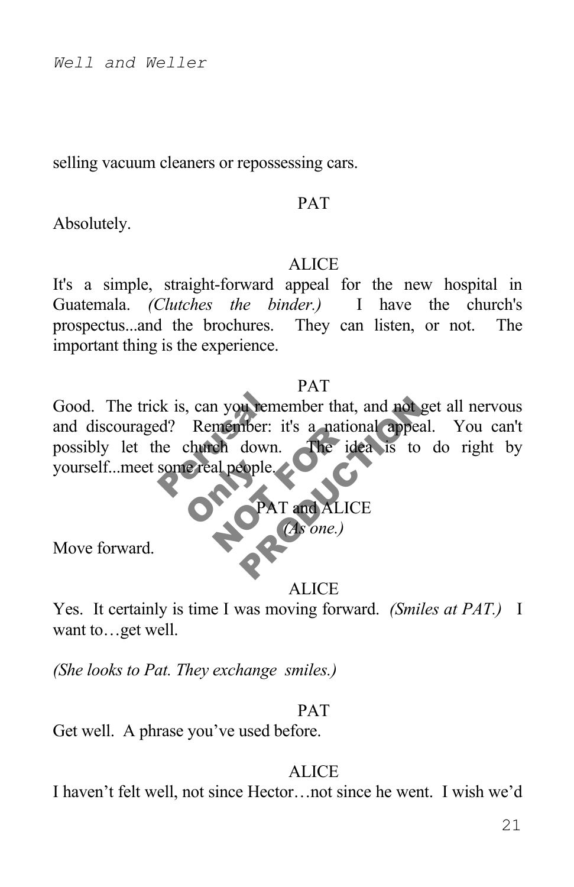selling vacuum cleaners or repossessing cars.

PAT

Absolutely.

ALICE

It's a simple, straight-forward appeal for the new hospital in Guatemala. *(Clutches the binder.)* I have the church's prospectus...and the brochures. They can listen, or not. The important thing is the experience.

PAT

Good. The trick is, can you remember that, and not get all nervous and discouraged? Remember: it's a national appeal. You can't possibly let the church down. The idea is to do right by yourself...meet some real people.

PAT and ALICE
*(As one.)*

Move forward.

ALICE

Yes. It certainly is time I was moving forward. *(Smiles at PAT.)* I want to…get well.

*(She looks to Pat. They exchange smiles.)*

PAT

Get well. A phrase you've used before.

ALICE

I haven't felt well, not since Hector…not since he went. I wish we'd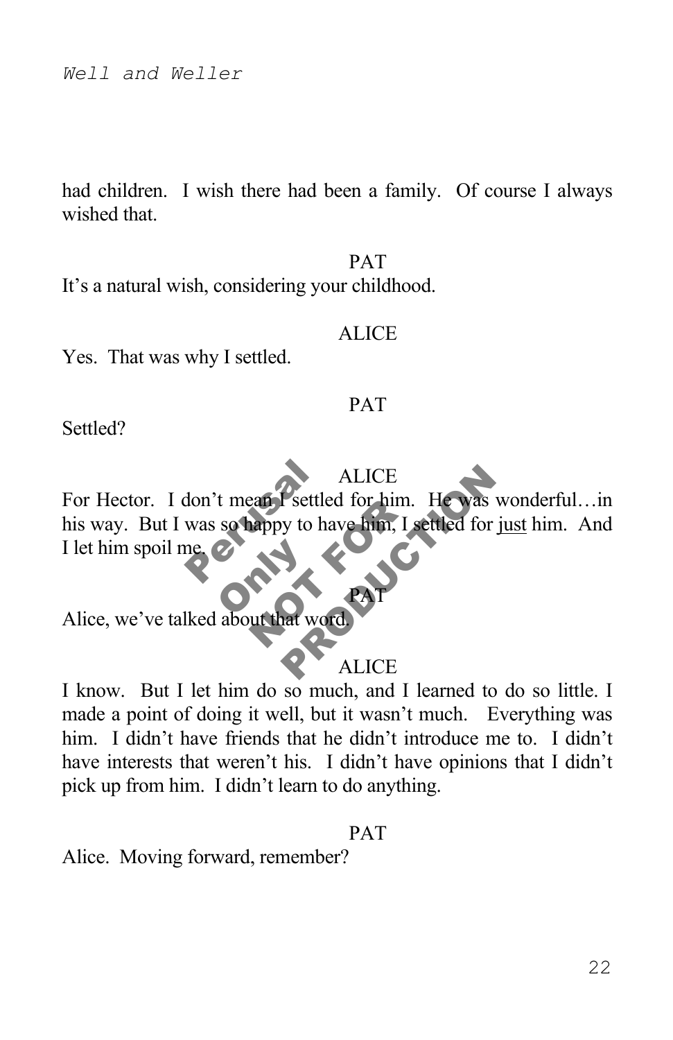had children. I wish there had been a family. Of course I always wished that.

PAT

It's a natural wish, considering your childhood.

ALICE

Yes. That was why I settled.

PAT

Settled?

ALICE

For Hector. I don't mean I settled for him. He was wonderful…in his way. But I was so happy to have him, I settled for <u>just</u> him. And I let him spoil me.

PAT

Alice, we've talked about that word.

ALICE

I know. But I let him do so much, and I learned to do so little. I made a point of doing it well, but it wasn't much. Everything was him. I didn't have friends that he didn't introduce me to. I didn't have interests that weren't his. I didn't have opinions that I didn't pick up from him. I didn't learn to do anything.

PAT

Alice. Moving forward, remember?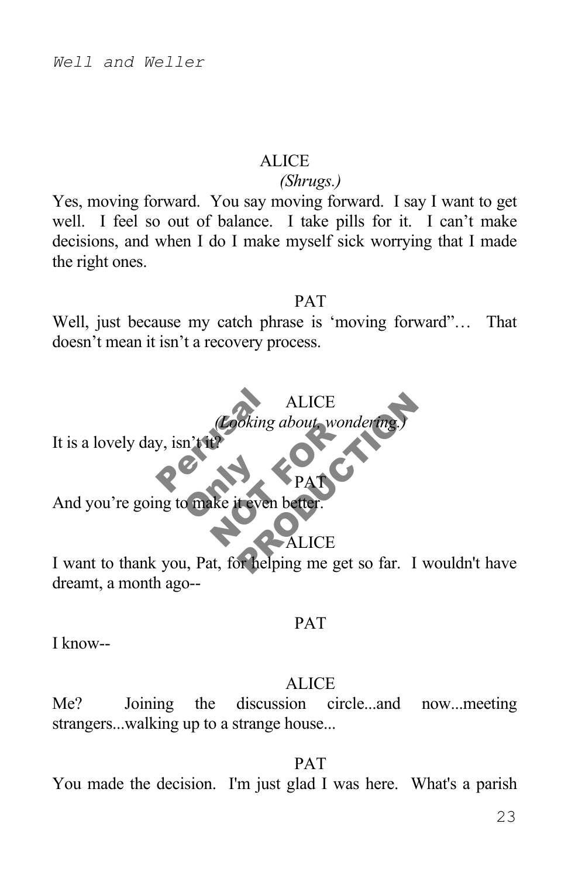ALICE

*(Shrugs.)*

Yes, moving forward. You say moving forward. I say I want to get well. I feel so out of balance. I take pills for it. I can't make decisions, and when I do I make myself sick worrying that I made the right ones.

PAT

Well, just because my catch phrase is 'moving forward"… That doesn't mean it isn't a recovery process.

ALICE

*(Looking about, wondering.)*

It is a lovely day, isn't it?

PAT

And you're going to make it even better.

ALICE

I want to thank you, Pat, for helping me get so far. I wouldn't have dreamt, a month ago--

PAT

I know--

ALICE

Me? Joining the discussion circle...and now...meeting strangers...walking up to a strange house...

PAT

You made the decision. I'm just glad I was here. What's a parish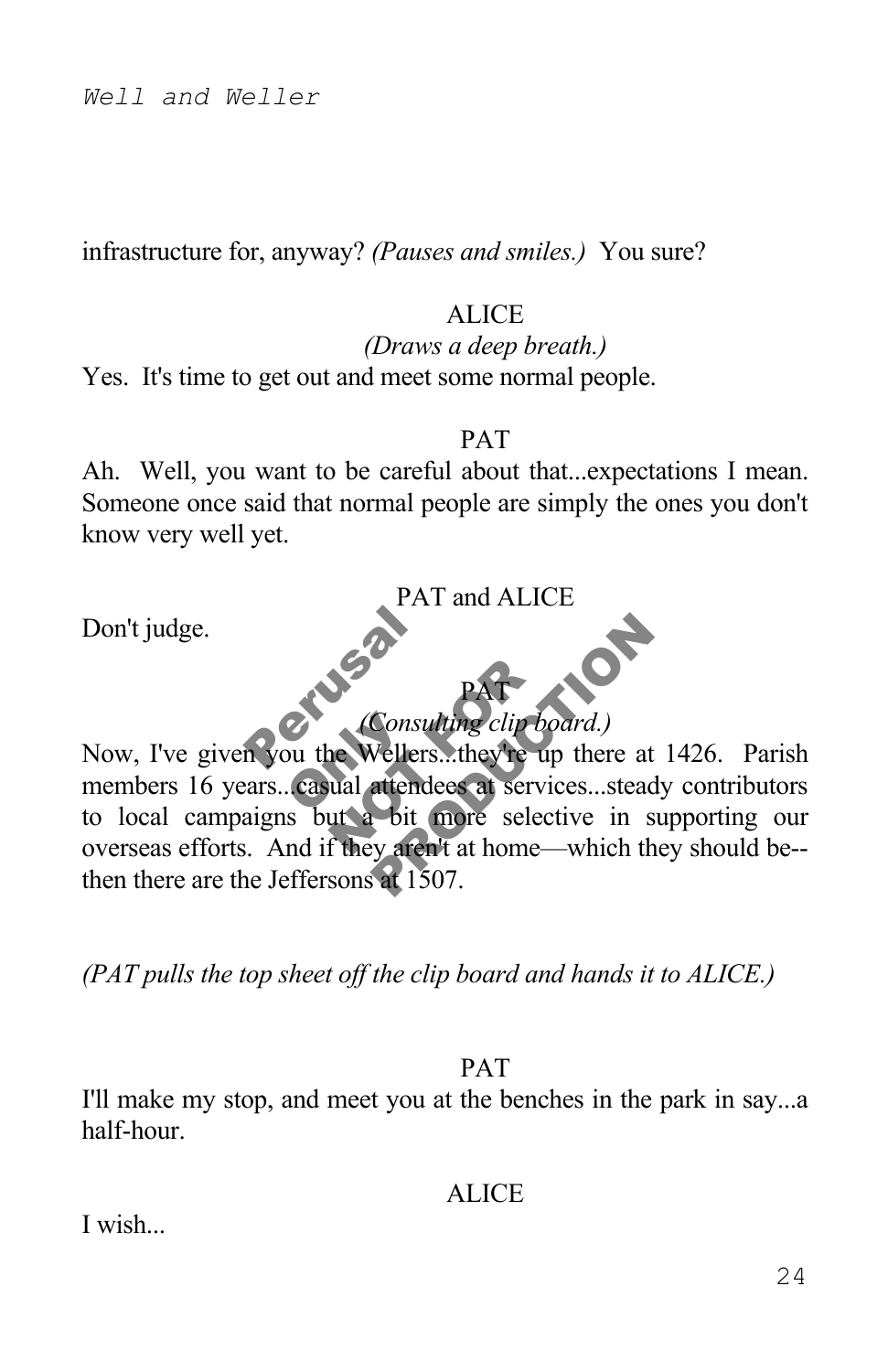infrastructure for, anyway? *(Pauses and smiles.)* You sure?

ALICE

*(Draws a deep breath.)*

Yes. It's time to get out and meet some normal people.

PAT

Ah. Well, you want to be careful about that...expectations I mean. Someone once said that normal people are simply the ones you don't know very well yet.

PAT and ALICE

Don't judge.

PAT

*(Consulting clip board.)*

Now, I've given you the Wellers...they're up there at 1426. Parish members 16 years...casual attendees at services...steady contributors to local campaigns but a bit more selective in supporting our overseas efforts. And if they aren't at home—which they should be--then there are the Jeffersons at 1507.

*(PAT pulls the top sheet off the clip board and hands it to ALICE.)*

PAT

I'll make my stop, and meet you at the benches in the park in say...a half-hour.

ALICE

I wish...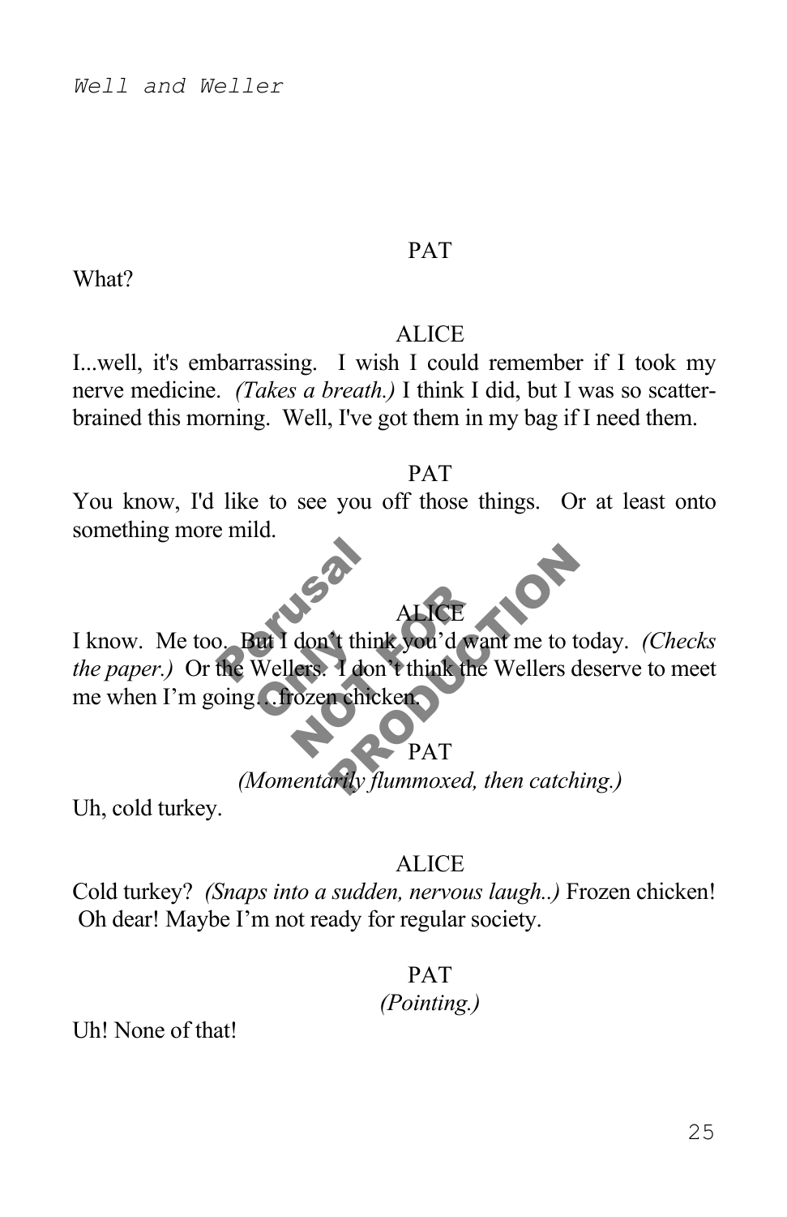PAT

What?

ALICE

I...well, it's embarrassing. I wish I could remember if I took my nerve medicine. *(Takes a breath.)* I think I did, but I was so scatter-brained this morning. Well, I've got them in my bag if I need them.

PAT

You know, I'd like to see you off those things. Or at least onto something more mild.

ALICE

I know. Me too. But I don't think you'd want me to today. *(Checks the paper.)* Or the Wellers. I don't think the Wellers deserve to meet me when I'm going…frozen chicken.

PAT

*(Momentarily flummoxed, then catching.)*

Uh, cold turkey.

ALICE

Cold turkey? *(Snaps into a sudden, nervous laugh..)* Frozen chicken! Oh dear! Maybe I'm not ready for regular society.

PAT

*(Pointing.)*

Uh! None of that!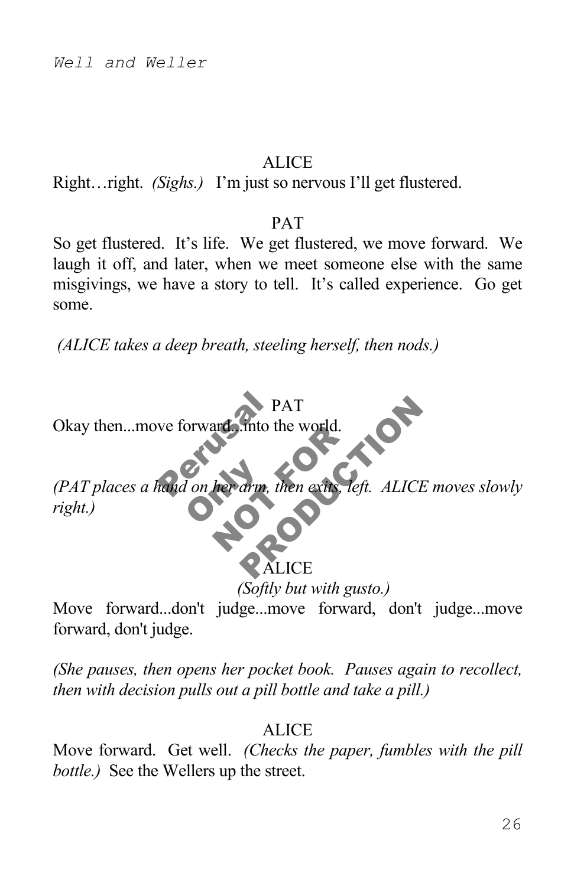ALICE

Right…right. *(Sighs.)* I'm just so nervous I'll get flustered.

PAT

So get flustered. It's life. We get flustered, we move forward. We laugh it off, and later, when we meet someone else with the same misgivings, we have a story to tell. It's called experience. Go get some.

*(ALICE takes a deep breath, steeling herself, then nods.)*

PAT

Okay then...move forward...into the world.

*(PAT places a hand on her arm, then exits, left. ALICE moves slowly right.)*

ALICE

*(Softly but with gusto.)*

Move forward...don't judge...move forward, don't judge...move forward, don't judge.

*(She pauses, then opens her pocket book. Pauses again to recollect, then with decision pulls out a pill bottle and take a pill.)*

ALICE

Move forward. Get well. *(Checks the paper, fumbles with the pill bottle.)* See the Wellers up the street.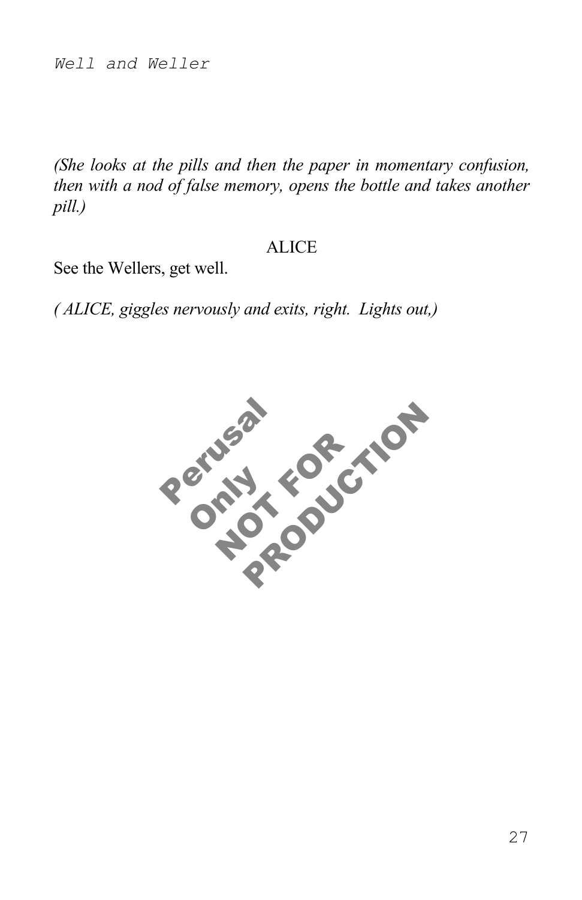*(She looks at the pills and then the paper in momentary confusion, then with a nod of false memory, opens the bottle and takes another pill.)*

ALICE

See the Wellers, get well.

*( ALICE, giggles nervously and exits, right. Lights out,)*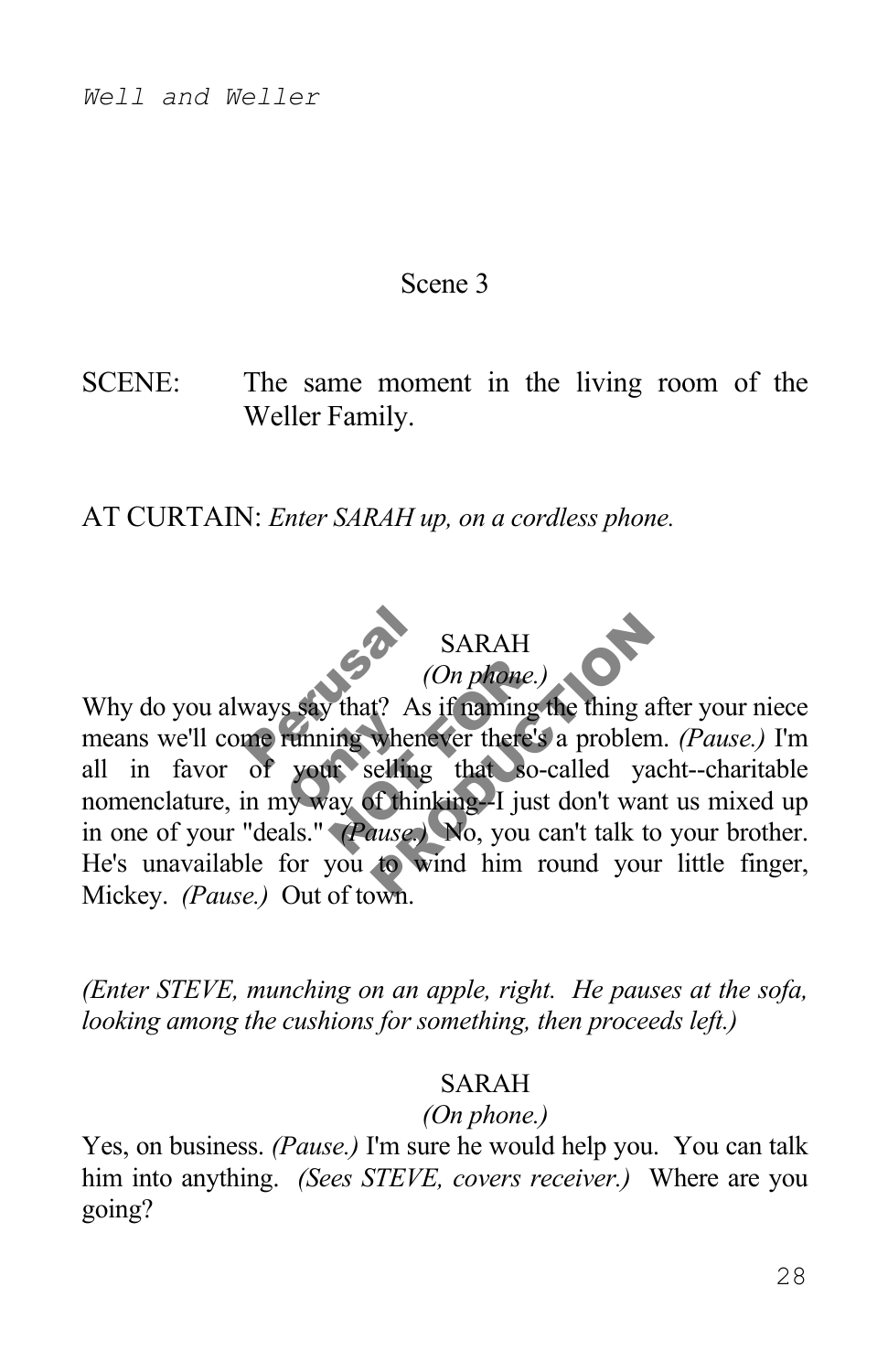## Scene 3

SCENE: The same moment in the living room of the Weller Family.

AT CURTAIN: *Enter SARAH up, on a cordless phone.*

SARAH
*(On phone.)*

Why do you always say that? As if naming the thing after your niece means we'll come running whenever there's a problem. *(Pause.)* I'm all in favor of your selling that so-called yacht--charitable nomenclature, in my way of thinking--I just don't want us mixed up in one of your "deals." *(Pause.)* No, you can't talk to your brother. He's unavailable for you to wind him round your little finger, Mickey. *(Pause.)* Out of town.

*(Enter STEVE, munching on an apple, right. He pauses at the sofa, looking among the cushions for something, then proceeds left.)*

SARAH
*(On phone.)*

Yes, on business. *(Pause.)* I'm sure he would help you. You can talk him into anything. *(Sees STEVE, covers receiver.)* Where are you going?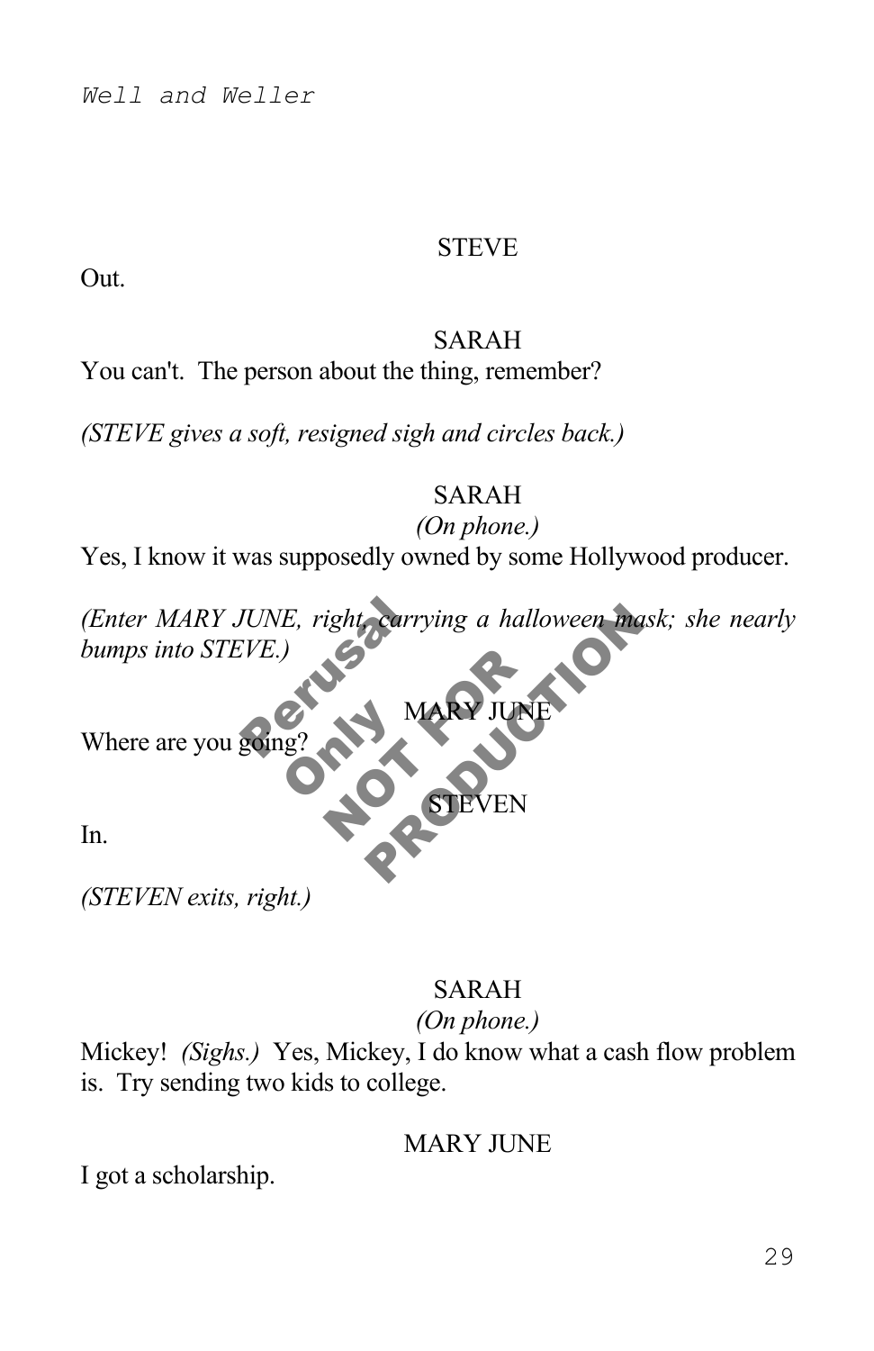STEVE

Out.

SARAH

You can't. The person about the thing, remember?

*(STEVE gives a soft, resigned sigh and circles back.)*

SARAH

*(On phone.)*

Yes, I know it was supposedly owned by some Hollywood producer.

*(Enter MARY JUNE, right, carrying a halloween mask; she nearly bumps into STEVE.)*

MARY JUNE

Where are you going?

STEVEN

In.

*(STEVEN exits, right.)*

SARAH

*(On phone.)*

Mickey! *(Sighs.)* Yes, Mickey, I do know what a cash flow problem is. Try sending two kids to college.

MARY JUNE

I got a scholarship.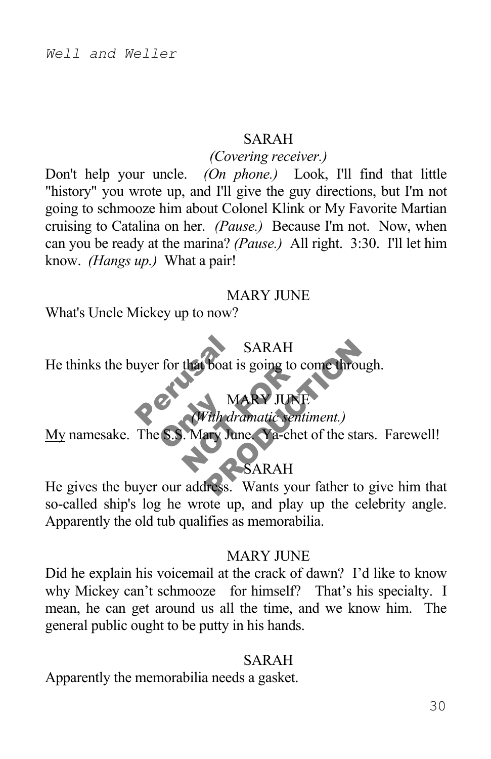SARAH

*(Covering receiver.)*

Don't help your uncle. *(On phone.)* Look, I'll find that little "history" you wrote up, and I'll give the guy directions, but I'm not going to schmooze him about Colonel Klink or My Favorite Martian cruising to Catalina on her. *(Pause.)* Because I'm not. Now, when can you be ready at the marina? *(Pause.)* All right. 3:30. I'll let him know. *(Hangs up.)* What a pair!

MARY JUNE

What's Uncle Mickey up to now?

SARAH

He thinks the buyer for that boat is going to come through.

MARY JUNE

*(With dramatic sentiment.)*

My namesake. The S.S. Mary June. Ya-chet of the stars. Farewell!

SARAH

He gives the buyer our address. Wants your father to give him that so-called ship's log he wrote up, and play up the celebrity angle. Apparently the old tub qualifies as memorabilia.

MARY JUNE

Did he explain his voicemail at the crack of dawn? I'd like to know why Mickey can't schmooze for himself? That's his specialty. I mean, he can get around us all the time, and we know him. The general public ought to be putty in his hands.

SARAH

Apparently the memorabilia needs a gasket.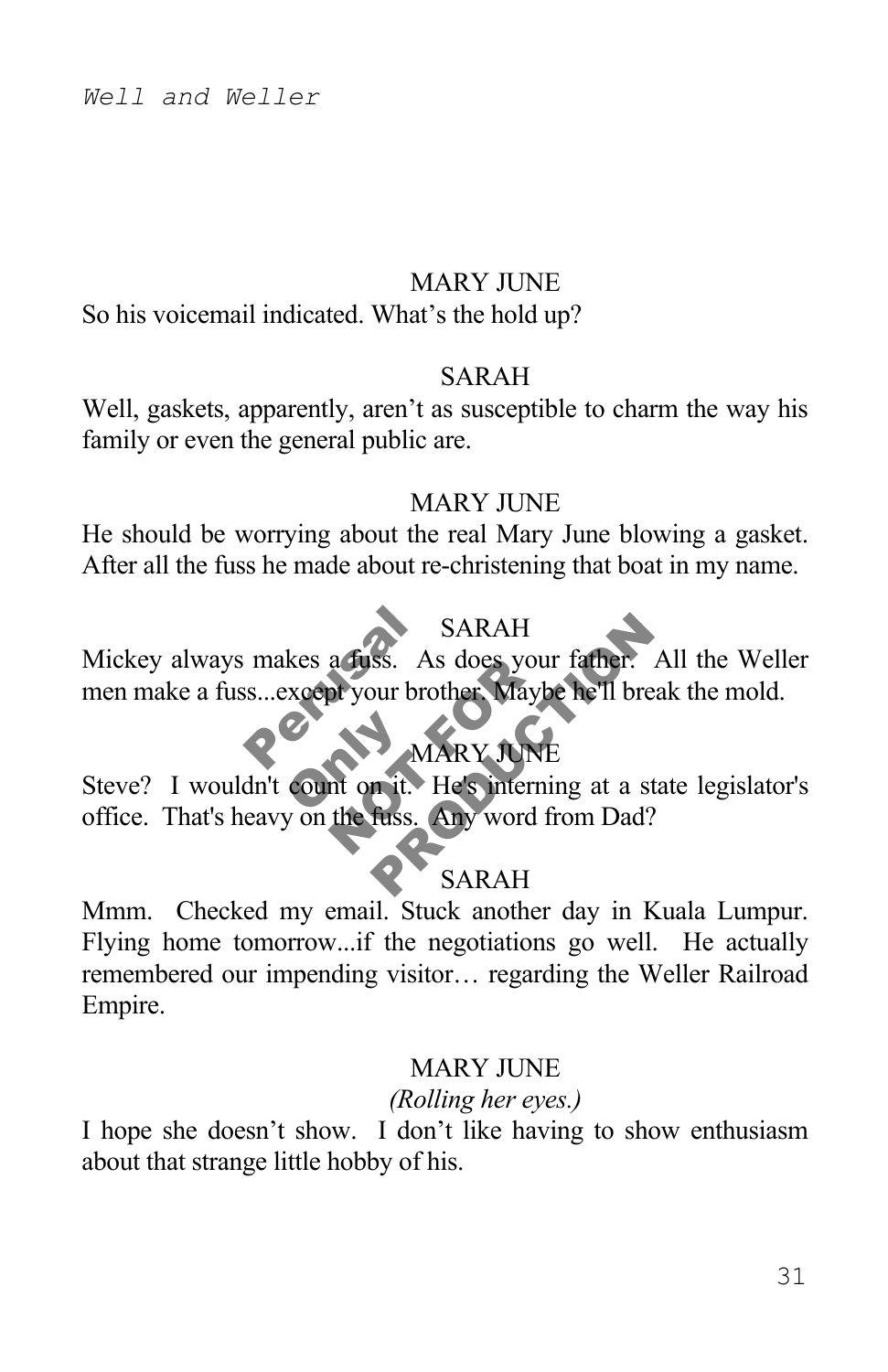MARY JUNE

So his voicemail indicated. What's the hold up?

SARAH

Well, gaskets, apparently, aren't as susceptible to charm the way his family or even the general public are.

MARY JUNE

He should be worrying about the real Mary June blowing a gasket. After all the fuss he made about re-christening that boat in my name.

SARAH

Mickey always makes a fuss. As does your father. All the Weller men make a fuss...except your brother. Maybe he'll break the mold.

MARY JUNE

Steve? I wouldn't count on it. He's interning at a state legislator's office. That's heavy on the fuss. Any word from Dad?

SARAH

Mmm. Checked my email. Stuck another day in Kuala Lumpur. Flying home tomorrow...if the negotiations go well. He actually remembered our impending visitor… regarding the Weller Railroad Empire.

MARY JUNE

*(Rolling her eyes.)*

I hope she doesn't show. I don't like having to show enthusiasm about that strange little hobby of his.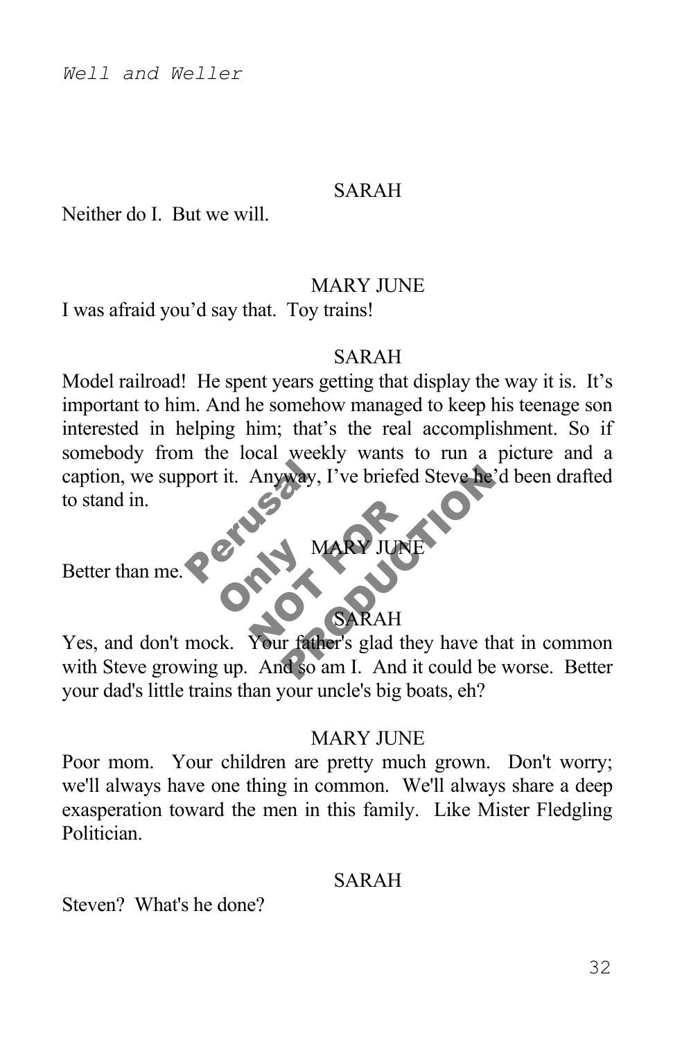SARAH

Neither do I. But we will.

MARY JUNE

I was afraid you'd say that. Toy trains!

SARAH

Model railroad! He spent years getting that display the way it is. It's important to him. And he somehow managed to keep his teenage son interested in helping him; that's the real accomplishment. So if somebody from the local weekly wants to run a picture and a caption, we support it. Anyway, I've briefed Steve he'd been drafted to stand in.

MARY JUNE

Better than me.

SARAH

Yes, and don't mock. Your father's glad they have that in common with Steve growing up. And so am I. And it could be worse. Better your dad's little trains than your uncle's big boats, eh?

MARY JUNE

Poor mom. Your children are pretty much grown. Don't worry; we'll always have one thing in common. We'll always share a deep exasperation toward the men in this family. Like Mister Fledgling Politician.

SARAH

Steven? What's he done?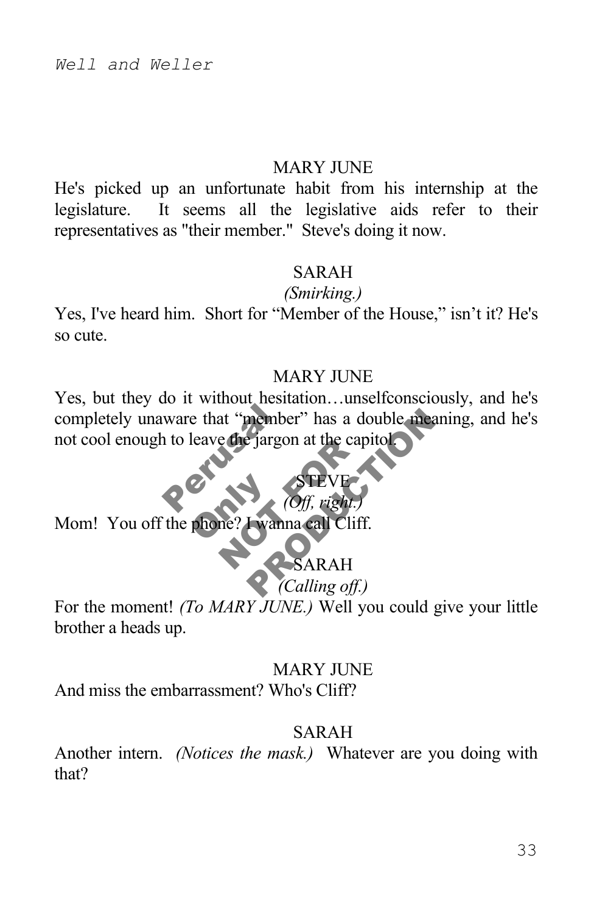MARY JUNE

He's picked up an unfortunate habit from his internship at the legislature. It seems all the legislative aids refer to their representatives as "their member." Steve's doing it now.

SARAH

*(Smirking.)*

Yes, I've heard him. Short for "Member of the House," isn't it? He's so cute.

MARY JUNE

Yes, but they do it without hesitation…unselfconsciously, and he's completely unaware that "member" has a double meaning, and he's not cool enough to leave the jargon at the capitol.

STEVE

*(Off, right.)*

Mom! You off the phone? I wanna call Cliff.

SARAH

*(Calling off.)*

For the moment! *(To MARY JUNE.)* Well you could give your little brother a heads up.

MARY JUNE

And miss the embarrassment? Who's Cliff?

SARAH

Another intern. *(Notices the mask.)* Whatever are you doing with that?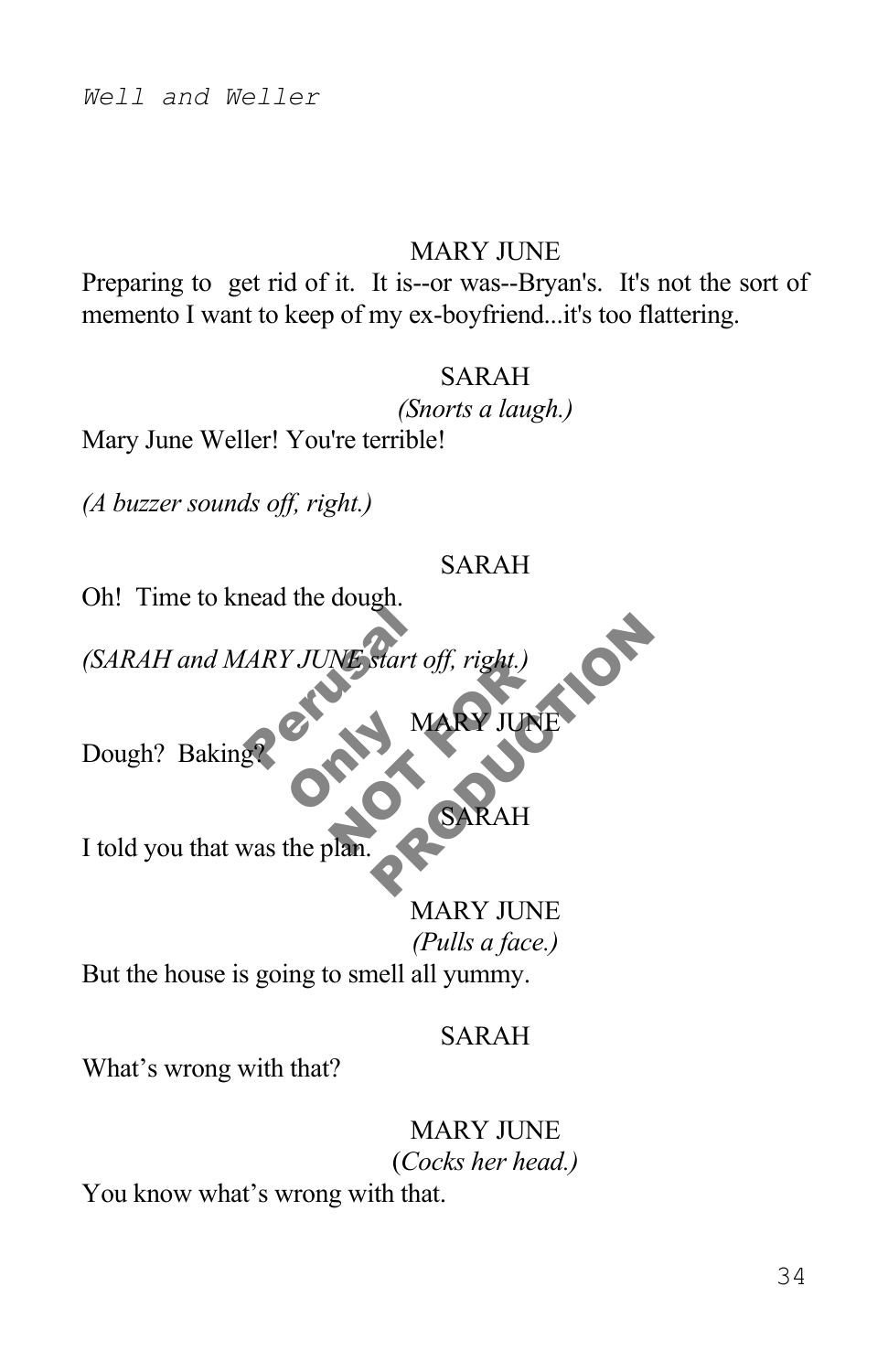MARY JUNE

Preparing to  get rid of it.  It is--or was--Bryan's.  It's not the sort of memento I want to keep of my ex-boyfriend...it's too flattering.

SARAH

*(Snorts a laugh.)*

Mary June Weller! You're terrible!

*(A buzzer sounds off, right.)*

SARAH

Oh!  Time to knead the dough.

*(SARAH and MARY JUNE start off, right.)*

MARY JUNE

Dough?  Baking?

SARAH

I told you that was the plan.

MARY JUNE

*(Pulls a face.)*

But the house is going to smell all yummy.

SARAH

What's wrong with that?

MARY JUNE

(*Cocks her head.)*

You know what's wrong with that.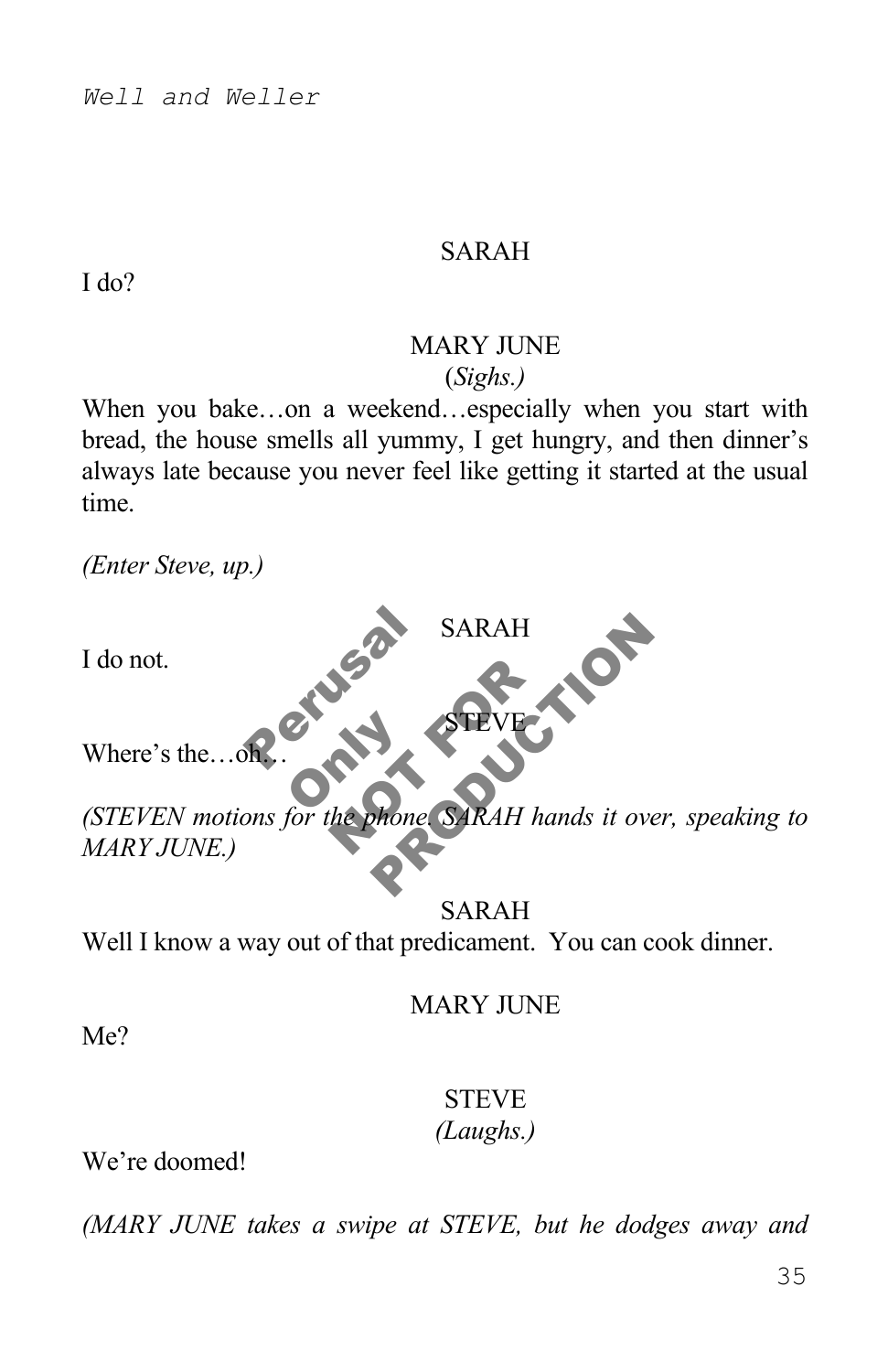SARAH

I do?

MARY JUNE

*(Sighs.)*

When you bake…on a weekend…especially when you start with bread, the house smells all yummy, I get hungry, and then dinner's always late because you never feel like getting it started at the usual time.

*(Enter Steve, up.)*

SARAH

I do not.

STEVE

Where's the…oh…

*(STEVEN motions for the phone. SARAH hands it over, speaking to MARY JUNE.)*

SARAH

Well I know a way out of that predicament. You can cook dinner.

MARY JUNE

Me?

STEVE

*(Laughs.)*

We're doomed!

*(MARY JUNE takes a swipe at STEVE, but he dodges away and*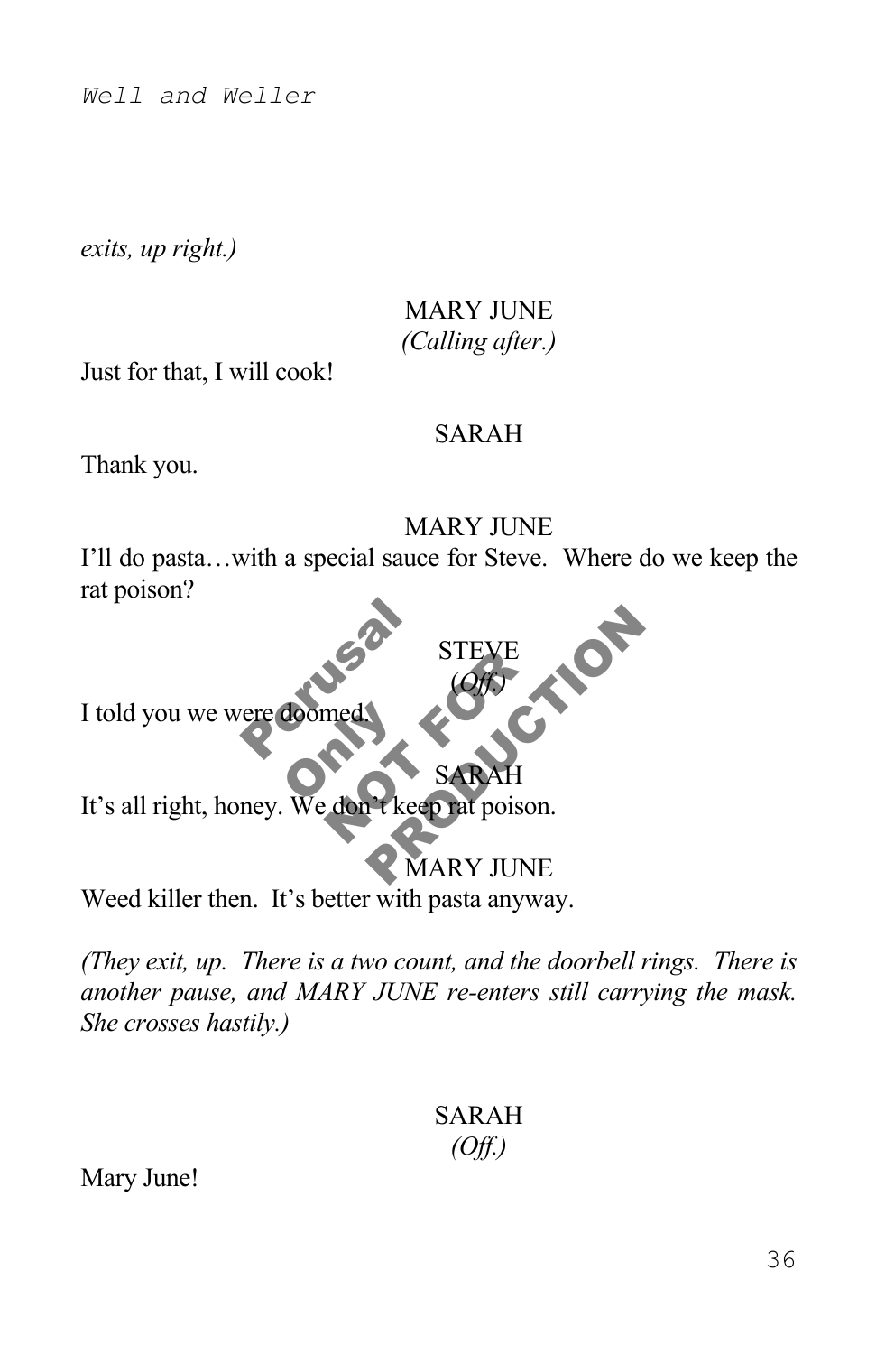*exits, up right.)*

MARY JUNE
*(Calling after.)*

Just for that, I will cook!

SARAH

Thank you.

MARY JUNE

I'll do pasta…with a special sauce for Steve. Where do we keep the rat poison?

STEVE
*(Off.)*

I told you we were doomed.

SARAH

It's all right, honey. We don't keep rat poison.

MARY JUNE

Weed killer then. It's better with pasta anyway.

*(They exit, up. There is a two count, and the doorbell rings. There is another pause, and MARY JUNE re-enters still carrying the mask. She crosses hastily.)*

SARAH
*(Off.)*

Mary June!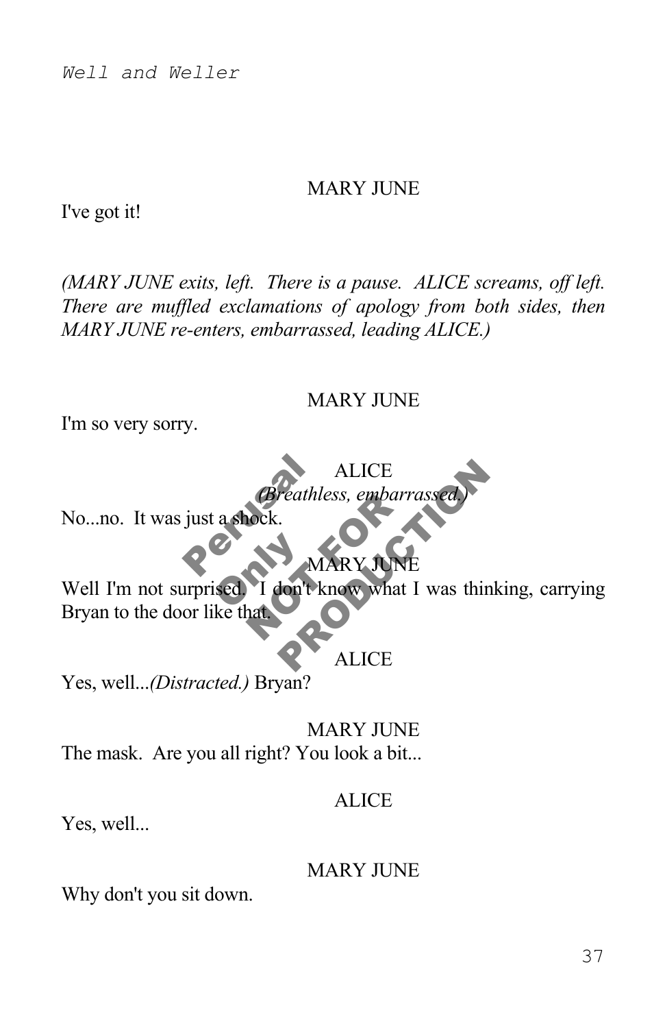MARY JUNE

I've got it!

*(MARY JUNE exits, left. There is a pause. ALICE screams, off left. There are muffled exclamations of apology from both sides, then MARY JUNE re-enters, embarrassed, leading ALICE.)*

MARY JUNE

I'm so very sorry.

ALICE
*(Breathless, embarrassed.)*

No...no. It was just a shock.

MARY JUNE

Well I'm not surprised. I don't know what I was thinking, carrying Bryan to the door like that.

ALICE

Yes, well...*(Distracted.)* Bryan?

MARY JUNE

The mask. Are you all right? You look a bit...

ALICE

Yes, well...

MARY JUNE

Why don't you sit down.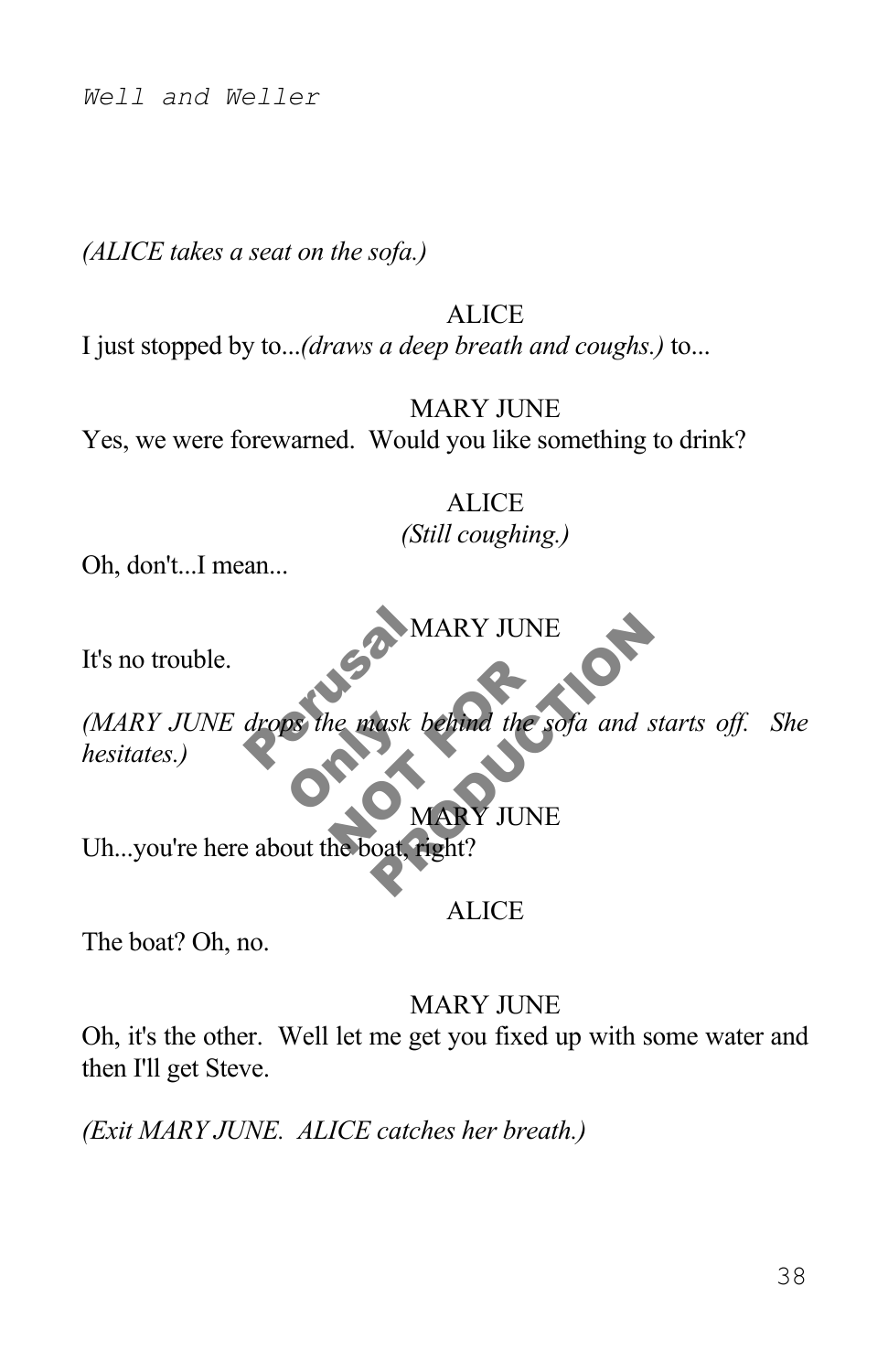*(ALICE takes a seat on the sofa.)*

ALICE

I just stopped by to...*(draws a deep breath and coughs.)* to...

MARY JUNE

Yes, we were forewarned. Would you like something to drink?

ALICE

*(Still coughing.)*

Oh, don't...I mean...

MARY JUNE

It's no trouble.

*(MARY JUNE drops the mask behind the sofa and starts off. She hesitates.)*

MARY JUNE

Uh...you're here about the boat, right?

ALICE

The boat? Oh, no.

MARY JUNE

Oh, it's the other. Well let me get you fixed up with some water and then I'll get Steve.

*(Exit MARY JUNE. ALICE catches her breath.)*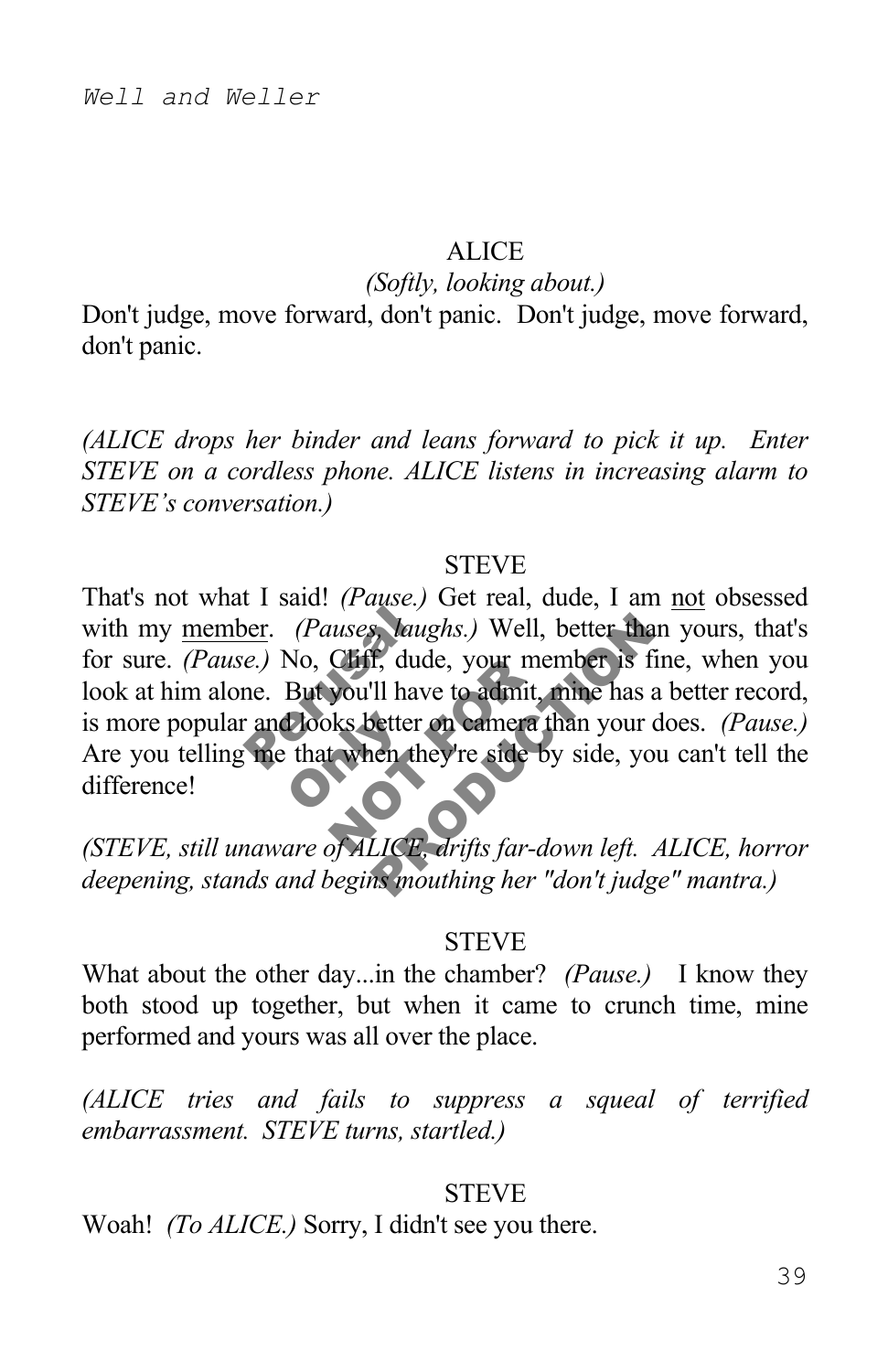ALICE

*(Softly, looking about.)*

Don't judge, move forward, don't panic. Don't judge, move forward, don't panic.

*(ALICE drops her binder and leans forward to pick it up. Enter STEVE on a cordless phone. ALICE listens in increasing alarm to STEVE's conversation.)*

STEVE

That's not what I said! *(Pause.)* Get real, dude, I am not obsessed with my member. *(Pauses, laughs.)* Well, better than yours, that's for sure. *(Pause.)* No, Cliff, dude, your member is fine, when you look at him alone. But you'll have to admit, mine has a better record, is more popular and looks better on camera than your does. *(Pause.)* Are you telling me that when they're side by side, you can't tell the difference!

*(STEVE, still unaware of ALICE, drifts far-down left. ALICE, horror deepening, stands and begins mouthing her "don't judge" mantra.)*

STEVE

What about the other day...in the chamber? *(Pause.)* I know they both stood up together, but when it came to crunch time, mine performed and yours was all over the place.

*(ALICE tries and fails to suppress a squeal of terrified embarrassment. STEVE turns, startled.)*

STEVE

Woah! *(To ALICE.)* Sorry, I didn't see you there.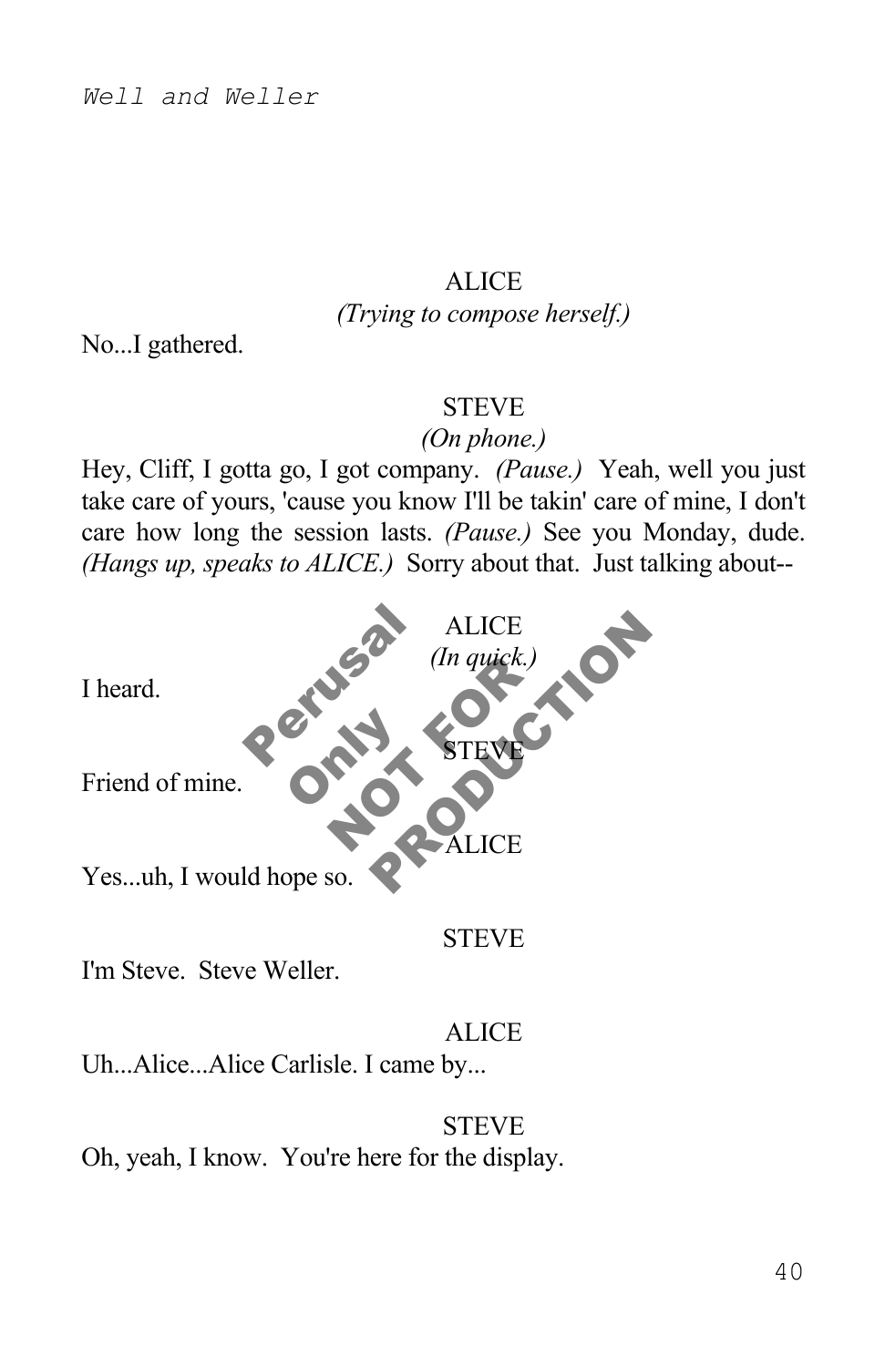ALICE
*(Trying to compose herself.)*

No...I gathered.

STEVE
*(On phone.)*

Hey, Cliff, I gotta go, I got company. *(Pause.)* Yeah, well you just take care of yours, 'cause you know I'll be takin' care of mine, I don't care how long the session lasts. *(Pause.)* See you Monday, dude. *(Hangs up, speaks to ALICE.)* Sorry about that. Just talking about--

ALICE
*(In quick.)*

I heard.

STEVE

Friend of mine.

ALICE

Yes...uh, I would hope so.

STEVE

I'm Steve. Steve Weller.

ALICE

Uh...Alice...Alice Carlisle. I came by...

STEVE

Oh, yeah, I know. You're here for the display.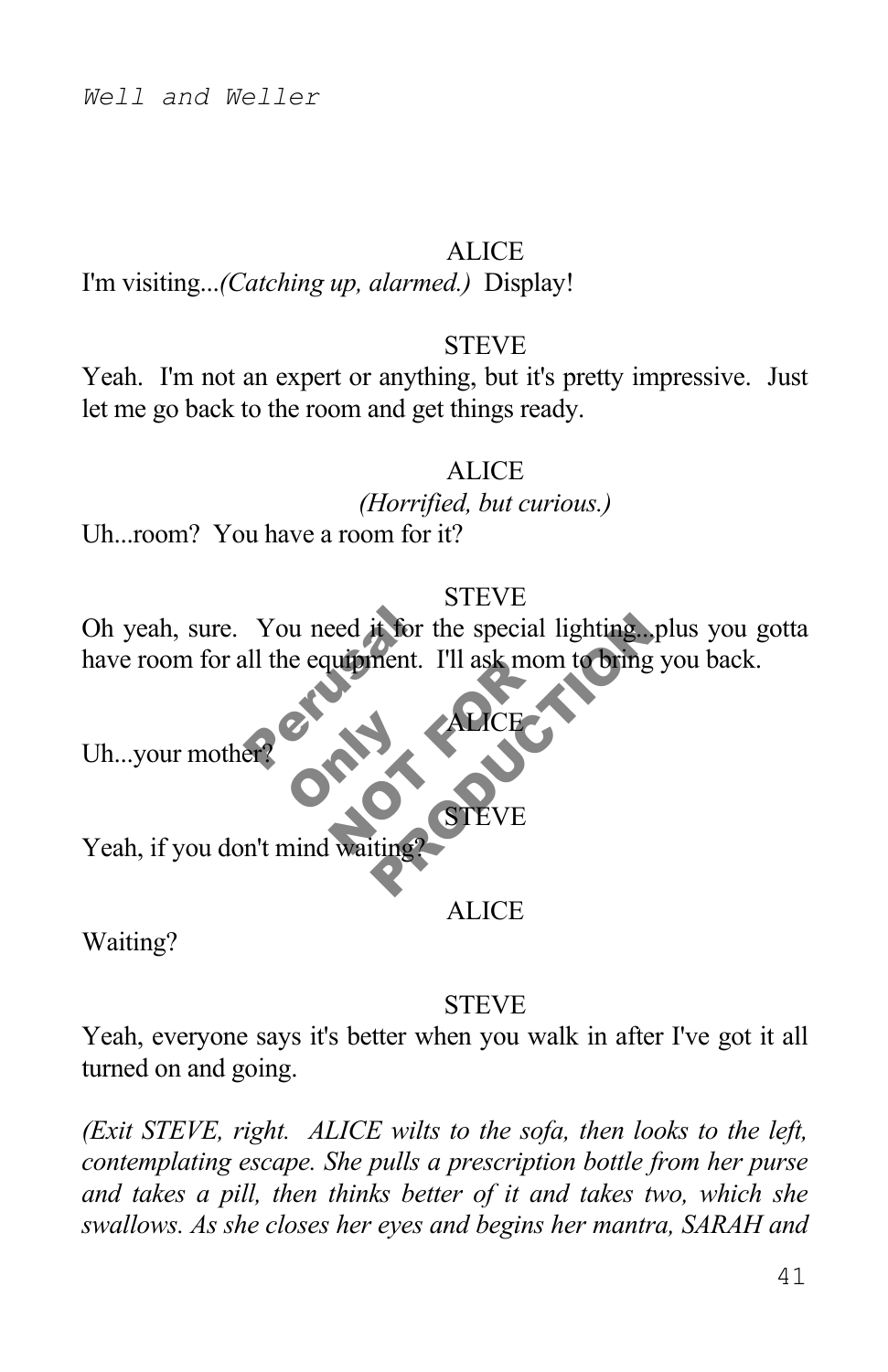ALICE

I'm visiting...*(Catching up, alarmed.)* Display!

STEVE

Yeah. I'm not an expert or anything, but it's pretty impressive. Just let me go back to the room and get things ready.

ALICE

*(Horrified, but curious.)*

Uh...room? You have a room for it?

STEVE

Oh yeah, sure. You need it for the special lighting...plus you gotta have room for all the equipment. I'll ask mom to bring you back.

ALICE

Uh...your mother?

STEVE

Yeah, if you don't mind waiting?

ALICE

Waiting?

STEVE

Yeah, everyone says it's better when you walk in after I've got it all turned on and going.

*(Exit STEVE, right. ALICE wilts to the sofa, then looks to the left, contemplating escape. She pulls a prescription bottle from her purse and takes a pill, then thinks better of it and takes two, which she swallows. As she closes her eyes and begins her mantra, SARAH and*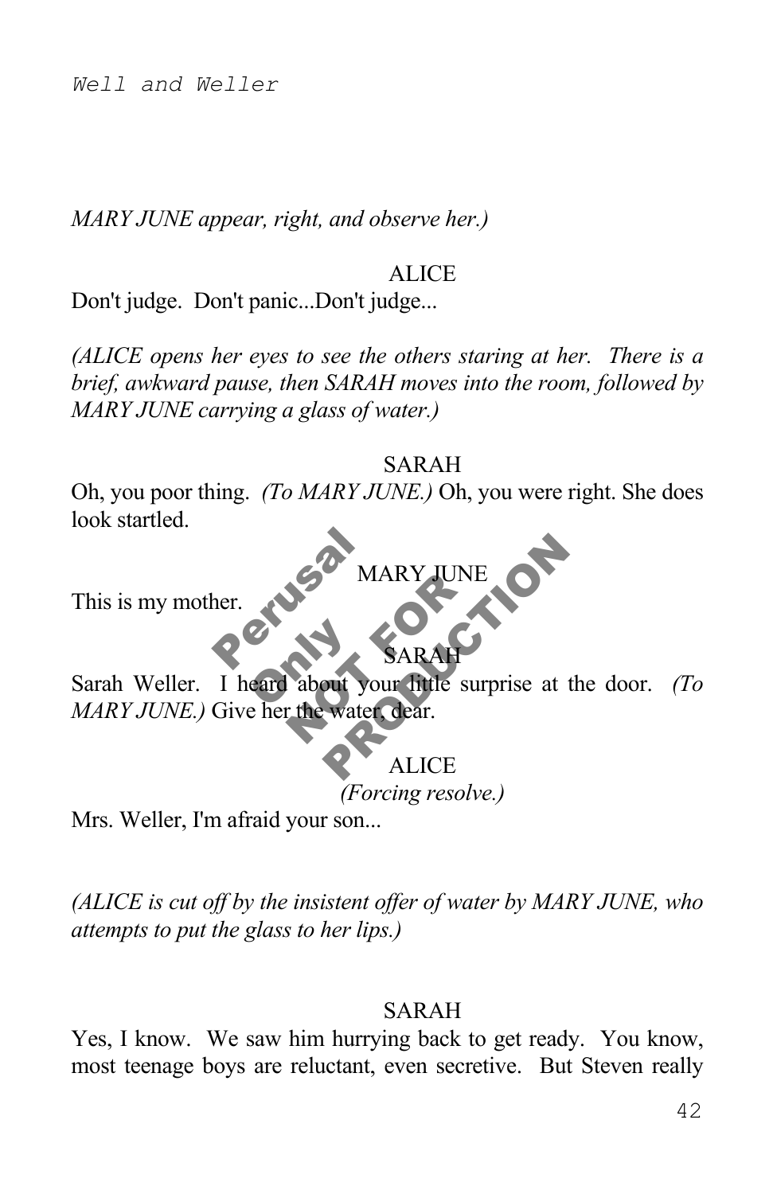*MARY JUNE appear, right, and observe her.)*

ALICE

Don't judge. Don't panic...Don't judge...

*(ALICE opens her eyes to see the others staring at her. There is a brief, awkward pause, then SARAH moves into the room, followed by MARY JUNE carrying a glass of water.)*

SARAH

Oh, you poor thing. *(To MARY JUNE.)* Oh, you were right. She does look startled.

MARY JUNE

This is my mother.

SARAH

Sarah Weller. I heard about your little surprise at the door. *(To MARY JUNE.)* Give her the water, dear.

ALICE

*(Forcing resolve.)*

Mrs. Weller, I'm afraid your son...

*(ALICE is cut off by the insistent offer of water by MARY JUNE, who attempts to put the glass to her lips.)*

SARAH

Yes, I know. We saw him hurrying back to get ready. You know, most teenage boys are reluctant, even secretive. But Steven really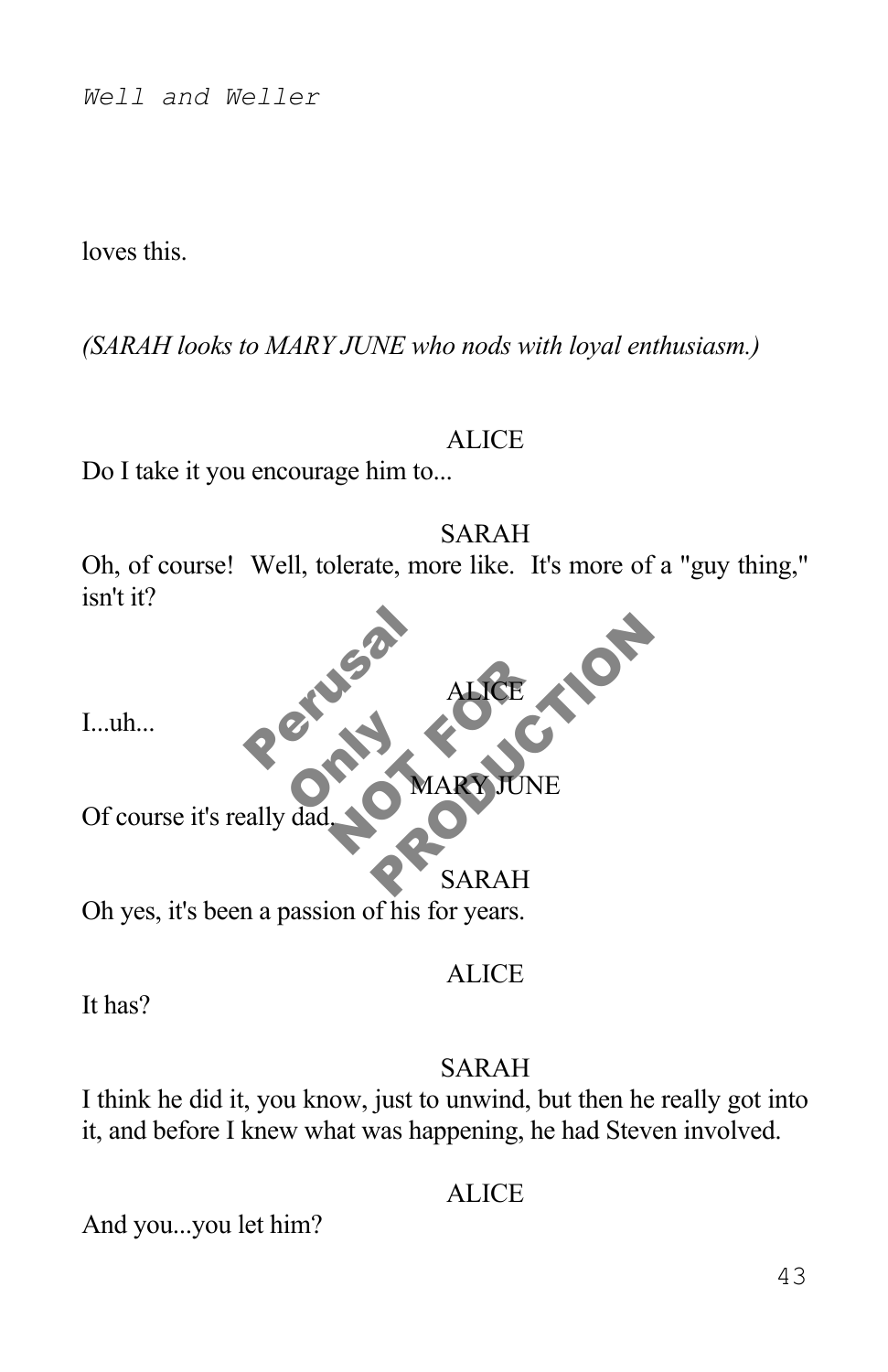loves this.

*(SARAH looks to MARY JUNE who nods with loyal enthusiasm.)*

ALICE

Do I take it you encourage him to...

SARAH

Oh, of course! Well, tolerate, more like. It's more of a "guy thing," isn't it?

ALICE

I...uh...

MARY JUNE

Of course it's really dad.

SARAH

Oh yes, it's been a passion of his for years.

ALICE

It has?

SARAH

I think he did it, you know, just to unwind, but then he really got into it, and before I knew what was happening, he had Steven involved.

ALICE

And you...you let him?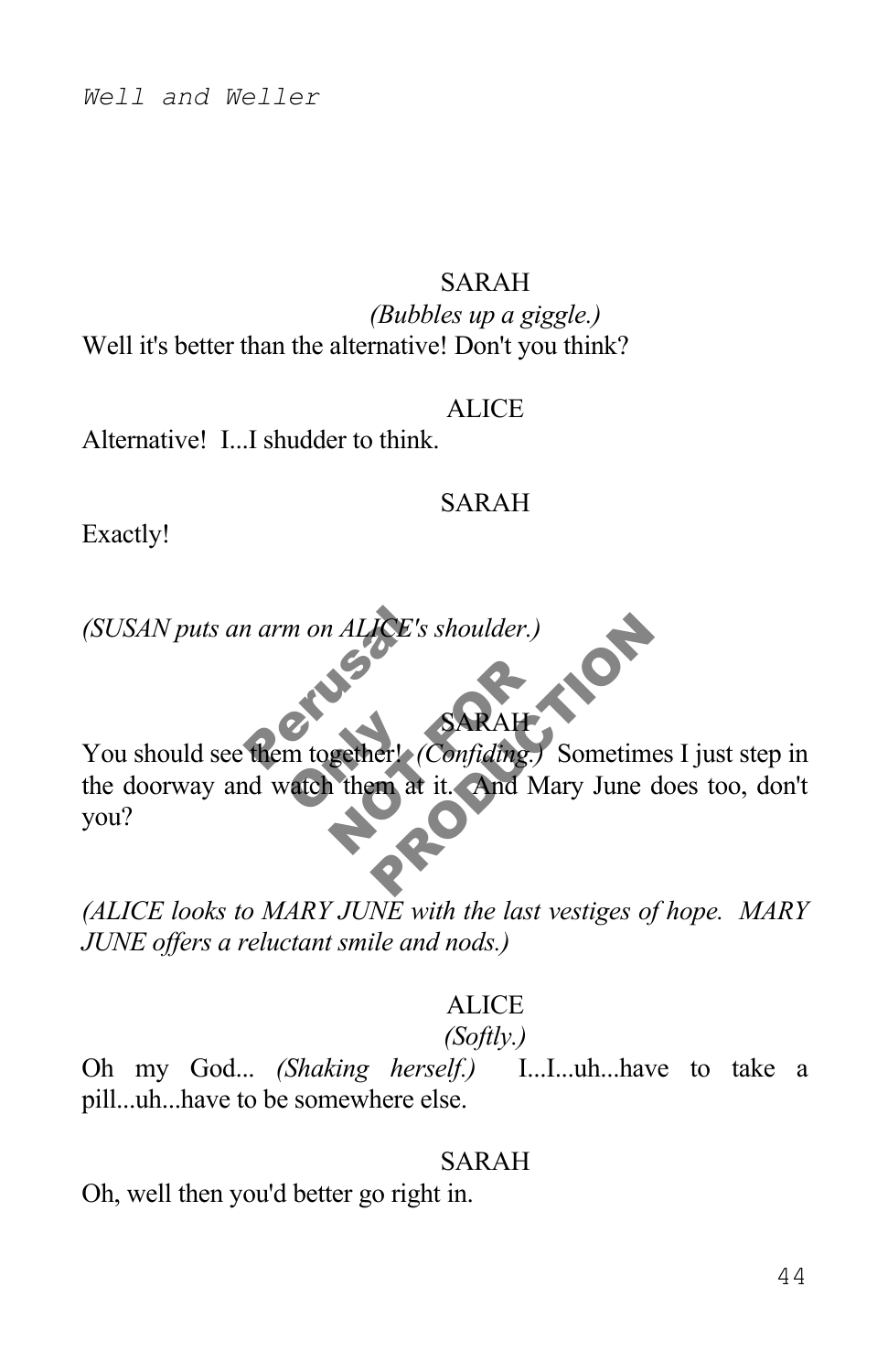SARAH

*(Bubbles up a giggle.)*

Well it's better than the alternative! Don't you think?

ALICE

Alternative! I...I shudder to think.

SARAH

Exactly!

*(SUSAN puts an arm on ALICE's shoulder.)*

SARAH

You should see them together! *(Confiding.)* Sometimes I just step in the doorway and watch them at it. And Mary June does too, don't you?

*(ALICE looks to MARY JUNE with the last vestiges of hope. MARY JUNE offers a reluctant smile and nods.)*

ALICE

*(Softly.)*

Oh my God... *(Shaking herself.)* I...I...uh...have to take a pill...uh...have to be somewhere else.

SARAH

Oh, well then you'd better go right in.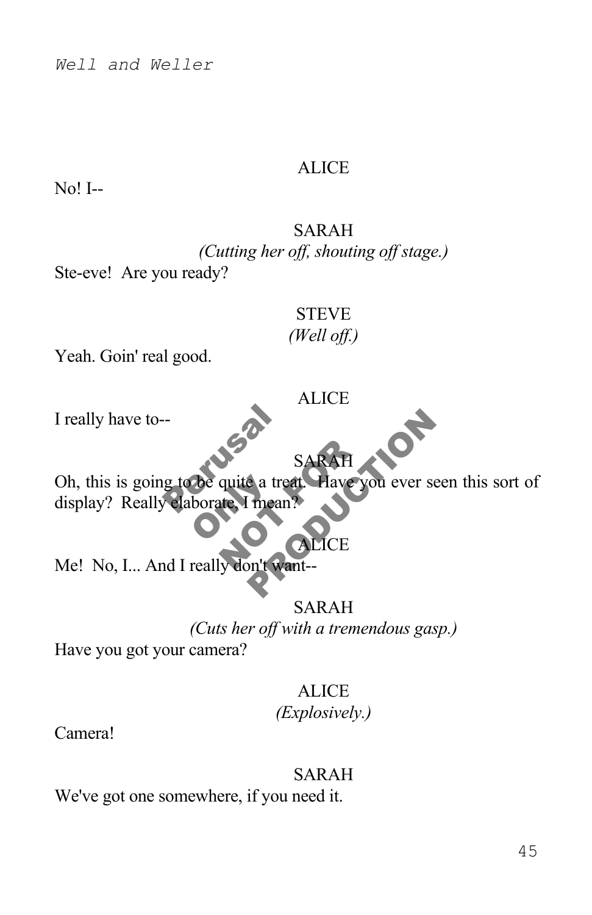ALICE

No! I--

SARAH

*(Cutting her off, shouting off stage.)*

Ste-eve! Are you ready?

STEVE

*(Well off.)*

Yeah. Goin' real good.

ALICE

I really have to--

SARAH

Oh, this is going to be quite a treat. Have you ever seen this sort of display? Really elaborate, I mean?

ALICE

Me! No, I... And I really don't want--

SARAH

*(Cuts her off with a tremendous gasp.)*

Have you got your camera?

ALICE

*(Explosively.)*

Camera!

SARAH

We've got one somewhere, if you need it.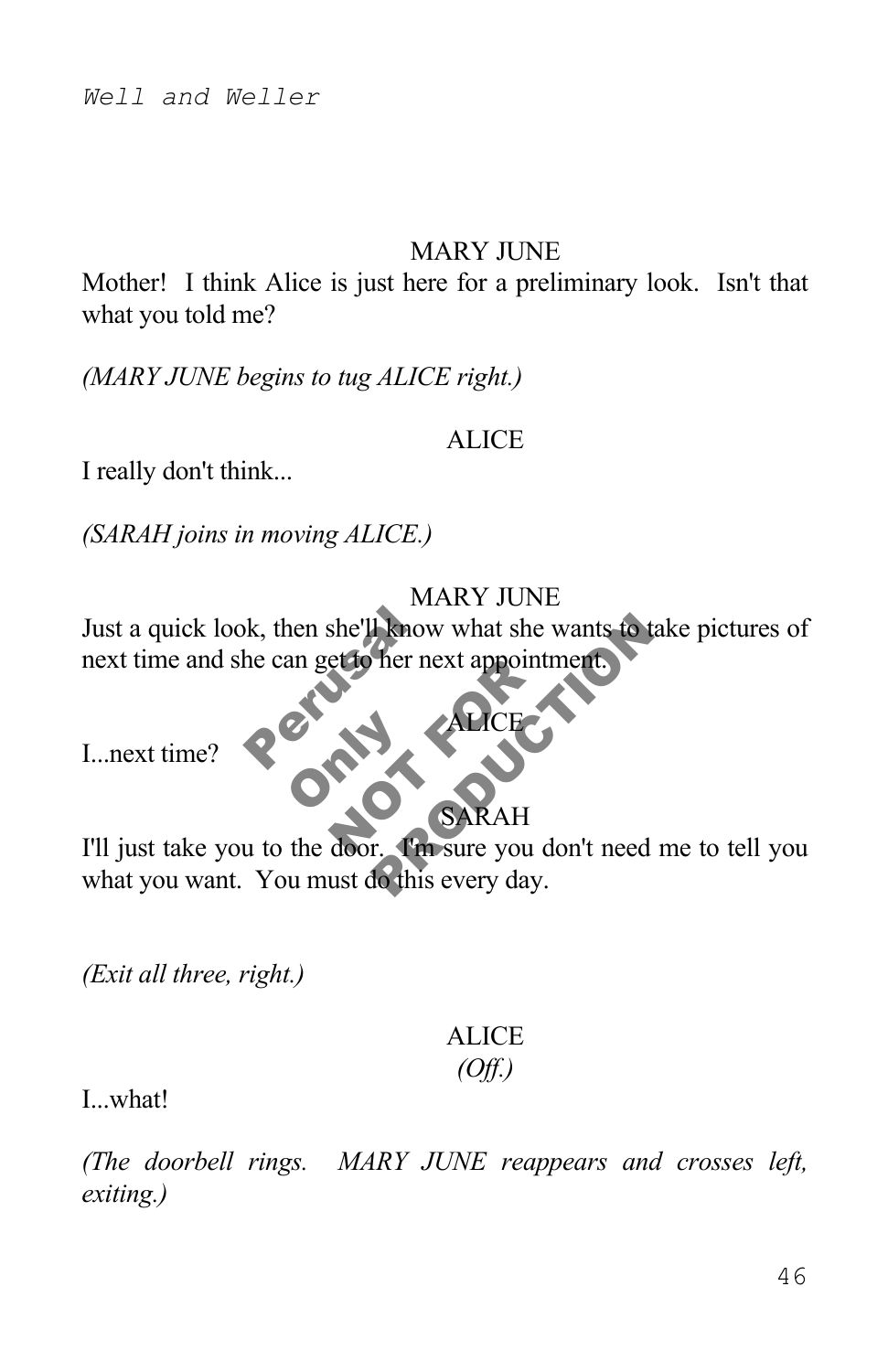MARY JUNE

Mother! I think Alice is just here for a preliminary look. Isn't that what you told me?

*(MARY JUNE begins to tug ALICE right.)*

ALICE

I really don't think...

*(SARAH joins in moving ALICE.)*

MARY JUNE

Just a quick look, then she'll know what she wants to take pictures of next time and she can get to her next appointment.

ALICE

I...next time?

SARAH

I'll just take you to the door. I'm sure you don't need me to tell you what you want. You must do this every day.

*(Exit all three, right.)*

ALICE
*(Off.)*

I...what!

*(The doorbell rings. MARY JUNE reappears and crosses left, exiting.)*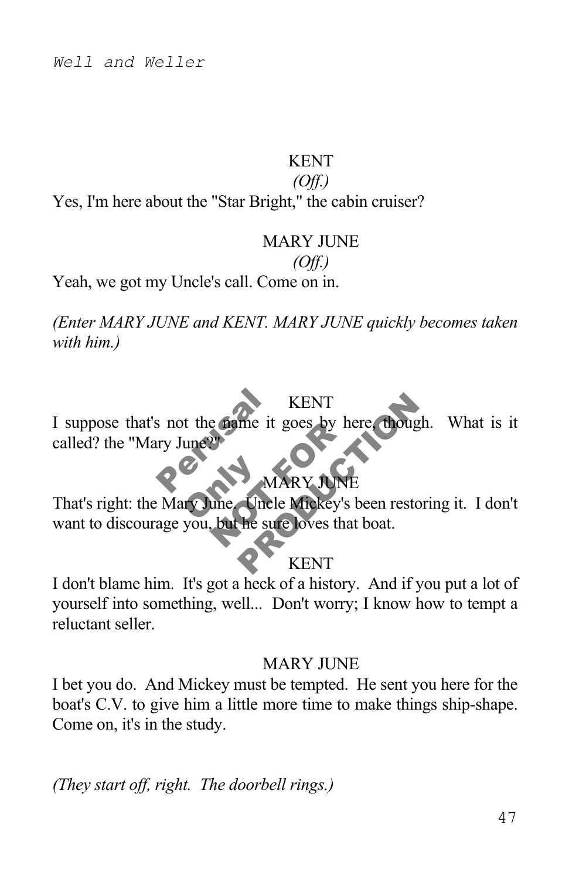KENT

*(Off.)*

Yes, I'm here about the "Star Bright," the cabin cruiser?

MARY JUNE

*(Off.)*

Yeah, we got my Uncle's call. Come on in.

*(Enter MARY JUNE and KENT. MARY JUNE quickly becomes taken with him.)*

KENT

I suppose that's not the name it goes by here, though. What is it called? the "Mary June?"

MARY JUNE

That's right: the Mary June. Uncle Mickey's been restoring it. I don't want to discourage you, but he sure loves that boat.

KENT

I don't blame him. It's got a heck of a history. And if you put a lot of yourself into something, well... Don't worry; I know how to tempt a reluctant seller.

MARY JUNE

I bet you do. And Mickey must be tempted. He sent you here for the boat's C.V. to give him a little more time to make things ship-shape. Come on, it's in the study.

*(They start off, right. The doorbell rings.)*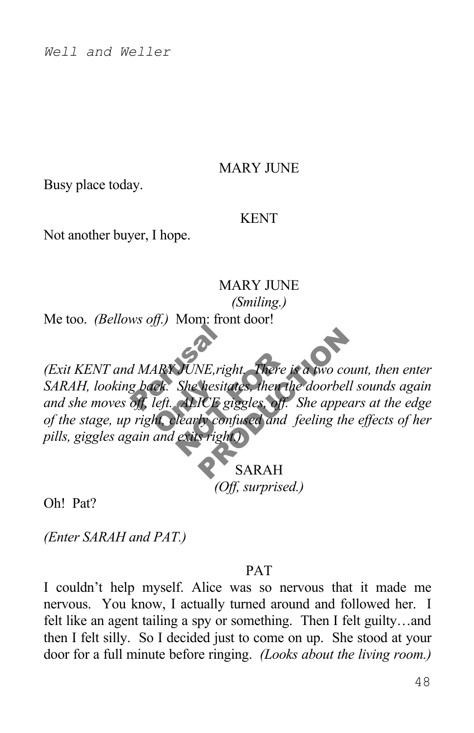MARY JUNE

Busy place today.

KENT

Not another buyer, I hope.

MARY JUNE
*(Smiling.)*

Me too. *(Bellows off.)* Mom: front door!

*(Exit KENT and MARY JUNE, right. There is a two count, then enter SARAH, looking back. She hesitates, then the doorbell sounds again and she moves off, left. ALICE giggles, off. She appears at the edge of the stage, up right, clearly confused and feeling the effects of her pills, giggles again and exits right.)*

SARAH
*(Off, surprised.)*

Oh! Pat?

*(Enter SARAH and PAT.)*

PAT

I couldn't help myself. Alice was so nervous that it made me nervous. You know, I actually turned around and followed her. I felt like an agent tailing a spy or something. Then I felt guilty…and then I felt silly. So I decided just to come on up. She stood at your door for a full minute before ringing. *(Looks about the living room.)*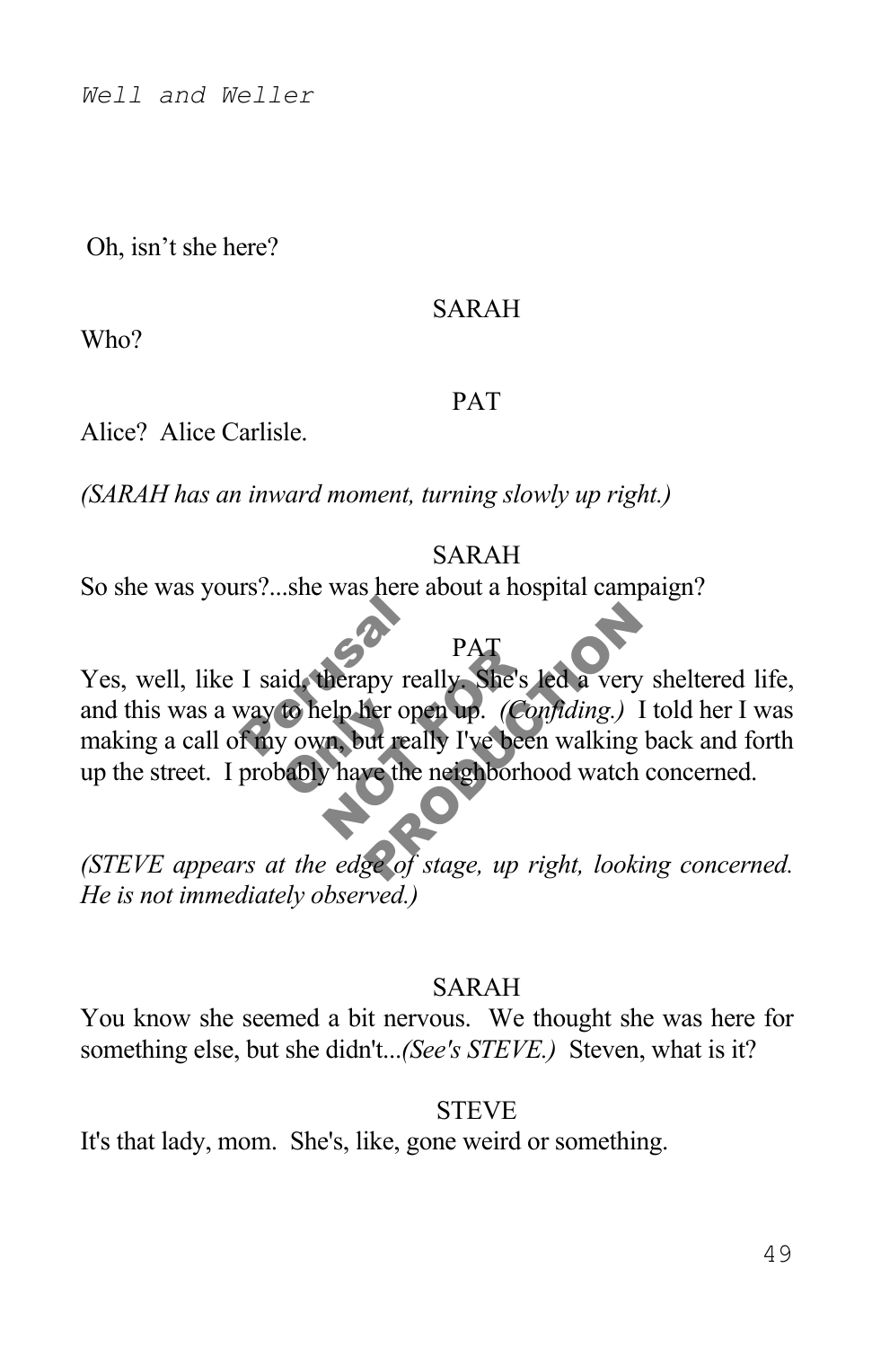Oh, isn't she here?

SARAH

Who?

PAT

Alice? Alice Carlisle.

*(SARAH has an inward moment, turning slowly up right.)*

SARAH

So she was yours?...she was here about a hospital campaign?

PAT

Yes, well, like I said, therapy really. She's led a very sheltered life, and this was a way to help her open up. *(Confiding.)* I told her I was making a call of my own, but really I've been walking back and forth up the street. I probably have the neighborhood watch concerned.

*(STEVE appears at the edge of stage, up right, looking concerned. He is not immediately observed.)*

SARAH

You know she seemed a bit nervous. We thought she was here for something else, but she didn't...*(See's STEVE.)* Steven, what is it?

STEVE

It's that lady, mom. She's, like, gone weird or something.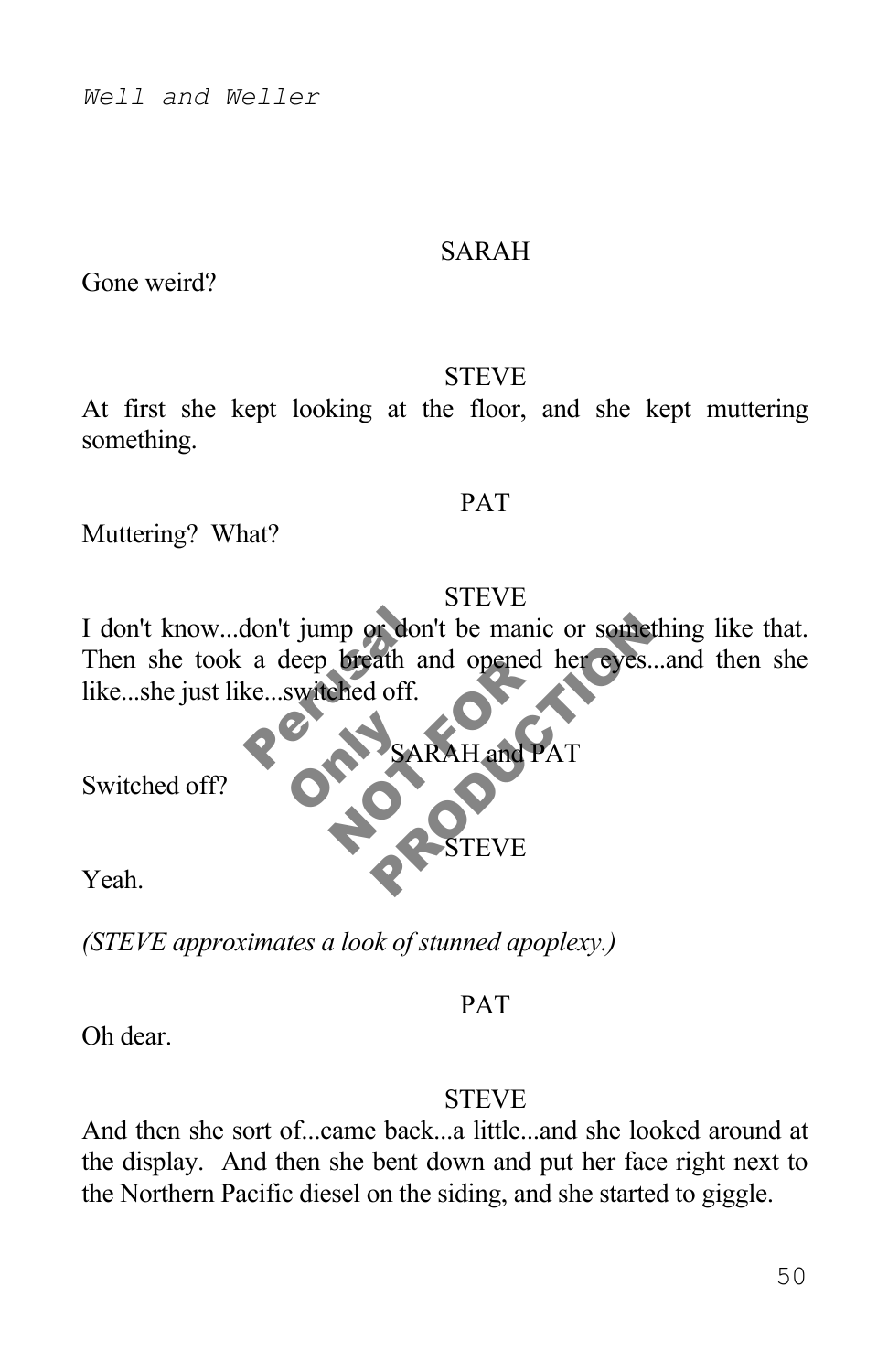SARAH

Gone weird?

STEVE

At first she kept looking at the floor, and she kept muttering something.

PAT

Muttering? What?

STEVE

I don't know...don't jump or don't be manic or something like that. Then she took a deep breath and opened her eyes...and then she like...she just like...switched off.

SARAH and PAT

Switched off?

STEVE

Yeah.

*(STEVE approximates a look of stunned apoplexy.)*

PAT

Oh dear.

STEVE

And then she sort of...came back...a little...and she looked around at the display. And then she bent down and put her face right next to the Northern Pacific diesel on the siding, and she started to giggle.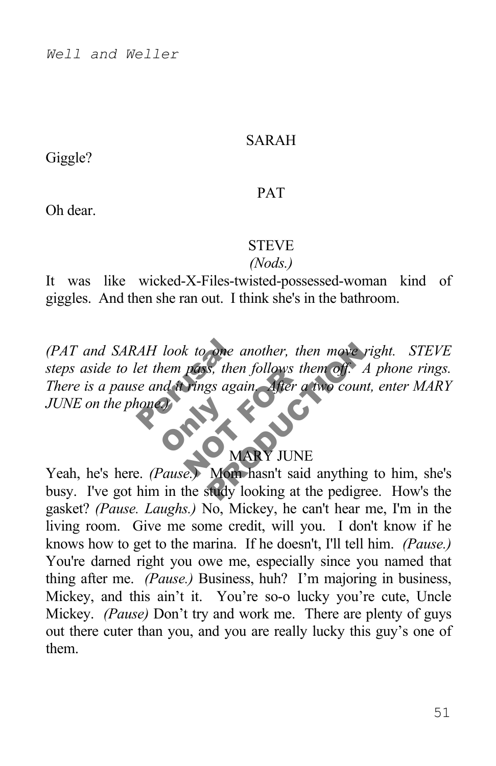SARAH

Giggle?

PAT

Oh dear.

STEVE

*(Nods.)*

It was like wicked-X-Files-twisted-possessed-woman kind of giggles. And then she ran out. I think she's in the bathroom.

*(PAT and SARAH look to one another, then move right. STEVE steps aside to let them pass, then follows them off. A phone rings. There is a pause and it rings again. After a two count, enter MARY JUNE on the phone.)*

MARY JUNE

Yeah, he's here. *(Pause.)* Mom hasn't said anything to him, she's busy. I've got him in the study looking at the pedigree. How's the gasket? *(Pause. Laughs.)* No, Mickey, he can't hear me, I'm in the living room. Give me some credit, will you. I don't know if he knows how to get to the marina. If he doesn't, I'll tell him. *(Pause.)* You're darned right you owe me, especially since you named that thing after me. *(Pause.)* Business, huh? I'm majoring in business, Mickey, and this ain't it. You're so-o lucky you're cute, Uncle Mickey. *(Pause)* Don't try and work me. There are plenty of guys out there cuter than you, and you are really lucky this guy's one of them.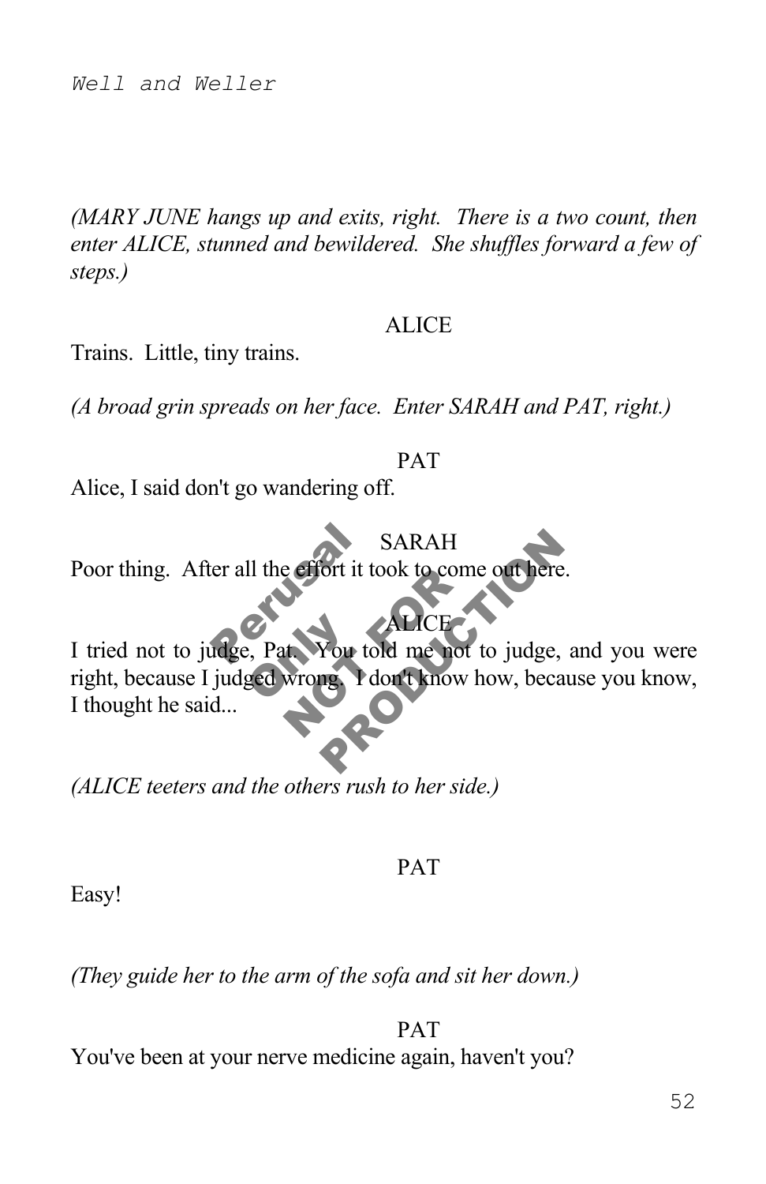*(MARY JUNE hangs up and exits, right.  There is a two count, then enter ALICE, stunned and bewildered.  She shuffles forward a few of steps.)*

ALICE

Trains.  Little, tiny trains.

*(A broad grin spreads on her face.  Enter SARAH and PAT, right.)*

PAT

Alice, I said don't go wandering off.

SARAH

Poor thing.  After all the effort it took to come out here.

ALICE

I tried not to judge, Pat.  You told me not to judge, and you were right, because I judged wrong.  I don't know how, because you know, I thought he said...

*(ALICE teeters and the others rush to her side.)*

PAT

Easy!

*(They guide her to the arm of the sofa and sit her down.)*

PAT

You've been at your nerve medicine again, haven't you?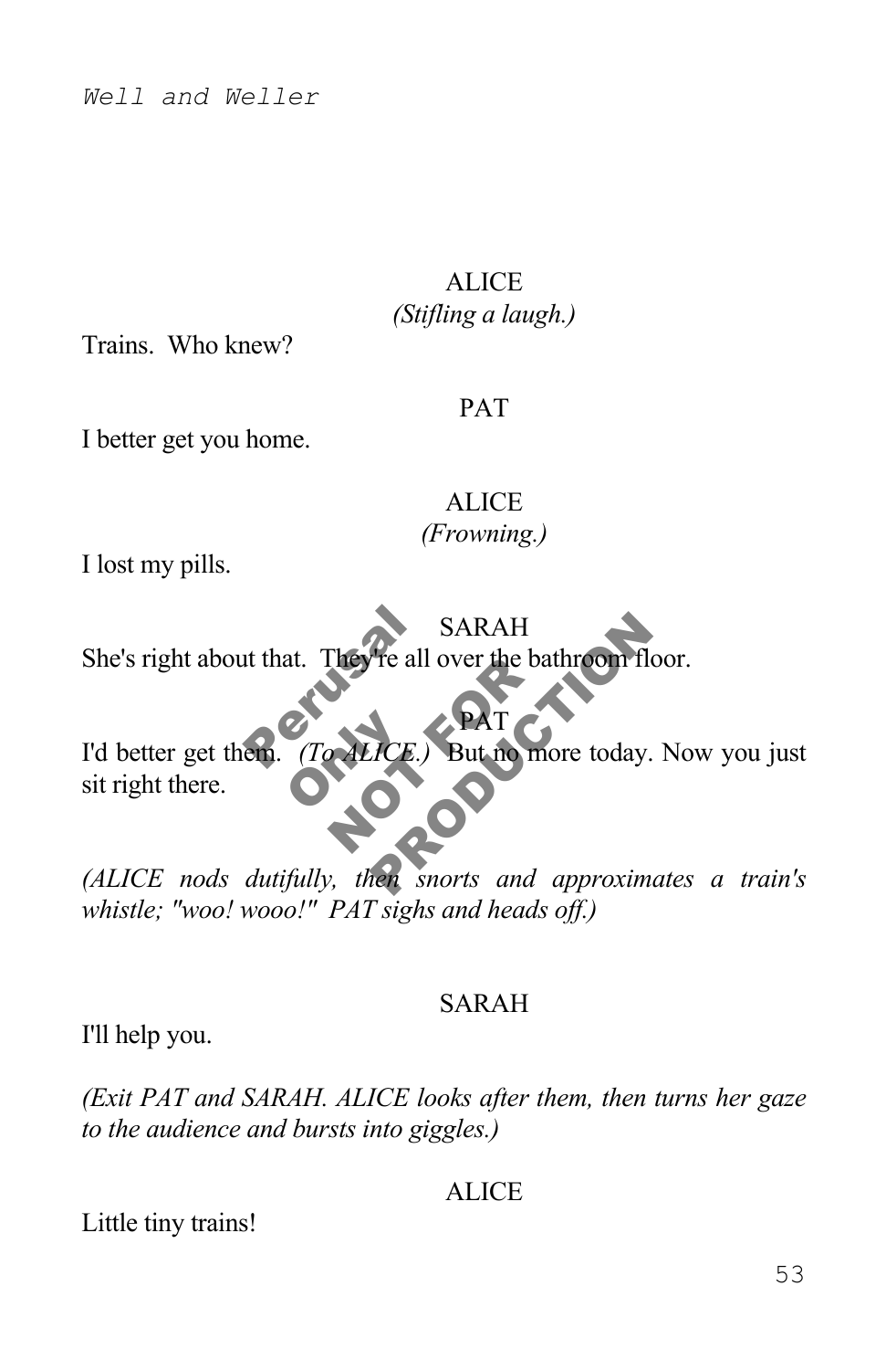ALICE
*(Stifling a laugh.)*

Trains. Who knew?

PAT

I better get you home.

ALICE
*(Frowning.)*

I lost my pills.

SARAH

She's right about that. They're all over the bathroom floor.

PAT

I'd better get them. *(To ALICE.)* But no more today. Now you just sit right there.

*(ALICE nods dutifully, then snorts and approximates a train's whistle; "woo! wooo!" PAT sighs and heads off.)*

SARAH

I'll help you.

*(Exit PAT and SARAH. ALICE looks after them, then turns her gaze to the audience and bursts into giggles.)*

ALICE

Little tiny trains!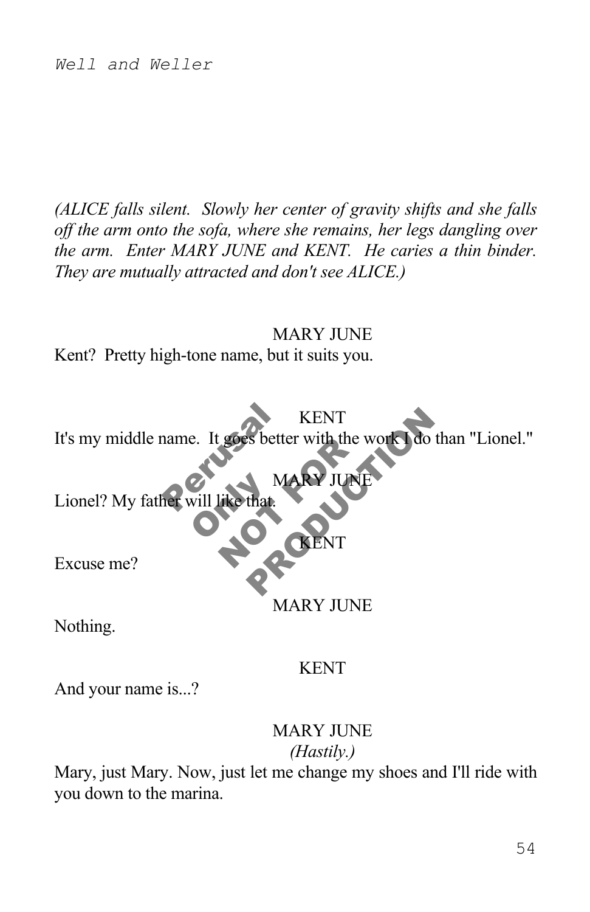*(ALICE falls silent. Slowly her center of gravity shifts and she falls off the arm onto the sofa, where she remains, her legs dangling over the arm. Enter MARY JUNE and KENT. He caries a thin binder. They are mutually attracted and don't see ALICE.)*

MARY JUNE

Kent? Pretty high-tone name, but it suits you.

KENT

It's my middle name. It goes better with the work I do than "Lionel."

MARY JUNE

Lionel? My father will like that.

KENT

Excuse me?

MARY JUNE

Nothing.

KENT

And your name is...?

MARY JUNE

*(Hastily.)*

Mary, just Mary. Now, just let me change my shoes and I'll ride with you down to the marina.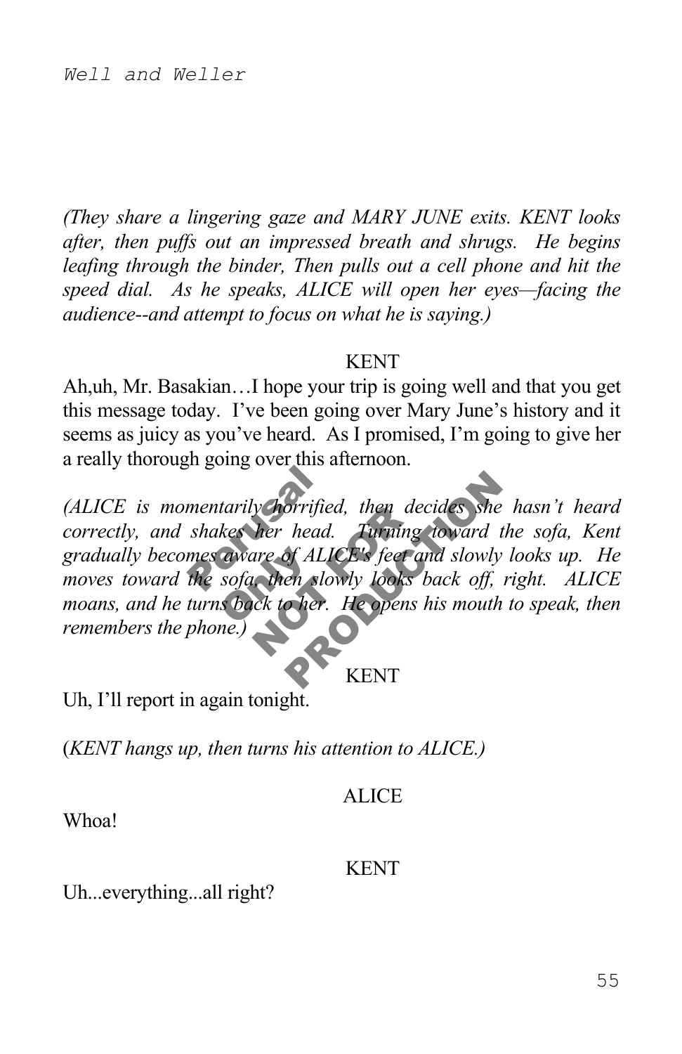*(They share a lingering gaze and MARY JUNE exits. KENT looks after, then puffs out an impressed breath and shrugs. He begins leafing through the binder, Then pulls out a cell phone and hit the speed dial. As he speaks, ALICE will open her eyes—facing the audience--and attempt to focus on what he is saying.)*

KENT

Ah,uh, Mr. Basakian…I hope your trip is going well and that you get this message today. I've been going over Mary June's history and it seems as juicy as you've heard. As I promised, I'm going to give her a really thorough going over this afternoon.

*(ALICE is momentarily horrified, then decides she hasn't heard correctly, and shakes her head. Turning toward the sofa, Kent gradually becomes aware of ALICE's feet and slowly looks up. He moves toward the sofa, then slowly looks back off, right. ALICE moans, and he turns back to her. He opens his mouth to speak, then remembers the phone.)*

KENT

Uh, I'll report in again tonight.

(*KENT hangs up, then turns his attention to ALICE.)*

ALICE

Whoa!

KENT

Uh...everything...all right?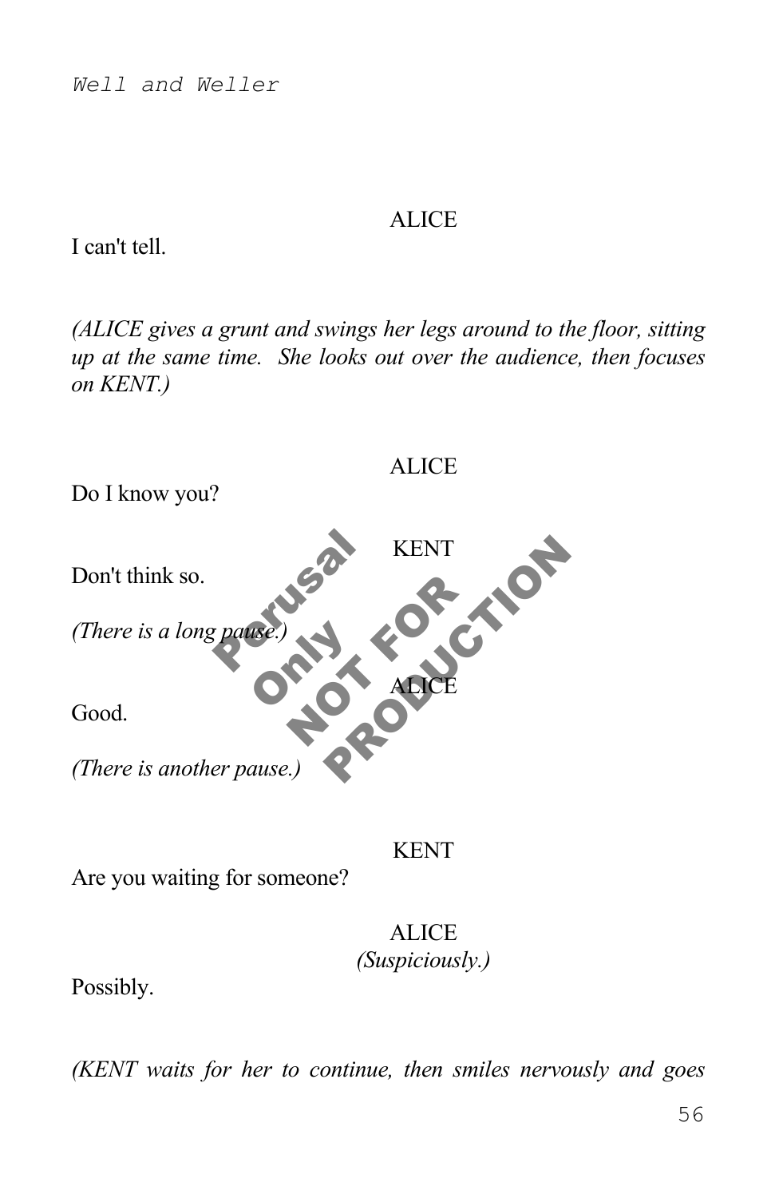ALICE

I can't tell.

*(ALICE gives a grunt and swings her legs around to the floor, sitting up at the same time. She looks out over the audience, then focuses on KENT.)*

ALICE

Do I know you?

KENT

Don't think so.

*(There is a long pause.)*

ALICE

Good.

*(There is another pause.)*

KENT

Are you waiting for someone?

ALICE
*(Suspiciously.)*

Possibly.

*(KENT waits for her to continue, then smiles nervously and goes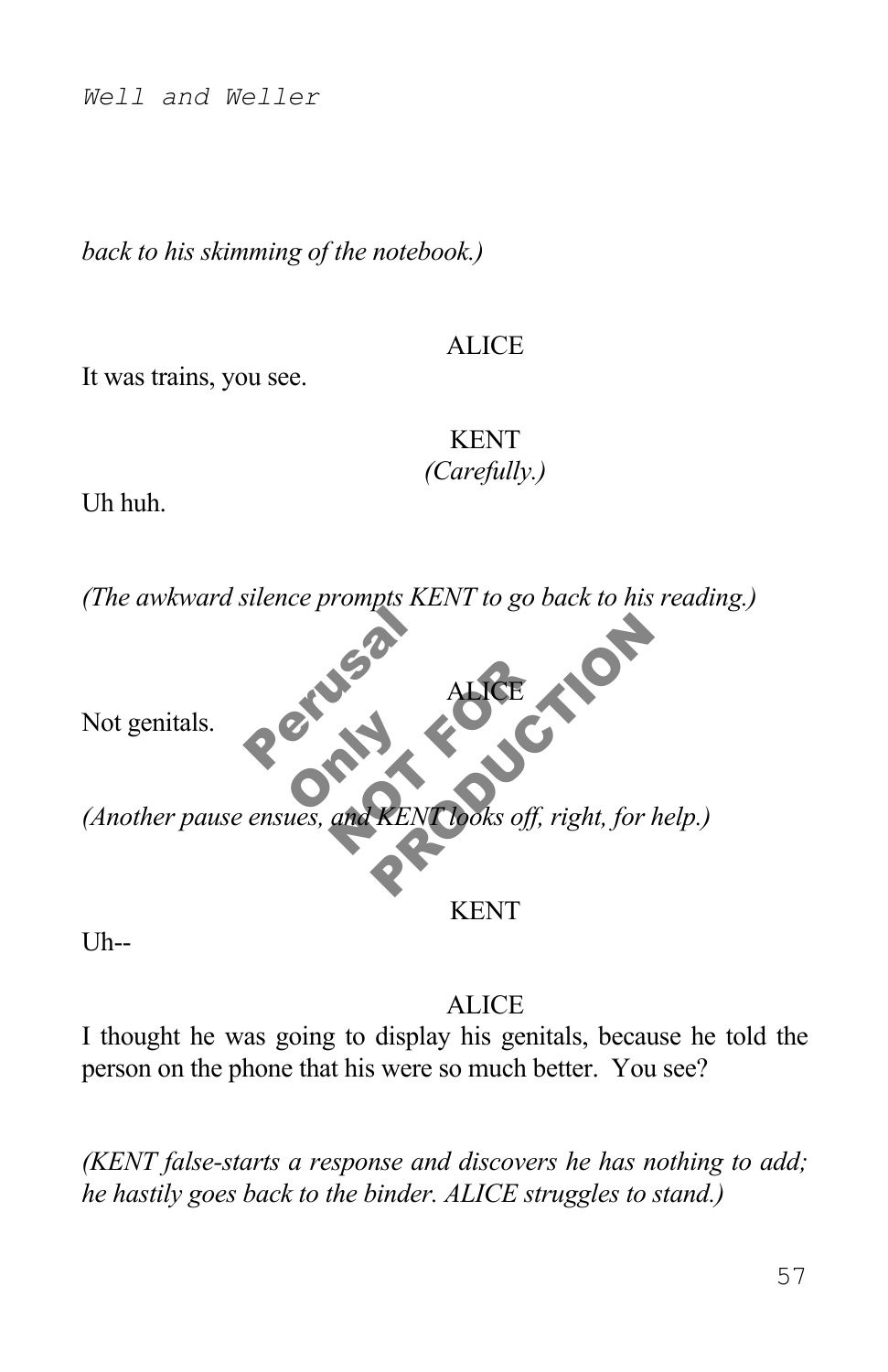*back to his skimming of the notebook.)*

ALICE

It was trains, you see.

KENT
*(Carefully.)*

Uh huh.

*(The awkward silence prompts KENT to go back to his reading.)*

ALICE

Not genitals.

*(Another pause ensues, and KENT looks off, right, for help.)*

KENT

Uh--

ALICE

I thought he was going to display his genitals, because he told the person on the phone that his were so much better. You see?

*(KENT false-starts a response and discovers he has nothing to add; he hastily goes back to the binder. ALICE struggles to stand.)*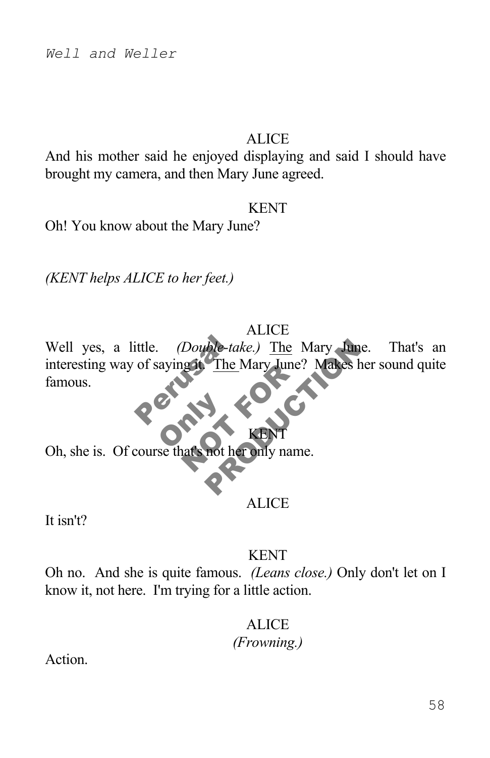ALICE

And his mother said he enjoyed displaying and said I should have brought my camera, and then Mary June agreed.

KENT

Oh! You know about the Mary June?

*(KENT helps ALICE to her feet.)*

ALICE

Well yes, a little. *(Double-take.)* <u>The</u> Mary June. That's an interesting way of saying it. <u>The</u> Mary June? Makes her sound quite famous.

KENT

Oh, she is. Of course that's not her only name.

ALICE

It isn't?

KENT

Oh no. And she is quite famous. *(Leans close.)* Only don't let on I know it, not here. I'm trying for a little action.

ALICE
*(Frowning.)*

Action.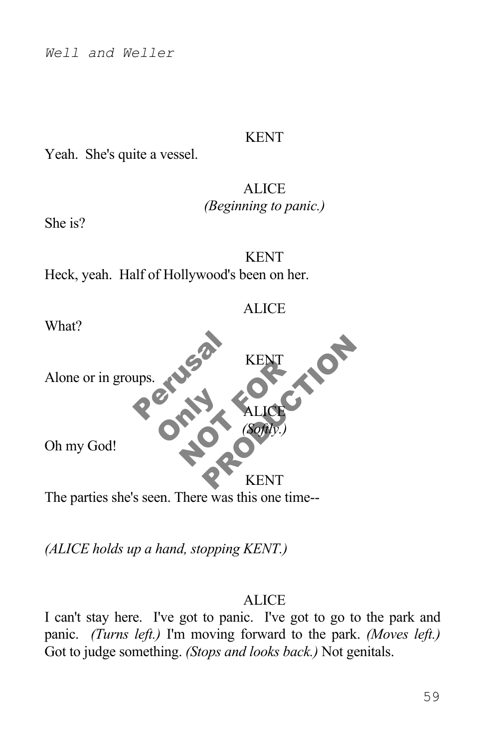KENT

Yeah. She's quite a vessel.

ALICE

*(Beginning to panic.)*

She is?

KENT

Heck, yeah. Half of Hollywood's been on her.

ALICE

What?

KENT

Alone or in groups.

ALICE

*(Softly.)*

Oh my God!

KENT

The parties she's seen. There was this one time--

*(ALICE holds up a hand, stopping KENT.)*

ALICE

I can't stay here. I've got to panic. I've got to go to the park and panic. *(Turns left.)* I'm moving forward to the park. *(Moves left.)* Got to judge something. *(Stops and looks back.)* Not genitals.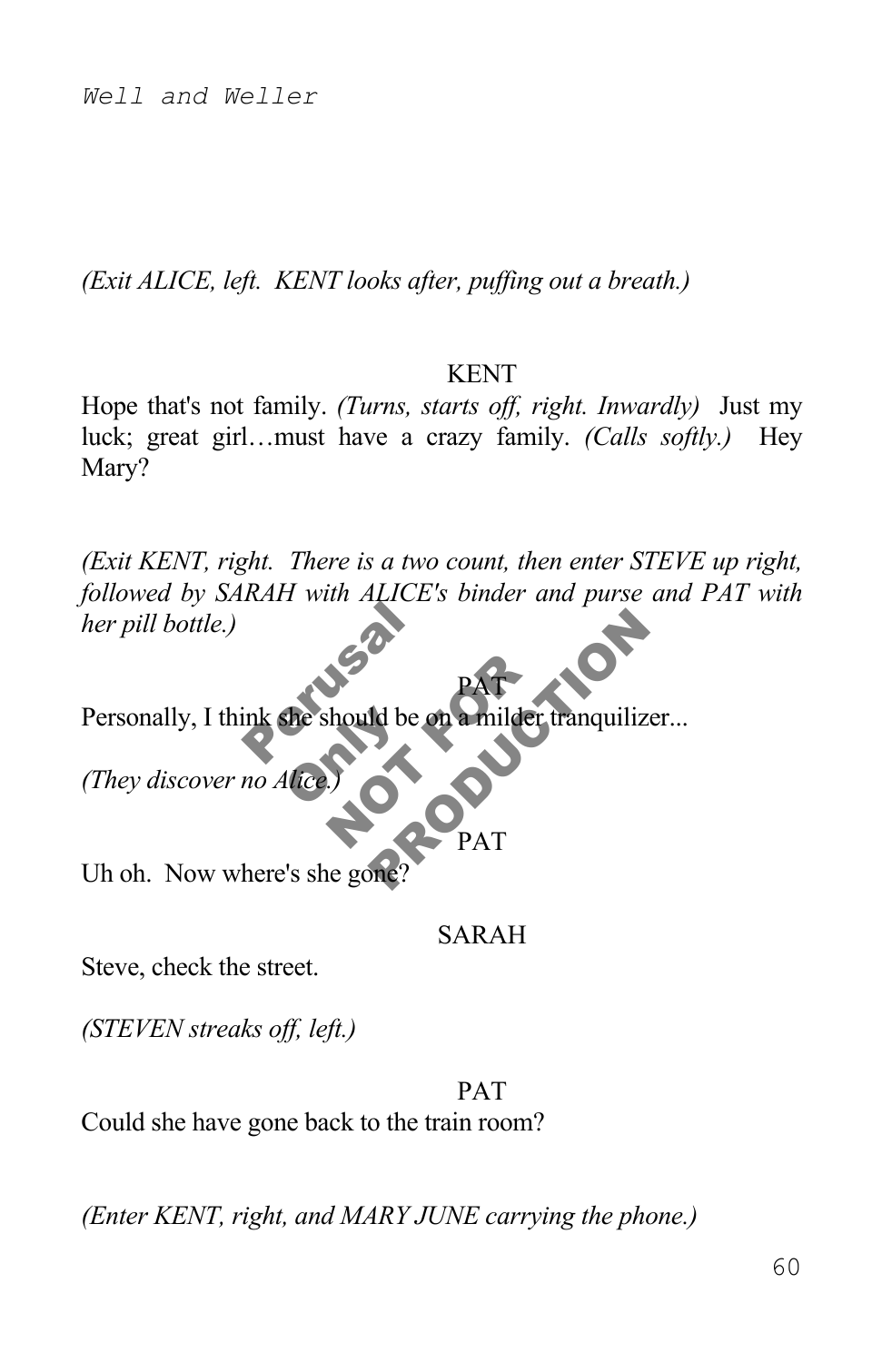*(Exit ALICE, left. KENT looks after, puffing out a breath.)*

KENT

Hope that's not family. *(Turns, starts off, right. Inwardly)* Just my luck; great girl…must have a crazy family. *(Calls softly.)* Hey Mary?

*(Exit KENT, right. There is a two count, then enter STEVE up right, followed by SARAH with ALICE's binder and purse and PAT with her pill bottle.)*

PAT

Personally, I think she should be on a milder tranquilizer...

*(They discover no Alice.)*

PAT

Uh oh. Now where's she gone?

SARAH

Steve, check the street.

*(STEVEN streaks off, left.)*

PAT

Could she have gone back to the train room?

*(Enter KENT, right, and MARY JUNE carrying the phone.)*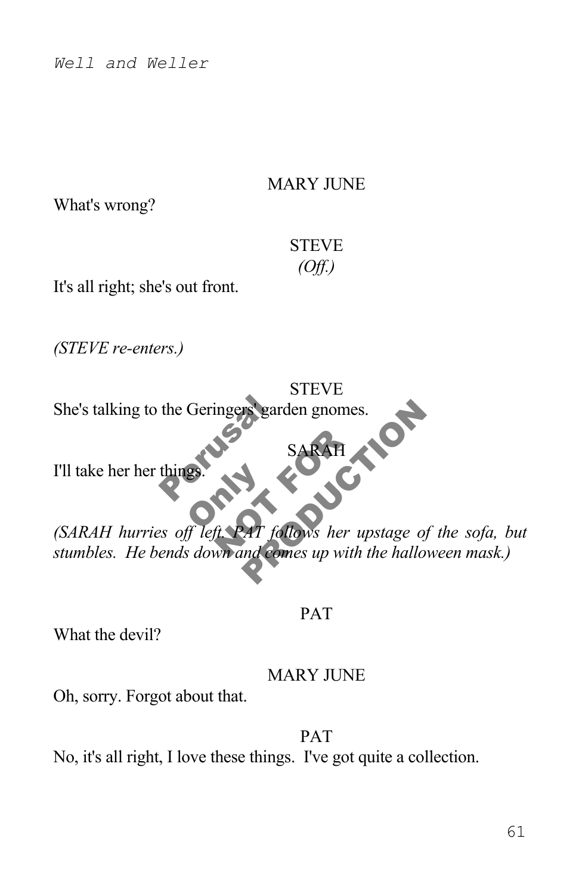MARY JUNE

What's wrong?

STEVE
*(Off.)*

It's all right; she's out front.

*(STEVE re-enters.)*

STEVE

She's talking to the Geringers' garden gnomes.

SARAH

I'll take her her things.

*(SARAH hurries off left. PAT follows her upstage of the sofa, but stumbles. He bends down and comes up with the halloween mask.)*

PAT

What the devil?

MARY JUNE

Oh, sorry. Forgot about that.

PAT

No, it's all right, I love these things. I've got quite a collection.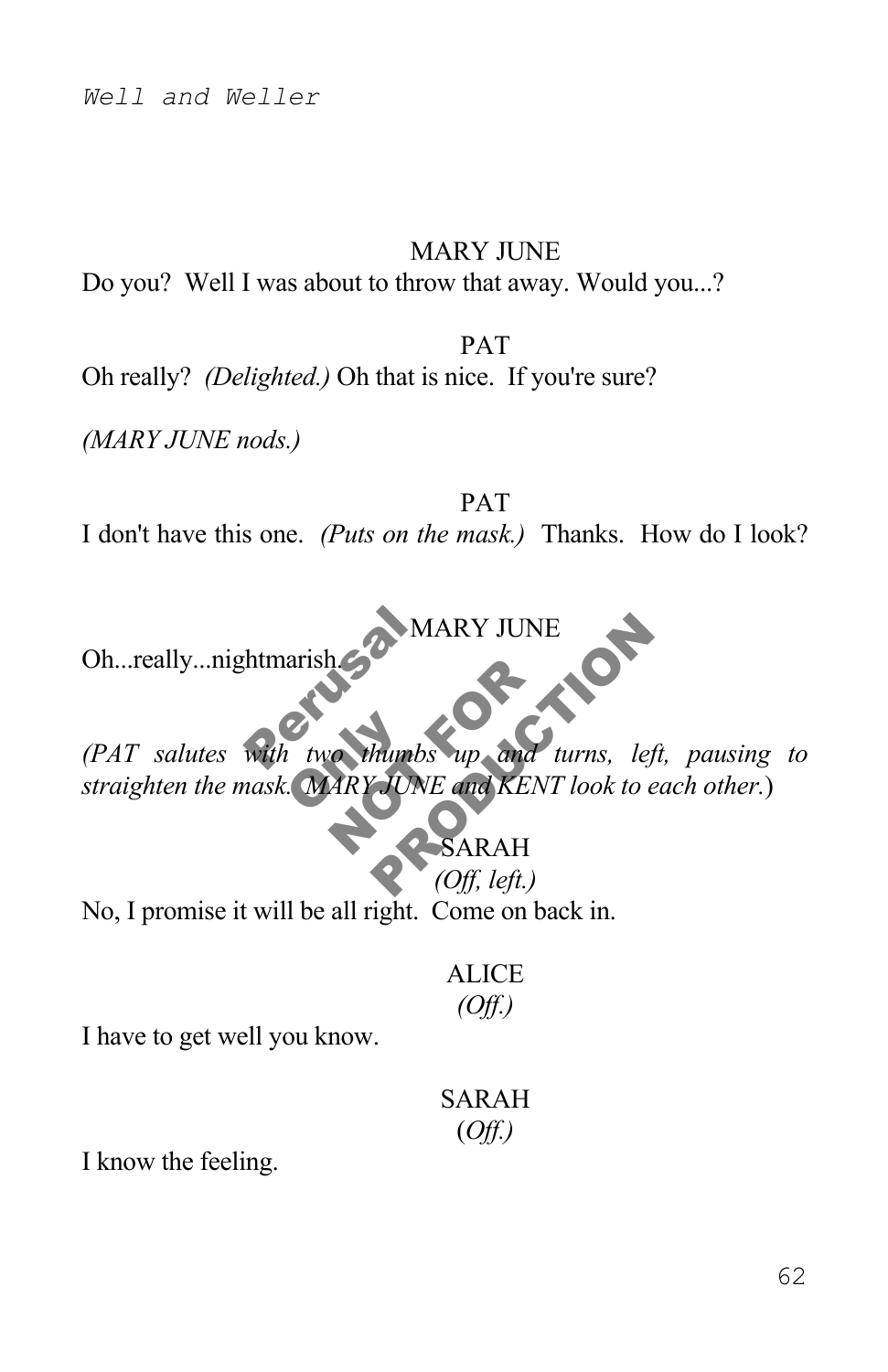MARY JUNE

Do you? Well I was about to throw that away. Would you...?

PAT

Oh really? *(Delighted.)* Oh that is nice. If you're sure?

*(MARY JUNE nods.)*

PAT

I don't have this one. *(Puts on the mask.)* Thanks. How do I look?

MARY JUNE

Oh...really...nightmarish.

*(PAT salutes with two thumbs up and turns, left, pausing to straighten the mask. MARY JUNE and KENT look to each other.)*

SARAH
*(Off, left.)*

No, I promise it will be all right. Come on back in.

ALICE
*(Off.)*

I have to get well you know.

SARAH
*(Off.)*

I know the feeling.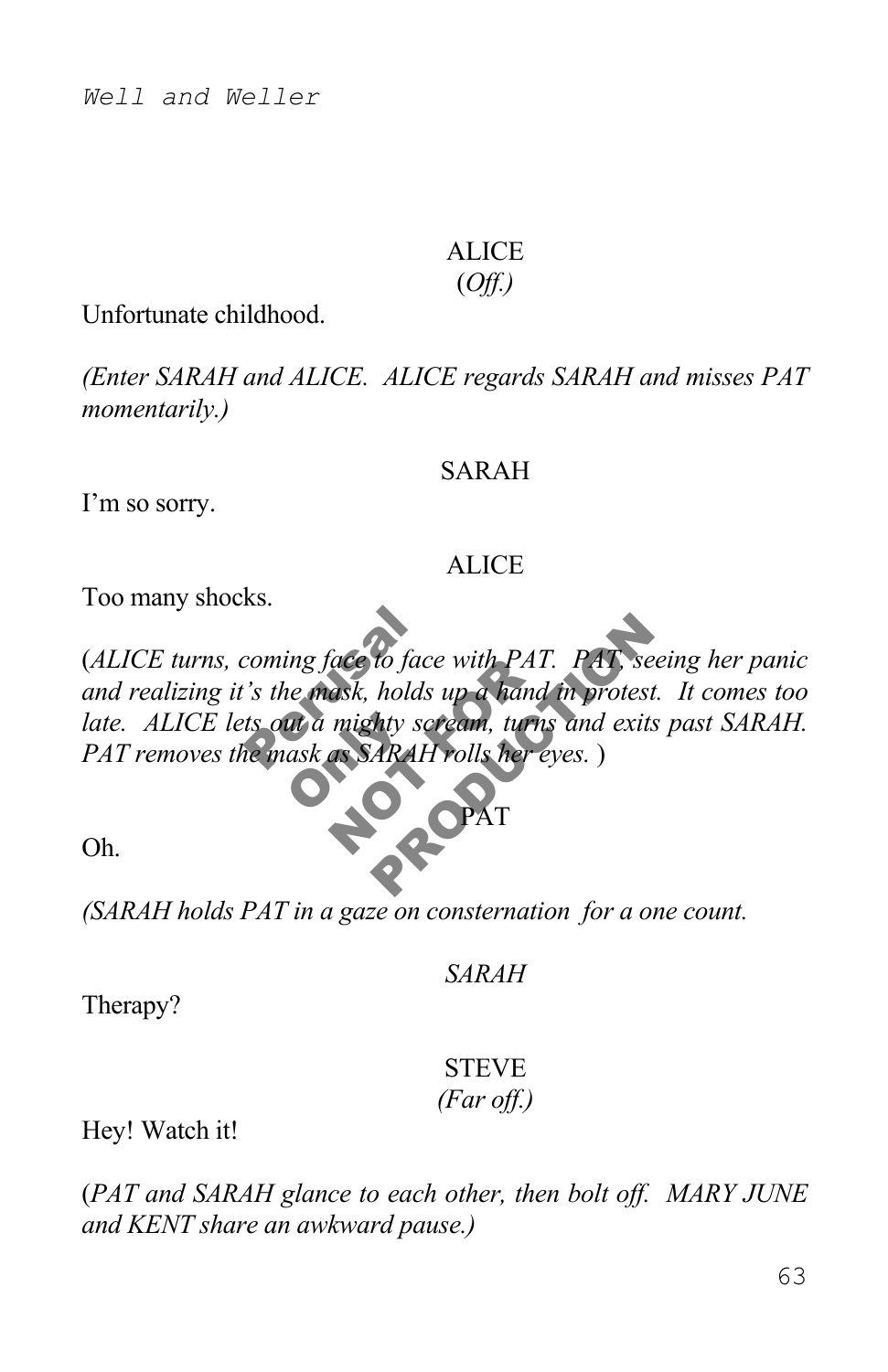ALICE
(*Off.*)

Unfortunate childhood.

*(Enter SARAH and ALICE. ALICE regards SARAH and misses PAT momentarily.)*

SARAH

I'm so sorry.

ALICE

Too many shocks.

(*ALICE turns, coming face to face with PAT. PAT, seeing her panic and realizing it's the mask, holds up a hand in protest. It comes too late. ALICE lets out a mighty scream, turns and exits past SARAH. PAT removes the mask as SARAH rolls her eyes.* )

PAT

Oh.

*(SARAH holds PAT in a gaze on consternation for a one count.*

*SARAH*

Therapy?

STEVE
*(Far off.)*

Hey! Watch it!

(*PAT and SARAH glance to each other, then bolt off. MARY JUNE and KENT share an awkward pause.)*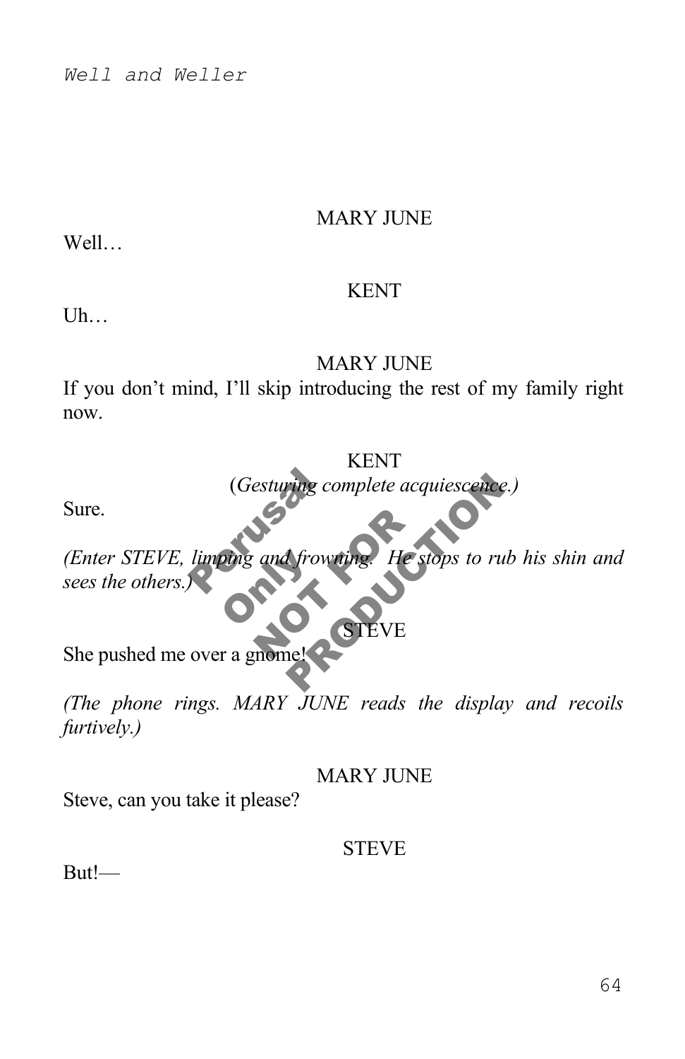MARY JUNE

Well…

KENT

Uh…

MARY JUNE

If you don't mind, I'll skip introducing the rest of my family right now.

KENT

(*Gesturing complete acquiescence.)*

Sure.

*(Enter STEVE, limping and frowning. He stops to rub his shin and sees the others.)*

STEVE

She pushed me over a gnome!

*(The phone rings. MARY JUNE reads the display and recoils furtively.)*

MARY JUNE

Steve, can you take it please?

STEVE

But!—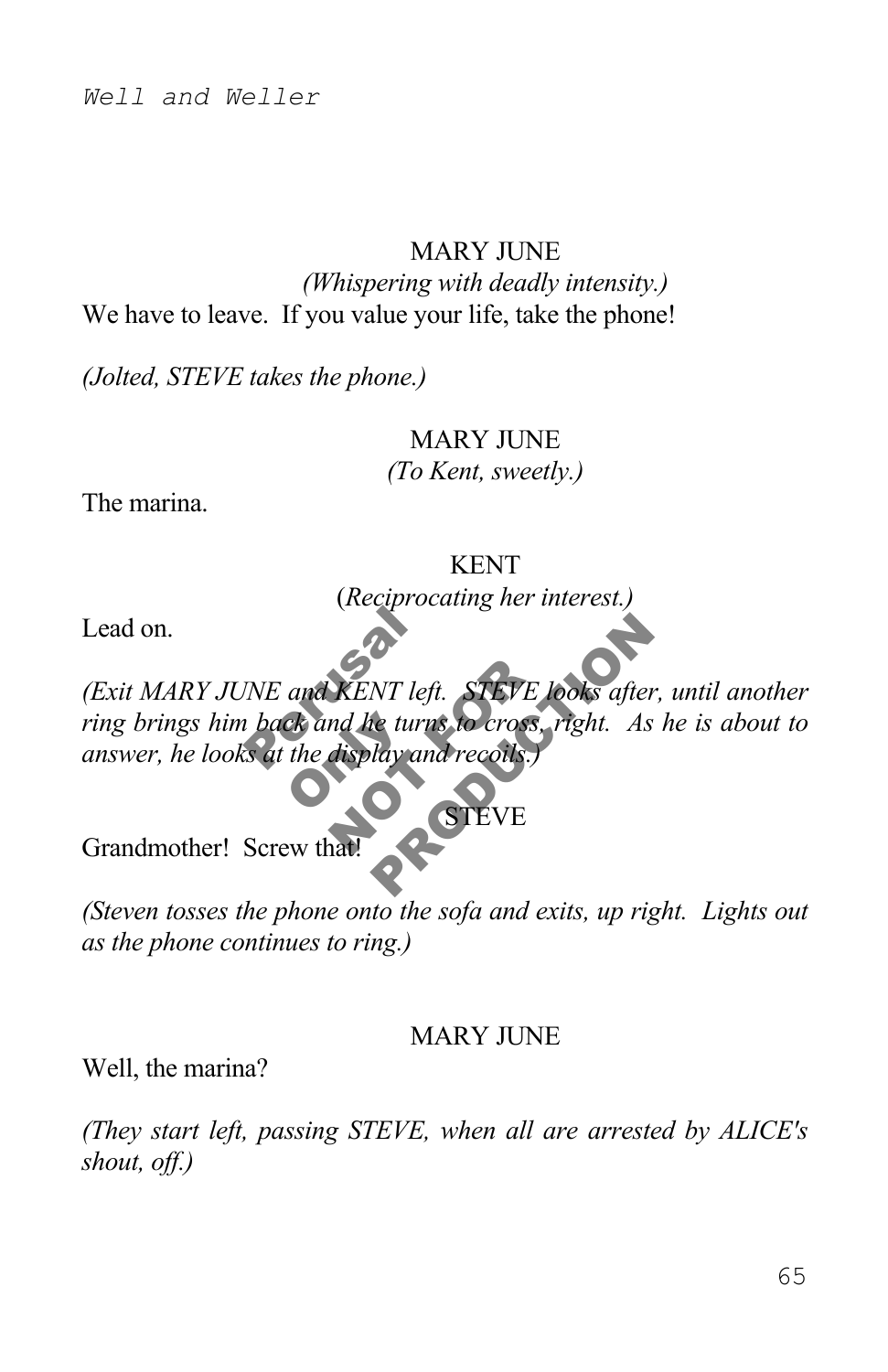MARY JUNE

*(Whispering with deadly intensity.)*

We have to leave. If you value your life, take the phone!

*(Jolted, STEVE takes the phone.)*

MARY JUNE

*(To Kent, sweetly.)*

The marina.

KENT

(*Reciprocating her interest.)*

Lead on.

*(Exit MARY JUNE and KENT left. STEVE looks after, until another ring brings him back and he turns to cross, right. As he is about to answer, he looks at the display and recoils.)*

STEVE

Grandmother! Screw that!

*(Steven tosses the phone onto the sofa and exits, up right. Lights out as the phone continues to ring.)*

MARY JUNE

Well, the marina?

*(They start left, passing STEVE, when all are arrested by ALICE's shout, off.)*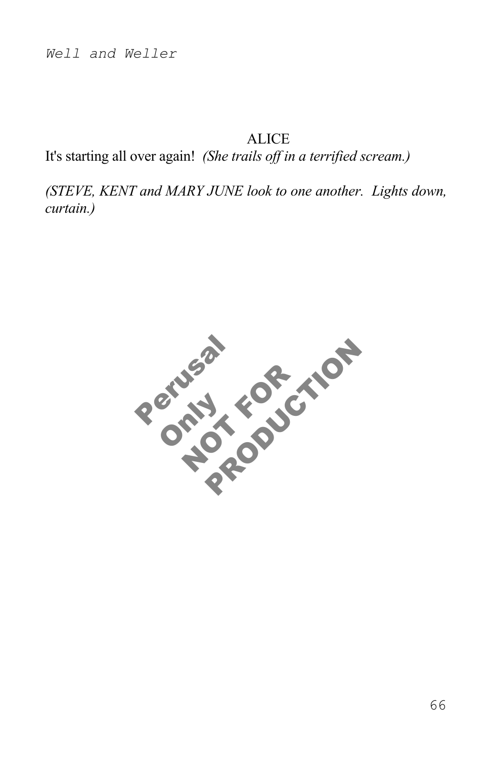ALICE

It's starting all over again! *(She trails off in a terrified scream.)*

*(STEVE, KENT and MARY JUNE look to one another. Lights down, curtain.)*